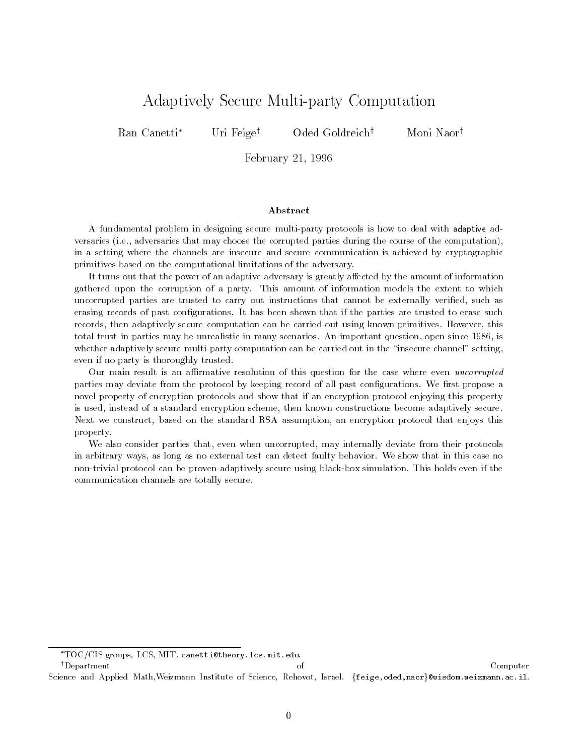# Adaptively Secure Multi-party Computation

Ran Canetti* Uri Feige† Oded Goldreich† Moni Naor†

February 21, 1996

## Abstract

A fundamental problem in designing secure multi-party protocols is how to deal with adaptive adversaries (i.e., adversaries that may choose the corrupted parties during the course of the computation), in a setting where the channels are insecure and secure communication is achieved by cryptographic primitives based on the computational limitations of the adversary.

It turns out that the power of an adaptive adversary is greatly affected by the amount of information gathered upon the corruption of a party. This amount of information models the extent to which uncorrupted parties are trusted to carry out instructions that cannot be externally verified, such as erasing records of past configurations. It has been shown that if the parties are trusted to erase such records, then adaptively secure computation can be carried out using known primitives. However, this total trust in parties may be unrealistic in many scenarios. An important question, open since 1986, is whether adaptively secure multi-party computation can be carried out in the "insecure channel" setting, even if no party is thoroughly trusted.

Our main result is an affirmative resolution of this question for the case where even *uncorrupted* parties may deviate from the protocol by keeping record of all past configurations. We first propose a novel property of encryption protocols and show that if an encryption protocol enjoying this property is used, instead of a standard encryption scheme, then known constructions become adaptively secure. Next we construct, based on the standard RSA assumption, an encryption protocol that enjoys this property.

We also consider parties that, even when uncorrupted, may internally deviate from their protocols in arbitrary ways, as long as no external test can detect faulty behavior. We show that in this case no non-trivial protocol can be proven adaptively secure using black-box simulation. This holds even if the communication channels are totally secure.

---

*TOC/CIS groups, LCS, MIT. canetti@theory.lcs.mit.edu.

†Department of Computer Science and Applied Math, Weizmann Institute of Science, Rehovot, Israel. {feige,oded,naor}@wisdom.weizmann.ac.il.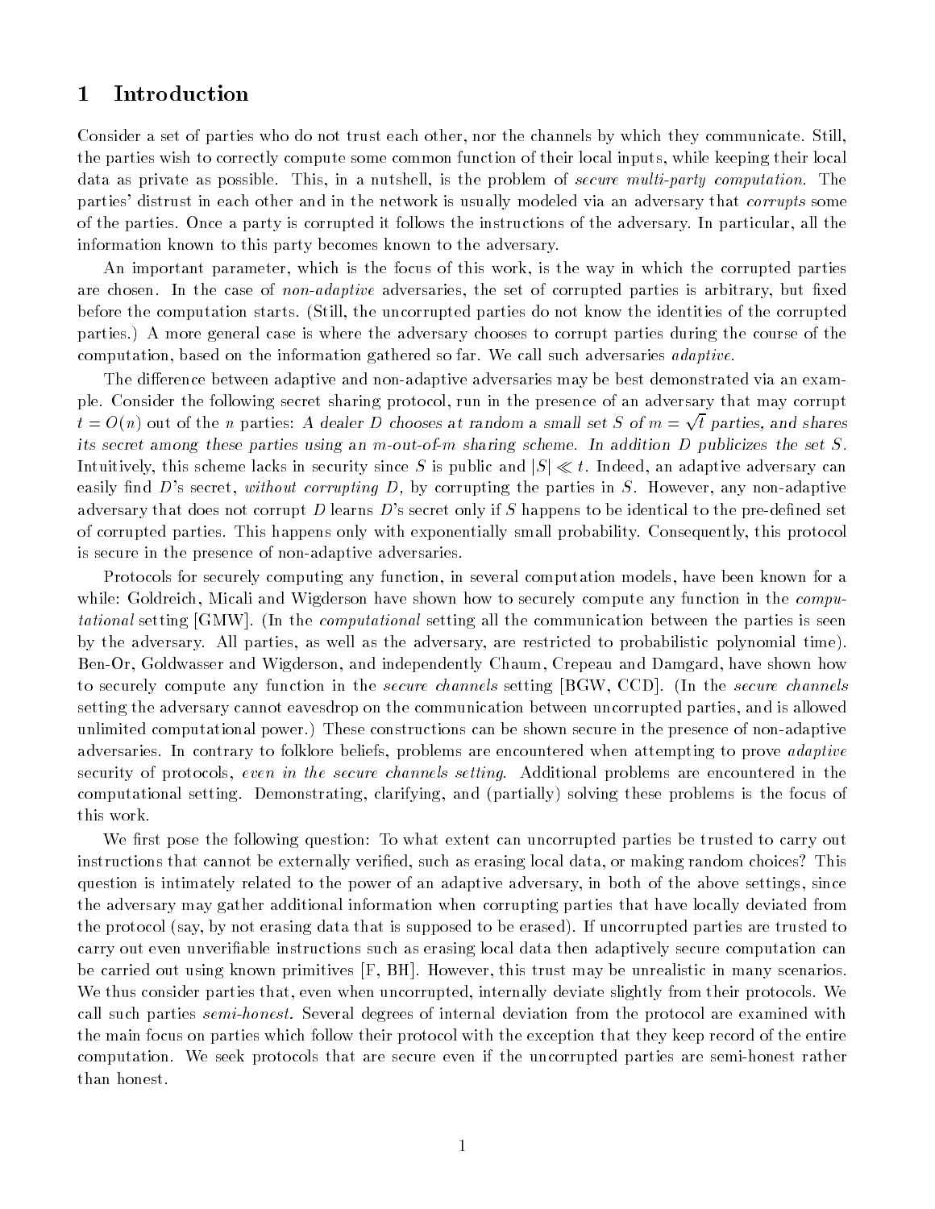# 1 Introduction

Consider a set of parties who do not trust each other, nor the channels by which they communicate. Still, the parties wish to correctly compute some common function of their local inputs, while keeping their local data as private as possible. This, in a nutshell, is the problem of *secure multi-party computation*. The parties' distrust in each other and in the network is usually modeled via an adversary that *corrupts* some of the parties. Once a party is corrupted it follows the instructions of the adversary. In particular, all the information known to this party becomes known to the adversary.

An important parameter, which is the focus of this work, is the way in which the corrupted parties are chosen. In the case of *non-adaptive* adversaries, the set of corrupted parties is arbitrary, but fixed before the computation starts. (Still, the uncorrupted parties do not know the identities of the corrupted parties.) A more general case is where the adversary chooses to corrupt parties during the course of the computation, based on the information gathered so far. We call such adversaries *adaptive*.

The difference between adaptive and non-adaptive adversaries may be best demonstrated via an example. Consider the following secret sharing protocol, run in the presence of an adversary that may corrupt $t = O(n)$ out of the $n$ parties: *A dealer $D$ chooses at random a small set $S$ of $m = \sqrt{t}$ parties, and shares its secret among these parties using an $m$-out-of-$m$ sharing scheme. In addition $D$ publicizes the set $S$.* Intuitively, this scheme lacks in security since $S$ is public and $|S| \ll t$. Indeed, an adaptive adversary can easily find $D$'s secret, *without corrupting $D$,* by corrupting the parties in $S$. However, any non-adaptive adversary that does not corrupt $D$ learns $D$'s secret only if $S$ happens to be identical to the pre-defined set of corrupted parties. This happens only with exponentially small probability. Consequently, this protocol is secure in the presence of non-adaptive adversaries.

Protocols for securely computing any function, in several computation models, have been known for a while: Goldreich, Micali and Wigderson have shown how to securely compute any function in the *computational* setting [GMW]. (In the *computational* setting all the communication between the parties is seen by the adversary. All parties, as well as the adversary, are restricted to probabilistic polynomial time). Ben-Or, Goldwasser and Wigderson, and independently Chaum, Crepeau and Damgard, have shown how to securely compute any function in the *secure channels* setting [BGW, CCD]. (In the *secure channels* setting the adversary cannot eavesdrop on the communication between uncorrupted parties, and is allowed unlimited computational power.) These constructions can be shown secure in the presence of non-adaptive adversaries. In contrary to folklore beliefs, problems are encountered when attempting to prove *adaptive* security of protocols, *even in the secure channels setting*. Additional problems are encountered in the computational setting. Demonstrating, clarifying, and (partially) solving these problems is the focus of this work.

We first pose the following question: To what extent can uncorrupted parties be trusted to carry out instructions that cannot be externally verified, such as erasing local data, or making random choices? This question is intimately related to the power of an adaptive adversary, in both of the above settings, since the adversary may gather additional information when corrupting parties that have locally deviated from the protocol (say, by not erasing data that is supposed to be erased). If uncorrupted parties are trusted to carry out even unverifiable instructions such as erasing local data then adaptively secure computation can be carried out using known primitives [F, BH]. However, this trust may be unrealistic in many scenarios. We thus consider parties that, even when uncorrupted, internally deviate slightly from their protocols. We call such parties *semi-honest*. Several degrees of internal deviation from the protocol are examined with the main focus on parties which follow their protocol with the exception that they keep record of the entire computation. We seek protocols that are secure even if the uncorrupted parties are semi-honest rather than honest.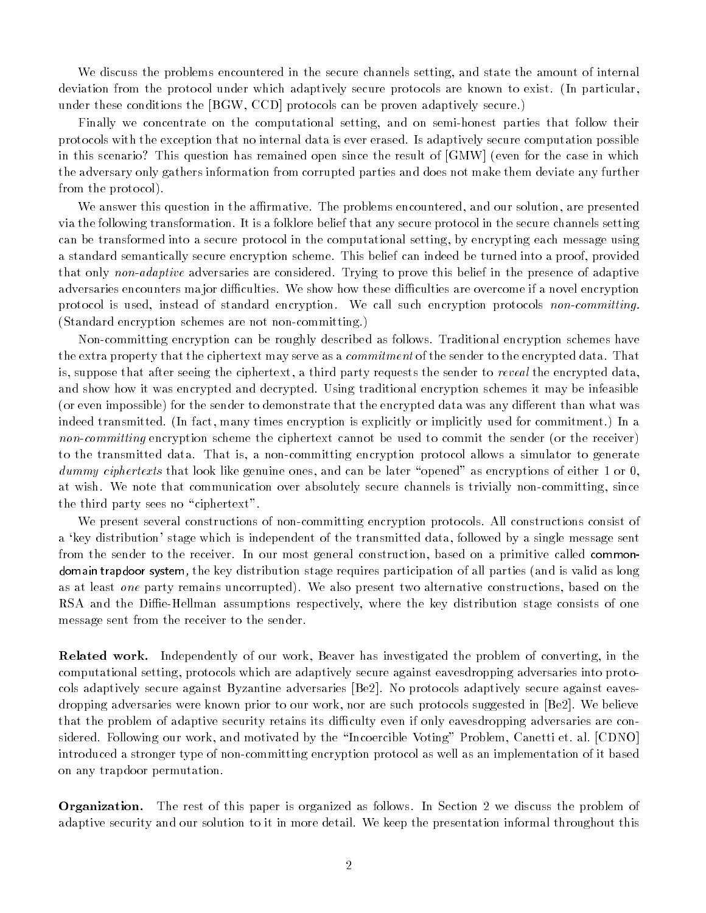We discuss the problems encountered in the secure channels setting, and state the amount of internal deviation from the protocol under which adaptively secure protocols are known to exist. (In particular, under these conditions the [BGW, CCD] protocols can be proven adaptively secure.)

Finally we concentrate on the computational setting, and on semi-honest parties that follow their protocols with the exception that no internal data is ever erased. Is adaptively secure computation possible in this scenario? This question has remained open since the result of [GMW] (even for the case in which the adversary only gathers information from corrupted parties and does not make them deviate any further from the protocol).

We answer this question in the affirmative. The problems encountered, and our solution, are presented via the following transformation. It is a folklore belief that any secure protocol in the secure channels setting can be transformed into a secure protocol in the computational setting, by encrypting each message using a standard semantically secure encryption scheme. This belief can indeed be turned into a proof, provided that only *non-adaptive* adversaries are considered. Trying to prove this belief in the presence of adaptive adversaries encounters major difficulties. We show how these difficulties are overcome if a novel encryption protocol is used, instead of standard encryption. We call such encryption protocols *non-committing*. (Standard encryption schemes are not non-committing.)

Non-committing encryption can be roughly described as follows. Traditional encryption schemes have the extra property that the ciphertext may serve as a *commitment* of the sender to the encrypted data. That is, suppose that after seeing the ciphertext, a third party requests the sender to *reveal* the encrypted data, and show how it was encrypted and decrypted. Using traditional encryption schemes it may be infeasible (or even impossible) for the sender to demonstrate that the encrypted data was any different than what was indeed transmitted. (In fact, many times encryption is explicitly or implicitly used for commitment.) In a *non-committing* encryption scheme the ciphertext cannot be used to commit the sender (or the receiver) to the transmitted data. That is, a non-committing encryption protocol allows a simulator to generate *dummy ciphertexts* that look like genuine ones, and can be later "opened" as encryptions of either 1 or 0, at wish. We note that communication over absolutely secure channels is trivially non-committing, since the third party sees no "ciphertext".

We present several constructions of non-committing encryption protocols. All constructions consist of a 'key distribution' stage which is independent of the transmitted data, followed by a single message sent from the sender to the receiver. In our most general construction, based on a primitive called common-domain trapdoor system, the key distribution stage requires participation of all parties (and is valid as long as at least *one* party remains uncorrupted). We also present two alternative constructions, based on the RSA and the Diffie-Hellman assumptions respectively, where the key distribution stage consists of one message sent from the receiver to the sender.

**Related work.** Independently of our work, Beaver has investigated the problem of converting, in the computational setting, protocols which are adaptively secure against eavesdropping adversaries into protocols adaptively secure against Byzantine adversaries [Be2]. No protocols adaptively secure against eavesdropping adversaries were known prior to our work, nor are such protocols suggested in [Be2]. We believe that the problem of adaptive security retains its difficulty even if only eavesdropping adversaries are considered. Following our work, and motivated by the "Incoercible Voting" Problem, Canetti et. al. [CDNO] introduced a stronger type of non-committing encryption protocol as well as an implementation of it based on any trapdoor permutation.

**Organization.** The rest of this paper is organized as follows. In Section 2 we discuss the problem of adaptive security and our solution to it in more detail. We keep the presentation informal throughout this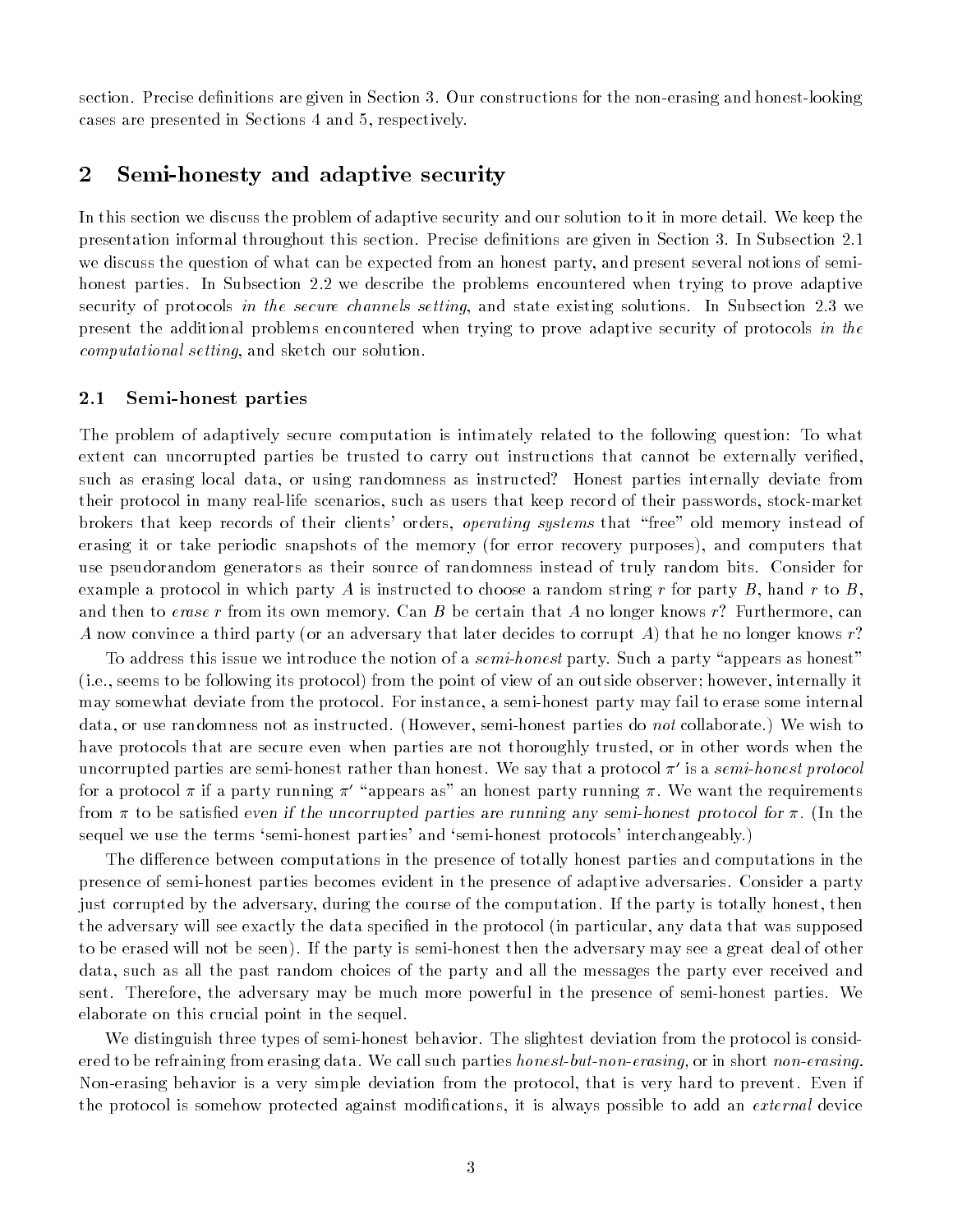section. Precise definitions are given in Section 3. Our constructions for the non-erasing and honest-looking cases are presented in Sections 4 and 5, respectively.

## 2 Semi-honesty and adaptive security

In this section we discuss the problem of adaptive security and our solution to it in more detail. We keep the presentation informal throughout this section. Precise definitions are given in Section 3. In Subsection 2.1 we discuss the question of what can be expected from an honest party, and present several notions of semi-honest parties. In Subsection 2.2 we describe the problems encountered when trying to prove adaptive security of protocols *in the secure channels setting*, and state existing solutions. In Subsection 2.3 we present the additional problems encountered when trying to prove adaptive security of protocols *in the computational setting*, and sketch our solution.

### 2.1 Semi-honest parties

The problem of adaptively secure computation is intimately related to the following question: To what extent can uncorrupted parties be trusted to carry out instructions that cannot be externally verified, such as erasing local data, or using randomness as instructed? Honest parties internally deviate from their protocol in many real-life scenarios, such as users that keep record of their passwords, stock-market brokers that keep records of their clients' orders, *operating systems* that "free" old memory instead of erasing it or take periodic snapshots of the memory (for error recovery purposes), and computers that use pseudorandom generators as their source of randomness instead of truly random bits. Consider for example a protocol in which party $A$ is instructed to choose a random string $r$ for party $B$, hand $r$ to $B$, and then to *erase* $r$ from its own memory. Can $B$ be certain that $A$ no longer knows $r$? Furthermore, can $A$ now convince a third party (or an adversary that later decides to corrupt $A$) that he no longer knows $r$?

To address this issue we introduce the notion of a *semi-honest* party. Such a party "appears as honest" (i.e., seems to be following its protocol) from the point of view of an outside observer; however, internally it may somewhat deviate from the protocol. For instance, a semi-honest party may fail to erase some internal data, or use randomness not as instructed. (However, semi-honest parties do *not* collaborate.) We wish to have protocols that are secure even when parties are not thoroughly trusted, or in other words when the uncorrupted parties are semi-honest rather than honest. We say that a protocol $\pi'$ is a *semi-honest protocol* for a protocol $\pi$ if a party running $\pi'$ "appears as" an honest party running $\pi$. We want the requirements from $\pi$ to be satisfied *even if the uncorrupted parties are running any semi-honest protocol for* $\pi$. (In the sequel we use the terms 'semi-honest parties' and 'semi-honest protocols' interchangeably.)

The difference between computations in the presence of totally honest parties and computations in the presence of semi-honest parties becomes evident in the presence of adaptive adversaries. Consider a party just corrupted by the adversary, during the course of the computation. If the party is totally honest, then the adversary will see exactly the data specified in the protocol (in particular, any data that was supposed to be erased will not be seen). If the party is semi-honest then the adversary may see a great deal of other data, such as all the past random choices of the party and all the messages the party ever received and sent. Therefore, the adversary may be much more powerful in the presence of semi-honest parties. We elaborate on this crucial point in the sequel.

We distinguish three types of semi-honest behavior. The slightest deviation from the protocol is considered to be refraining from erasing data. We call such parties *honest-but-non-erasing*, or in short *non-erasing*. Non-erasing behavior is a very simple deviation from the protocol, that is very hard to prevent. Even if the protocol is somehow protected against modifications, it is always possible to add an *external* device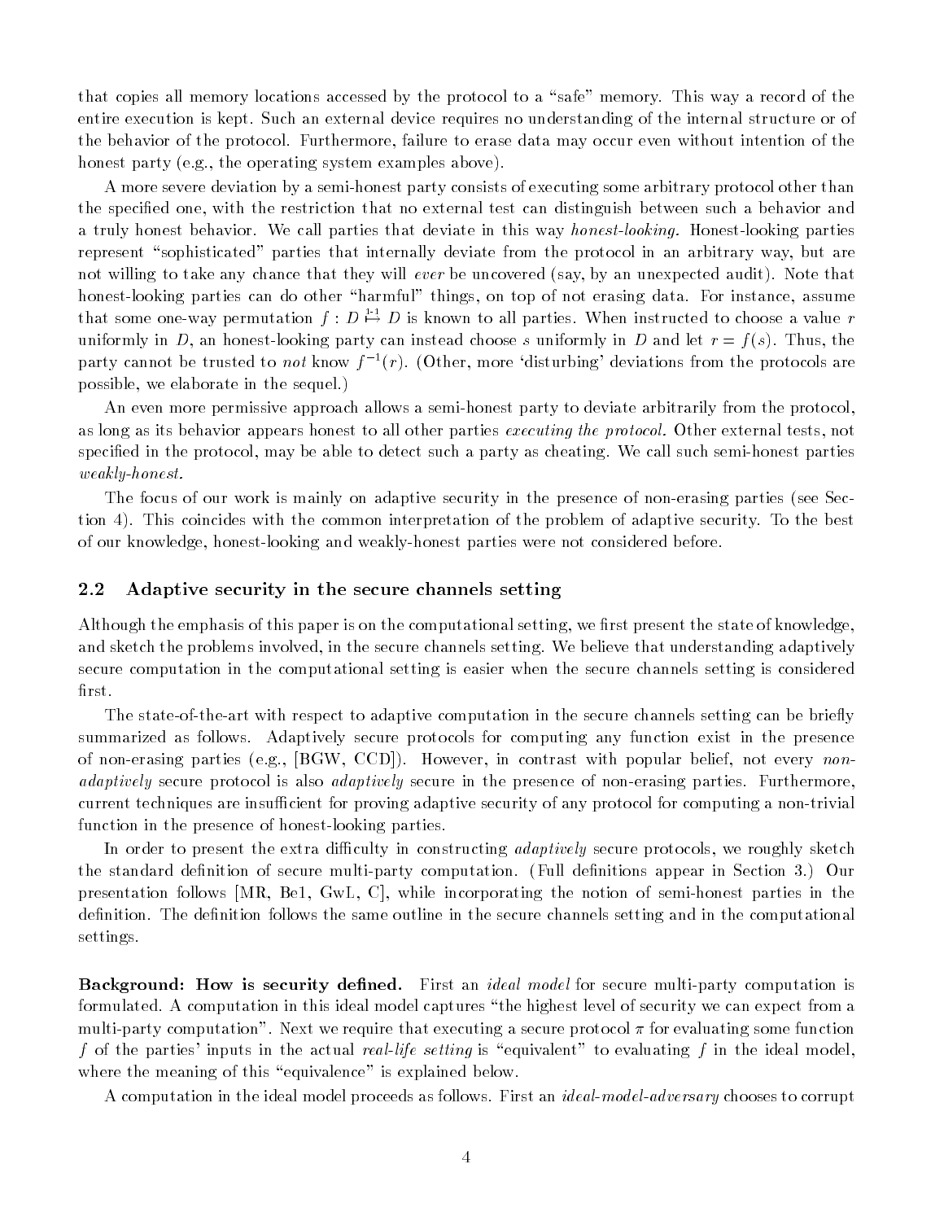that copies all memory locations accessed by the protocol to a "safe" memory. This way a record of the entire execution is kept. Such an external device requires no understanding of the internal structure or of the behavior of the protocol. Furthermore, failure to erase data may occur even without intention of the honest party (e.g., the operating system examples above).

A more severe deviation by a semi-honest party consists of executing some arbitrary protocol other than the specified one, with the restriction that no external test can distinguish between such a behavior and a truly honest behavior. We call parties that deviate in this way *honest-looking.* Honest-looking parties represent "sophisticated" parties that internally deviate from the protocol in an arbitrary way, but are not willing to take any chance that they will *ever* be uncovered (say, by an unexpected audit). Note that honest-looking parties can do other "harmful" things, on top of not erasing data. For instance, assume that some one-way permutation $f : D \overset{1\text{-}1}{\mapsto} D$ is known to all parties. When instructed to choose a value $r$ uniformly in $D$, an honest-looking party can instead choose $s$ uniformly in $D$ and let $r = f(s)$. Thus, the party cannot be trusted to *not* know $f^{-1}(r)$. (Other, more 'disturbing' deviations from the protocols are possible, we elaborate in the sequel.)

An even more permissive approach allows a semi-honest party to deviate arbitrarily from the protocol, as long as its behavior appears honest to all other parties *executing the protocol.* Other external tests, not specified in the protocol, may be able to detect such a party as cheating. We call such semi-honest parties *weakly-honest.*

The focus of our work is mainly on adaptive security in the presence of non-erasing parties (see Section 4). This coincides with the common interpretation of the problem of adaptive security. To the best of our knowledge, honest-looking and weakly-honest parties were not considered before.

## 2.2 Adaptive security in the secure channels setting

Although the emphasis of this paper is on the computational setting, we first present the state of knowledge, and sketch the problems involved, in the secure channels setting. We believe that understanding adaptively secure computation in the computational setting is easier when the secure channels setting is considered first.

The state-of-the-art with respect to adaptive computation in the secure channels setting can be briefly summarized as follows. Adaptively secure protocols for computing any function exist in the presence of non-erasing parties (e.g., [BGW, CCD]). However, in contrast with popular belief, not every *non-adaptively* secure protocol is also *adaptively* secure in the presence of non-erasing parties. Furthermore, current techniques are insufficient for proving adaptive security of any protocol for computing a non-trivial function in the presence of honest-looking parties.

In order to present the extra difficulty in constructing *adaptively* secure protocols, we roughly sketch the standard definition of secure multi-party computation. (Full definitions appear in Section 3.) Our presentation follows [MR, Be1, GwL, C], while incorporating the notion of semi-honest parties in the definition. The definition follows the same outline in the secure channels setting and in the computational settings.

**Background: How is security defined.** First an *ideal model* for secure multi-party computation is formulated. A computation in this ideal model captures "the highest level of security we can expect from a multi-party computation". Next we require that executing a secure protocol $\pi$ for evaluating some function $f$ of the parties' inputs in the actual *real-life setting* is "equivalent" to evaluating $f$ in the ideal model, where the meaning of this "equivalence" is explained below.

A computation in the ideal model proceeds as follows. First an *ideal-model-adversary* chooses to corrupt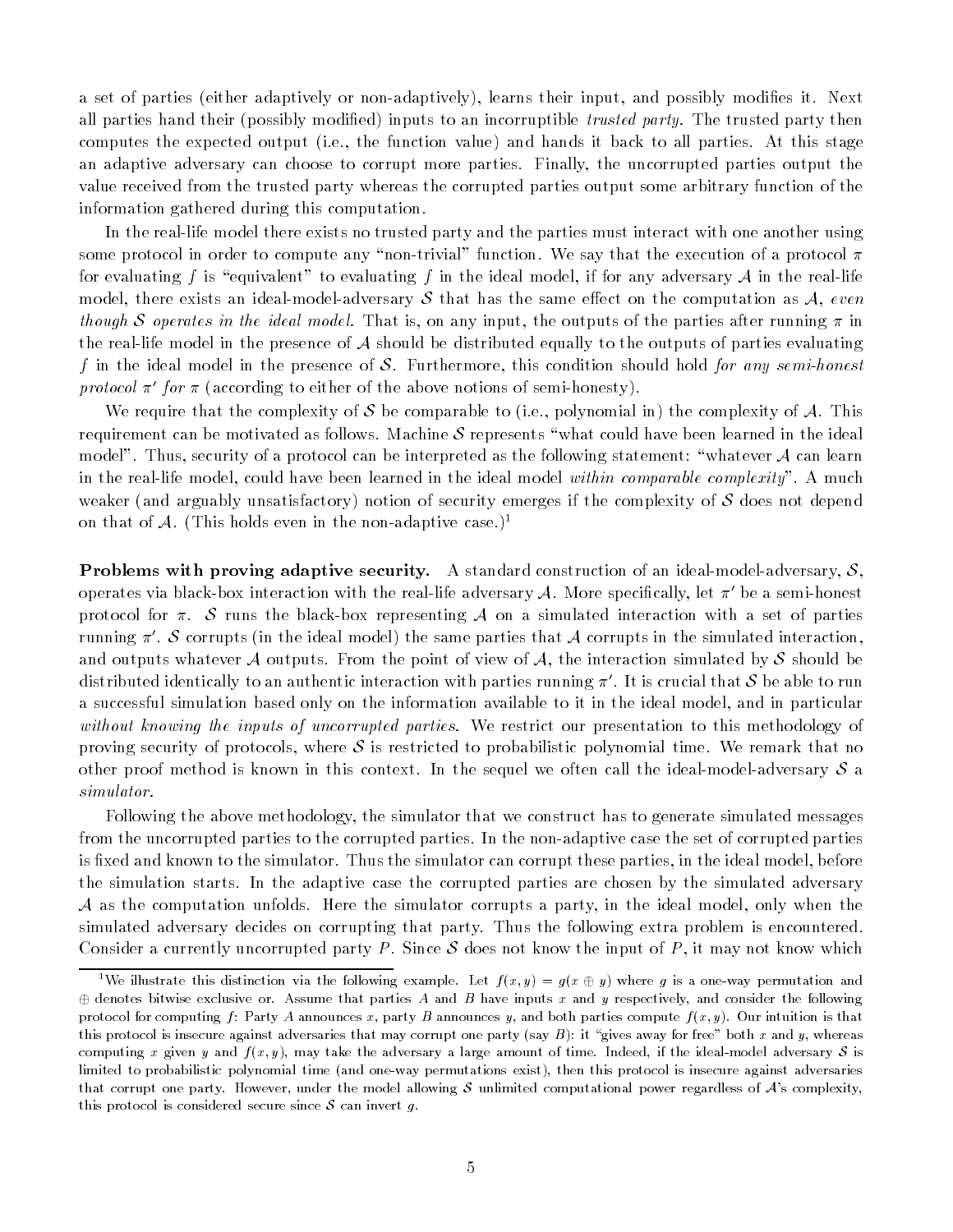a set of parties (either adaptively or non-adaptively), learns their input, and possibly modifies it. Next all parties hand their (possibly modified) inputs to an incorruptible *trusted party.* The trusted party then computes the expected output (i.e., the function value) and hands it back to all parties. At this stage an adaptive adversary can choose to corrupt more parties. Finally, the uncorrupted parties output the value received from the trusted party whereas the corrupted parties output some arbitrary function of the information gathered during this computation.

In the real-life model there exists no trusted party and the parties must interact with one another using some protocol in order to compute any "non-trivial" function. We say that the execution of a protocol $\pi$ for evaluating $f$ is "equivalent" to evaluating $f$ in the ideal model, if for any adversary $\mathcal{A}$ in the real-life model, there exists an ideal-model-adversary $\mathcal{S}$ that has the same effect on the computation as $\mathcal{A}$, *even though $\mathcal{S}$ operates in the ideal model.* That is, on any input, the outputs of the parties after running $\pi$ in the real-life model in the presence of $\mathcal{A}$ should be distributed equally to the outputs of parties evaluating $f$ in the ideal model in the presence of $\mathcal{S}$. Furthermore, this condition should hold *for any semi-honest protocol $\pi'$ for $\pi$* (according to either of the above notions of semi-honesty).

We require that the complexity of $\mathcal{S}$ be comparable to (i.e., polynomial in) the complexity of $\mathcal{A}$. This requirement can be motivated as follows. Machine $\mathcal{S}$ represents "what could have been learned in the ideal model". Thus, security of a protocol can be interpreted as the following statement: "whatever $\mathcal{A}$ can learn in the real-life model, could have been learned in the ideal model *within comparable complexity*". A much weaker (and arguably unsatisfactory) notion of security emerges if the complexity of $\mathcal{S}$ does not depend on that of $\mathcal{A}$. (This holds even in the non-adaptive case.)[1]

**Problems with proving adaptive security.** A standard construction of an ideal-model-adversary, $\mathcal{S}$, operates via black-box interaction with the real-life adversary $\mathcal{A}$. More specifically, let $\pi'$ be a semi-honest protocol for $\pi$. $\mathcal{S}$ runs the black-box representing $\mathcal{A}$ on a simulated interaction with a set of parties running $\pi'$. $\mathcal{S}$ corrupts (in the ideal model) the same parties that $\mathcal{A}$ corrupts in the simulated interaction, and outputs whatever $\mathcal{A}$ outputs. From the point of view of $\mathcal{A}$, the interaction simulated by $\mathcal{S}$ should be distributed identically to an authentic interaction with parties running $\pi'$. It is crucial that $\mathcal{S}$ be able to run a successful simulation based only on the information available to it in the ideal model, and in particular *without knowing the inputs of uncorrupted parties.* We restrict our presentation to this methodology of proving security of protocols, where $\mathcal{S}$ is restricted to probabilistic polynomial time. We remark that no other proof method is known in this context. In the sequel we often call the ideal-model-adversary $\mathcal{S}$ a *simulator.*

Following the above methodology, the simulator that we construct has to generate simulated messages from the uncorrupted parties to the corrupted parties. In the non-adaptive case the set of corrupted parties is fixed and known to the simulator. Thus the simulator can corrupt these parties, in the ideal model, before the simulation starts. In the adaptive case the corrupted parties are chosen by the simulated adversary $\mathcal{A}$ as the computation unfolds. Here the simulator corrupts a party, in the ideal model, only when the simulated adversary decides on corrupting that party. Thus the following extra problem is encountered. Consider a currently uncorrupted party $P$. Since $\mathcal{S}$ does not know the input of $P$, it may not know which

---

[1] We illustrate this distinction via the following example. Let $f(x, y) = g(x \oplus y)$ where $g$ is a one-way permutation and $\oplus$ denotes bitwise exclusive or. Assume that parties $A$ and $B$ have inputs $x$ and $y$ respectively, and consider the following protocol for computing $f$: Party $A$ announces $x$, party $B$ announces $y$, and both parties compute $f(x, y)$. Our intuition is that this protocol is insecure against adversaries that may corrupt one party (say $B$): it "gives away for free" both $x$ and $y$, whereas computing $x$ given $y$ and $f(x, y)$, may take the adversary a large amount of time. Indeed, if the ideal-model adversary $\mathcal{S}$ is limited to probabilistic polynomial time (and one-way permutations exist), then this protocol is insecure against adversaries that corrupt one party. However, under the model allowing $\mathcal{S}$ unlimited computational power regardless of $\mathcal{A}$'s complexity, this protocol is considered secure since $\mathcal{S}$ can invert $g$.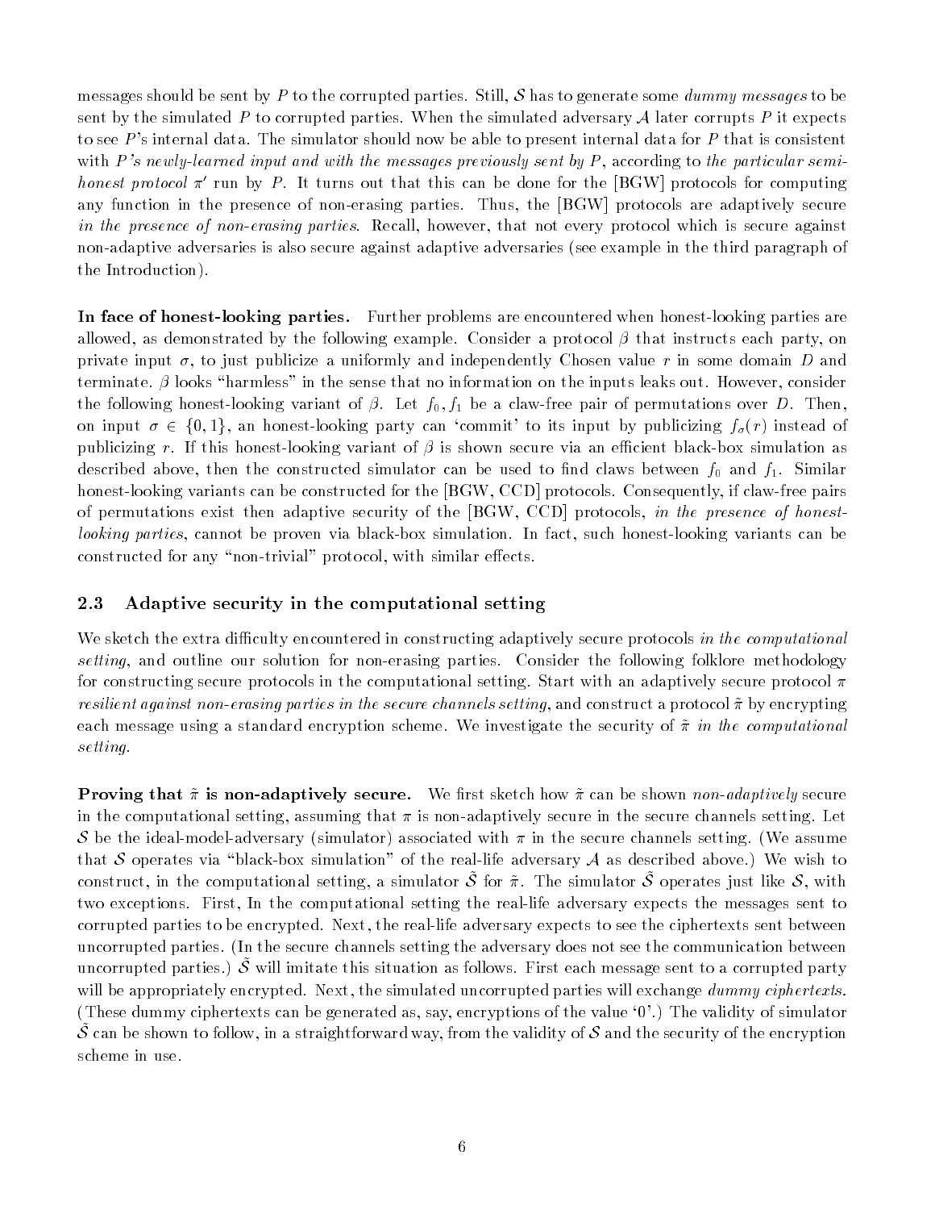messages should be sent by $P$ to the corrupted parties. Still, $\mathcal{S}$ has to generate some *dummy messages* to be sent by the simulated $P$ to corrupted parties. When the simulated adversary $\mathcal{A}$ later corrupts $P$ it expects to see $P$'s internal data. The simulator should now be able to present internal data for $P$ that is consistent with *$P$'s newly-learned input and with the messages previously sent by $P$*, according to *the particular semi-honest protocol $\pi'$* run by $P$. It turns out that this can be done for the [BGW] protocols for computing any function in the presence of non-erasing parties. Thus, the [BGW] protocols are adaptively secure *in the presence of non-erasing parties*. Recall, however, that not every protocol which is secure against non-adaptive adversaries is also secure against adaptive adversaries (see example in the third paragraph of the Introduction).

**In face of honest-looking parties.** Further problems are encountered when honest-looking parties are allowed, as demonstrated by the following example. Consider a protocol $\beta$ that instructs each party, on private input $\sigma$, to just publicize a uniformly and independently Chosen value $r$ in some domain $D$ and terminate. $\beta$ looks "harmless" in the sense that no information on the inputs leaks out. However, consider the following honest-looking variant of $\beta$. Let $f_0, f_1$ be a claw-free pair of permutations over $D$. Then, on input $\sigma \in \{0, 1\}$, an honest-looking party can 'commit' to its input by publicizing $f_\sigma(r)$ instead of publicizing $r$. If this honest-looking variant of $\beta$ is shown secure via an efficient black-box simulation as described above, then the constructed simulator can be used to find claws between $f_0$ and $f_1$. Similar honest-looking variants can be constructed for the [BGW, CCD] protocols. Consequently, if claw-free pairs of permutations exist then adaptive security of the [BGW, CCD] protocols, *in the presence of honest-looking parties*, cannot be proven via black-box simulation. In fact, such honest-looking variants can be constructed for any "non-trivial" protocol, with similar effects.

### 2.3 Adaptive security in the computational setting

We sketch the extra difficulty encountered in constructing adaptively secure protocols *in the computational setting*, and outline our solution for non-erasing parties. Consider the following folklore methodology for constructing secure protocols in the computational setting. Start with an adaptively secure protocol $\pi$ *resilient against non-erasing parties in the secure channels setting*, and construct a protocol $\tilde{\pi}$ by encrypting each message using a standard encryption scheme. We investigate the security of $\tilde{\pi}$ *in the computational setting.*

**Proving that $\tilde{\pi}$ is non-adaptively secure.** We first sketch how $\tilde{\pi}$ can be shown *non-adaptively* secure in the computational setting, assuming that $\pi$ is non-adaptively secure in the secure channels setting. Let $\mathcal{S}$ be the ideal-model-adversary (simulator) associated with $\pi$ in the secure channels setting. (We assume that $\mathcal{S}$ operates via "black-box simulation" of the real-life adversary $\mathcal{A}$ as described above.) We wish to construct, in the computational setting, a simulator $\tilde{\mathcal{S}}$ for $\tilde{\pi}$. The simulator $\tilde{\mathcal{S}}$ operates just like $\mathcal{S}$, with two exceptions. First, In the computational setting the real-life adversary expects the messages sent to corrupted parties to be encrypted. Next, the real-life adversary expects to see the ciphertexts sent between uncorrupted parties. (In the secure channels setting the adversary does not see the communication between uncorrupted parties.) $\tilde{\mathcal{S}}$ will imitate this situation as follows. First each message sent to a corrupted party will be appropriately encrypted. Next, the simulated uncorrupted parties will exchange *dummy ciphertexts.* (These dummy ciphertexts can be generated as, say, encryptions of the value '0'.) The validity of simulator $\tilde{\mathcal{S}}$ can be shown to follow, in a straightforward way, from the validity of $\mathcal{S}$ and the security of the encryption scheme in use.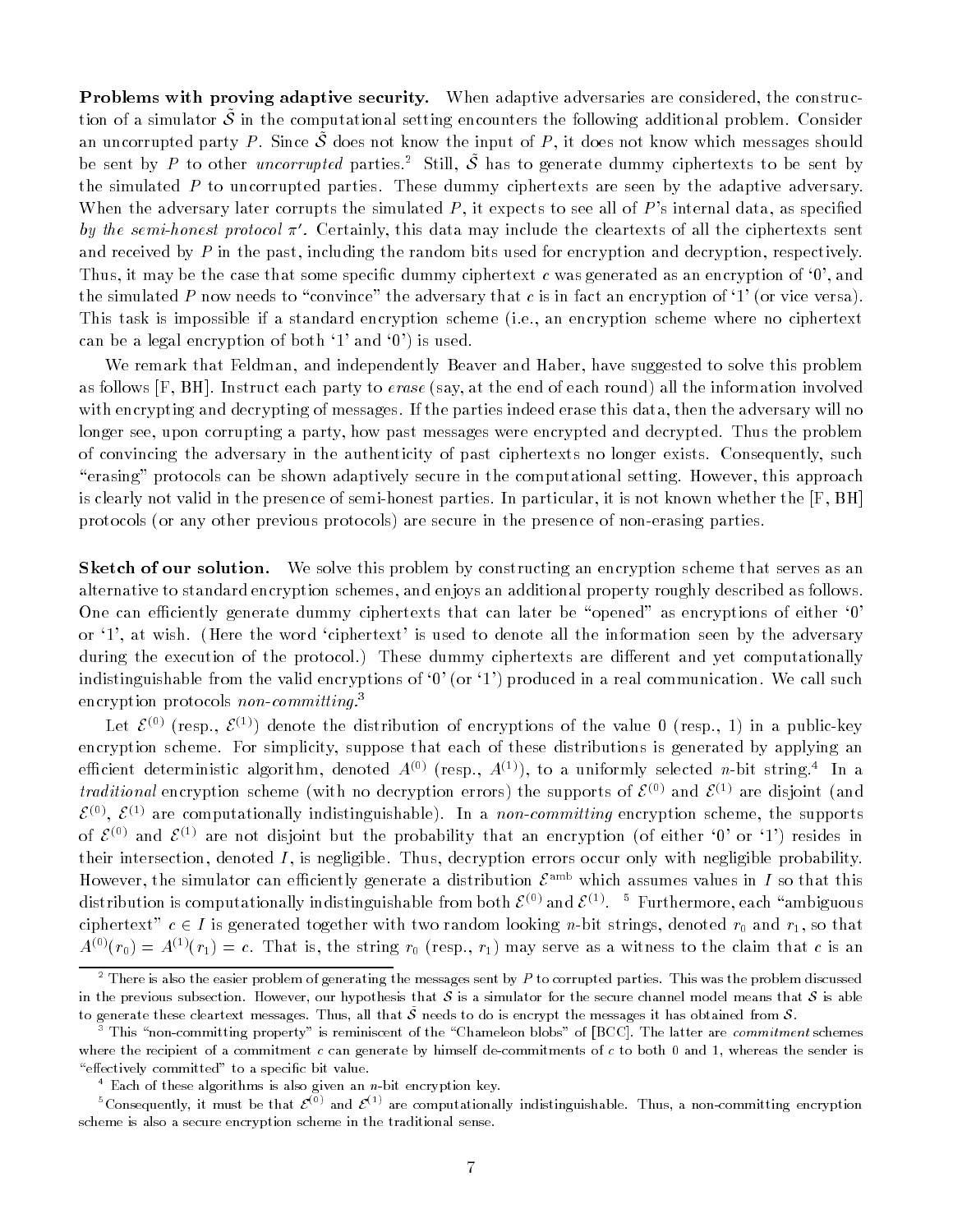**Problems with proving adaptive security.** When adaptive adversaries are considered, the construction of a simulator $\tilde{\mathcal{S}}$ in the computational setting encounters the following additional problem. Consider an uncorrupted party $P$. Since $\tilde{\mathcal{S}}$ does not know the input of $P$, it does not know which messages should be sent by $P$ to other *uncorrupted* parties.[2] Still, $\tilde{\mathcal{S}}$ has to generate dummy ciphertexts to be sent by the simulated $P$ to uncorrupted parties. These dummy ciphertexts are seen by the adaptive adversary. When the adversary later corrupts the simulated $P$, it expects to see all of $P$'s internal data, as specified *by the semi-honest protocol* $\pi'$. Certainly, this data may include the cleartexts of all the ciphertexts sent and received by $P$ in the past, including the random bits used for encryption and decryption, respectively. Thus, it may be the case that some specific dummy ciphertext $c$ was generated as an encryption of '0', and the simulated $P$ now needs to "convince" the adversary that $c$ is in fact an encryption of '1' (or vice versa). This task is impossible if a standard encryption scheme (i.e., an encryption scheme where no ciphertext can be a legal encryption of both '1' and '0') is used.

We remark that Feldman, and independently Beaver and Haber, have suggested to solve this problem as follows [F, BH]. Instruct each party to *erase* (say, at the end of each round) all the information involved with encrypting and decrypting of messages. If the parties indeed erase this data, then the adversary will no longer see, upon corrupting a party, how past messages were encrypted and decrypted. Thus the problem of convincing the adversary in the authenticity of past ciphertexts no longer exists. Consequently, such "erasing" protocols can be shown adaptively secure in the computational setting. However, this approach is clearly not valid in the presence of semi-honest parties. In particular, it is not known whether the [F, BH] protocols (or any other previous protocols) are secure in the presence of non-erasing parties.

**Sketch of our solution.** We solve this problem by constructing an encryption scheme that serves as an alternative to standard encryption schemes, and enjoys an additional property roughly described as follows. One can efficiently generate dummy ciphertexts that can later be "opened" as encryptions of either '0' or '1', at wish. (Here the word 'ciphertext' is used to denote all the information seen by the adversary during the execution of the protocol.) These dummy ciphertexts are different and yet computationally indistinguishable from the valid encryptions of '0' (or '1') produced in a real communication. We call such encryption protocols *non-committing*.[3]

Let $\mathcal{E}^{(0)}$ (resp., $\mathcal{E}^{(1)}$) denote the distribution of encryptions of the value 0 (resp., 1) in a public-key encryption scheme. For simplicity, suppose that each of these distributions is generated by applying an efficient deterministic algorithm, denoted $A^{(0)}$ (resp., $A^{(1)}$), to a uniformly selected $n$-bit string.[4] In a *traditional* encryption scheme (with no decryption errors) the supports of $\mathcal{E}^{(0)}$ and $\mathcal{E}^{(1)}$ are disjoint (and $\mathcal{E}^{(0)}$, $\mathcal{E}^{(1)}$ are computationally indistinguishable). In a *non-committing* encryption scheme, the supports of $\mathcal{E}^{(0)}$ and $\mathcal{E}^{(1)}$ are not disjoint but the probability that an encryption (of either '0' or '1') resides in their intersection, denoted $I$, is negligible. Thus, decryption errors occur only with negligible probability. However, the simulator can efficiently generate a distribution $\mathcal{E}^{\mathrm{amb}}$ which assumes values in $I$ so that this distribution is computationally indistinguishable from both $\mathcal{E}^{(0)}$ and $\mathcal{E}^{(1)}$.[5] Furthermore, each "ambiguous ciphertext" $c \in I$ is generated together with two random looking $n$-bit strings, denoted $r_0$ and $r_1$, so that $A^{(0)}(r_0) = A^{(1)}(r_1) = c$. That is, the string $r_0$ (resp., $r_1$) may serve as a witness to the claim that $c$ is an

---

[2] There is also the easier problem of generating the messages sent by $P$ to corrupted parties. This was the problem discussed in the previous subsection. However, our hypothesis that $\mathcal{S}$ is a simulator for the secure channel model means that $\mathcal{S}$ is able to generate these cleartext messages. Thus, all that $\tilde{\mathcal{S}}$ needs to do is encrypt the messages it has obtained from $\mathcal{S}$.

[3] This "non-committing property" is reminiscent of the "Chameleon blobs" of [BCC]. The latter are *commitment* schemes where the recipient of a commitment $c$ can generate by himself de-commitments of $c$ to both 0 and 1, whereas the sender is "effectively committed" to a specific bit value.

[4] Each of these algorithms is also given an $n$-bit encryption key.

[5] Consequently, it must be that $\mathcal{E}^{(0)}$ and $\mathcal{E}^{(1)}$ are computationally indistinguishable. Thus, a non-committing encryption scheme is also a secure encryption scheme in the traditional sense.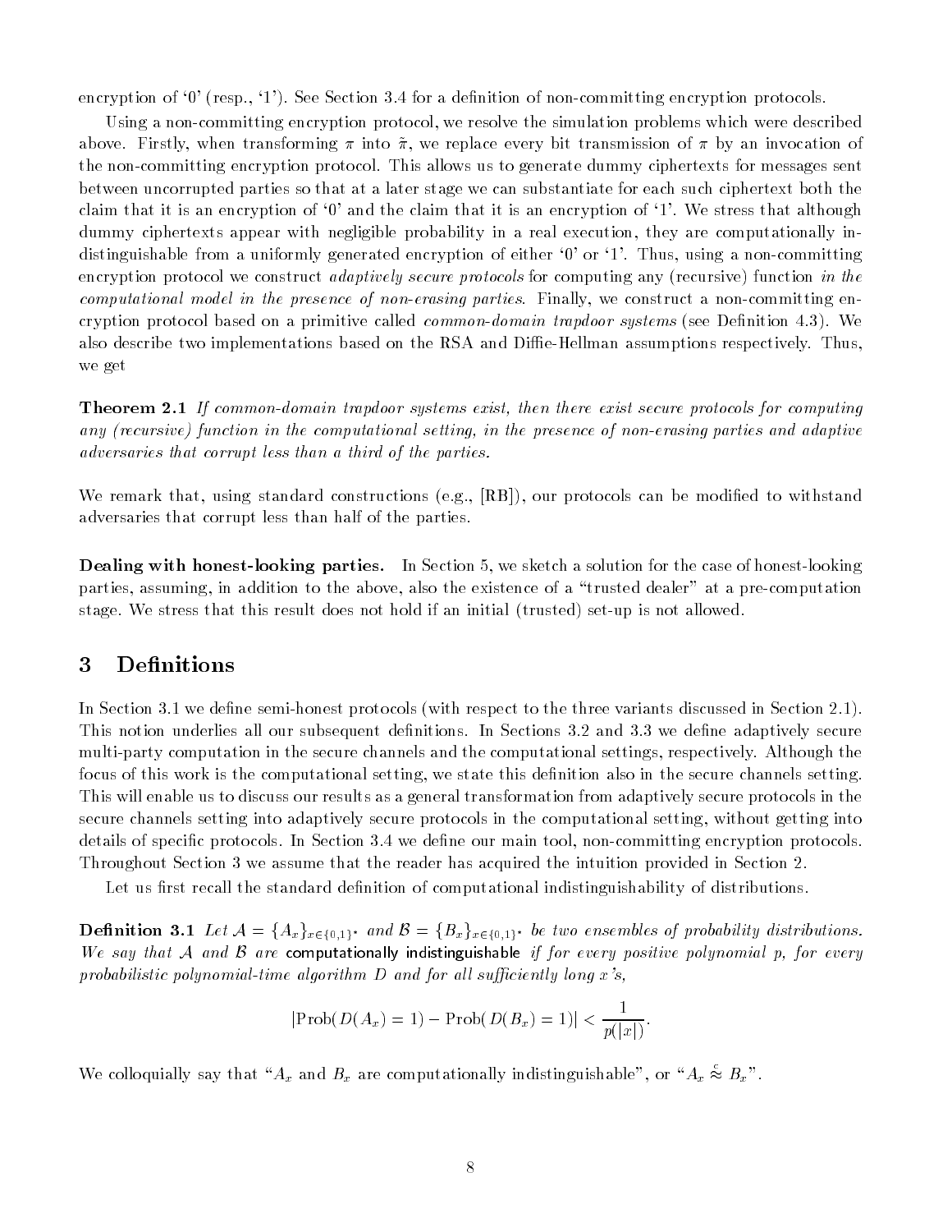encryption of '0' (resp., '1'). See Section 3.4 for a definition of non-committing encryption protocols.

Using a non-committing encryption protocol, we resolve the simulation problems which were described above. Firstly, when transforming $\pi$ into $\tilde{\pi}$, we replace every bit transmission of $\pi$ by an invocation of the non-committing encryption protocol. This allows us to generate dummy ciphertexts for messages sent between uncorrupted parties so that at a later stage we can substantiate for each such ciphertext both the claim that it is an encryption of '0' and the claim that it is an encryption of '1'. We stress that although dummy ciphertexts appear with negligible probability in a real execution, they are computationally indistinguishable from a uniformly generated encryption of either '0' or '1'. Thus, using a non-committing encryption protocol we construct *adaptively secure protocols* for computing any (recursive) function *in the computational model in the presence of non-erasing parties*. Finally, we construct a non-committing encryption protocol based on a primitive called *common-domain trapdoor systems* (see Definition 4.3). We also describe two implementations based on the RSA and Diffie-Hellman assumptions respectively. Thus, we get

**Theorem 2.1** *If common-domain trapdoor systems exist, then there exist secure protocols for computing any (recursive) function in the computational setting, in the presence of non-erasing parties and adaptive adversaries that corrupt less than a third of the parties.*

We remark that, using standard constructions (e.g., [RB]), our protocols can be modified to withstand adversaries that corrupt less than half of the parties.

**Dealing with honest-looking parties.** In Section 5, we sketch a solution for the case of honest-looking parties, assuming, in addition to the above, also the existence of a "trusted dealer" at a pre-computation stage. We stress that this result does not hold if an initial (trusted) set-up is not allowed.

# 3 Definitions

In Section 3.1 we define semi-honest protocols (with respect to the three variants discussed in Section 2.1). This notion underlies all our subsequent definitions. In Sections 3.2 and 3.3 we define adaptively secure multi-party computation in the secure channels and the computational settings, respectively. Although the focus of this work is the computational setting, we state this definition also in the secure channels setting. This will enable us to discuss our results as a general transformation from adaptively secure protocols in the secure channels setting into adaptively secure protocols in the computational setting, without getting into details of specific protocols. In Section 3.4 we define our main tool, non-committing encryption protocols. Throughout Section 3 we assume that the reader has acquired the intuition provided in Section 2.

Let us first recall the standard definition of computational indistinguishability of distributions.

**Definition 3.1** *Let $\mathcal{A} = \{A_x\}_{x\in\{0,1\}^*}$ and $\mathcal{B} = \{B_x\}_{x\in\{0,1\}^*}$ be two ensembles of probability distributions. We say that $\mathcal{A}$ and $\mathcal{B}$ are* computationally indistinguishable *if for every positive polynomial $p$, for every probabilistic polynomial-time algorithm $D$ and for all sufficiently long $x$'s,*

$$|\mathrm{Prob}(D(A_x) = 1) - \mathrm{Prob}(D(B_x) = 1)| < \frac{1}{p(|x|)}.$$

We colloquially say that "$A_x$ and $B_x$ are computationally indistinguishable", or "$A_x \stackrel{c}{\approx} B_x$".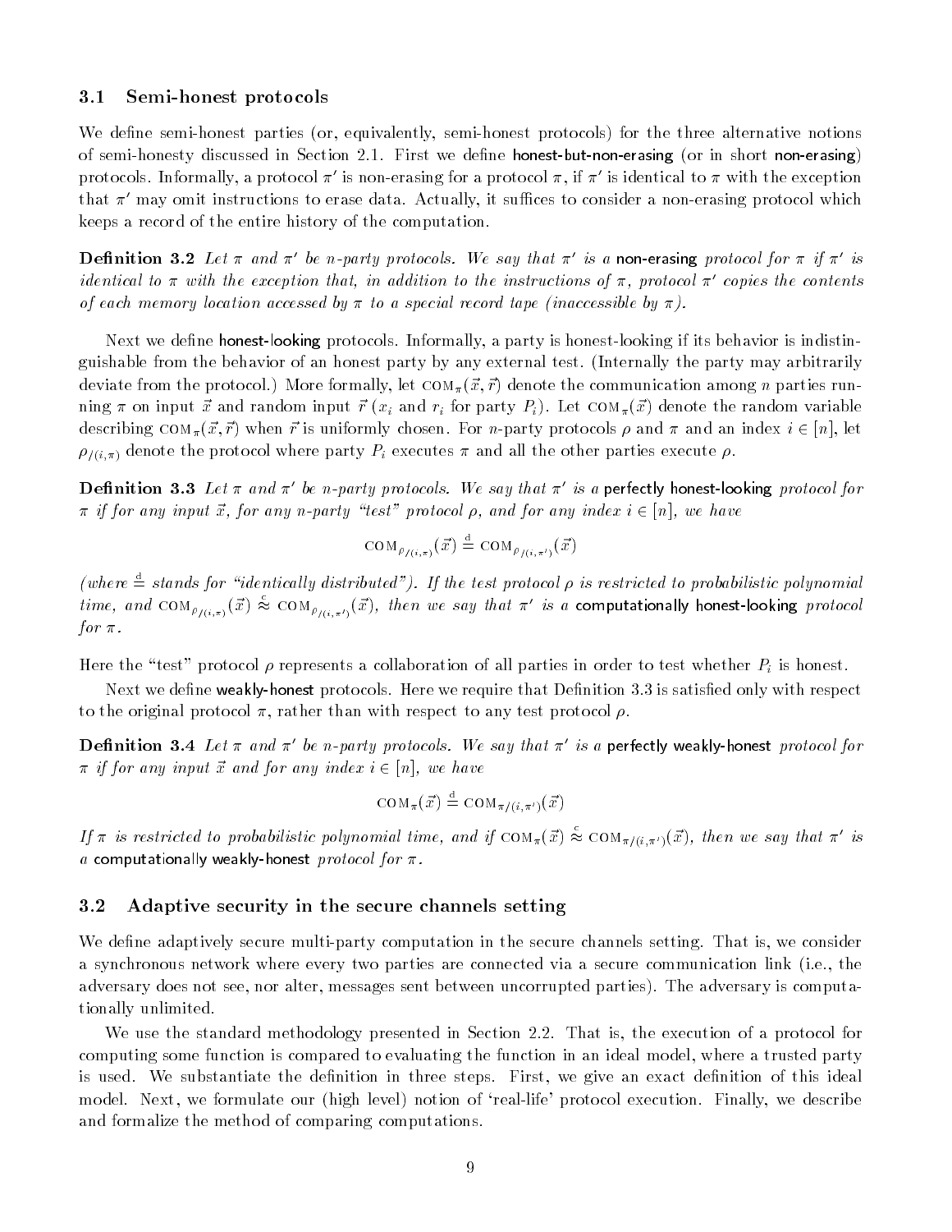### 3.1 Semi-honest protocols

We define semi-honest parties (or, equivalently, semi-honest protocols) for the three alternative notions of semi-honesty discussed in Section 2.1. First we define honest-but-non-erasing (or in short non-erasing) protocols. Informally, a protocol $\pi'$ is non-erasing for a protocol $\pi$, if $\pi'$ is identical to $\pi$ with the exception that $\pi'$ may omit instructions to erase data. Actually, it suffices to consider a non-erasing protocol which keeps a record of the entire history of the computation.

**Definition 3.2** *Let $\pi$ and $\pi'$ be $n$-party protocols. We say that $\pi'$ is a* non-erasing *protocol for $\pi$ if $\pi'$ is identical to $\pi$ with the exception that, in addition to the instructions of $\pi$, protocol $\pi'$ copies the contents of each memory location accessed by $\pi$ to a special record tape (inaccessible by $\pi$).*

Next we define honest-looking protocols. Informally, a party is honest-looking if its behavior is indistinguishable from the behavior of an honest party by any external test. (Internally the party may arbitrarily deviate from the protocol.) More formally, let $\text{COM}_\pi(\vec{x}, \vec{r})$ denote the communication among $n$ parties running $\pi$ on input $\vec{x}$ and random input $\vec{r}$ ($x_i$ and $r_i$ for party $P_i$). Let $\text{COM}_\pi(\vec{x})$ denote the random variable describing $\text{COM}_\pi(\vec{x}, \vec{r})$ when $\vec{r}$ is uniformly chosen. For $n$-party protocols $\rho$ and $\pi$ and an index $i \in [n]$, let $\rho_{/(i,\pi)}$ denote the protocol where party $P_i$ executes $\pi$ and all the other parties execute $\rho$.

**Definition 3.3** *Let $\pi$ and $\pi'$ be $n$-party protocols. We say that $\pi'$ is a* perfectly honest-looking *protocol for $\pi$ if for any input $\vec{x}$, for any $n$-party "test" protocol $\rho$, and for any index $i \in [n]$, we have*

$$\text{COM}_{\rho_{/(i,\pi)}}(\vec{x}) \stackrel{\text{d}}{=} \text{COM}_{\rho_{/(i,\pi')}}(\vec{x})$$

*(where $\stackrel{\text{d}}{=}$ stands for "identically distributed"). If the test protocol $\rho$ is restricted to probabilistic polynomial time, and $\text{COM}_{\rho_{/(i,\pi)}}(\vec{x}) \stackrel{\text{c}}{\approx} \text{COM}_{\rho_{/(i,\pi')}}(\vec{x})$, then we say that $\pi'$ is a* computationally honest-looking *protocol for $\pi$.*

Here the "test" protocol $\rho$ represents a collaboration of all parties in order to test whether $P_i$ is honest.

Next we define weakly-honest protocols. Here we require that Definition 3.3 is satisfied only with respect to the original protocol $\pi$, rather than with respect to any test protocol $\rho$.

**Definition 3.4** *Let $\pi$ and $\pi'$ be $n$-party protocols. We say that $\pi'$ is a* perfectly weakly-honest *protocol for $\pi$ if for any input $\vec{x}$ and for any index $i \in [n]$, we have*

$$\text{COM}_\pi(\vec{x}) \stackrel{\text{d}}{=} \text{COM}_{\pi/(i,\pi')}(\vec{x})$$

*If $\pi$ is restricted to probabilistic polynomial time, and if $\text{COM}_\pi(\vec{x}) \stackrel{\text{c}}{\approx} \text{COM}_{\pi/(i,\pi')}(\vec{x})$, then we say that $\pi'$ is a* computationally weakly-honest *protocol for $\pi$.*

### 3.2 Adaptive security in the secure channels setting

We define adaptively secure multi-party computation in the secure channels setting. That is, we consider a synchronous network where every two parties are connected via a secure communication link (i.e., the adversary does not see, nor alter, messages sent between uncorrupted parties). The adversary is computationally unlimited.

We use the standard methodology presented in Section 2.2. That is, the execution of a protocol for computing some function is compared to evaluating the function in an ideal model, where a trusted party is used. We substantiate the definition in three steps. First, we give an exact definition of this ideal model. Next, we formulate our (high level) notion of 'real-life' protocol execution. Finally, we describe and formalize the method of comparing computations.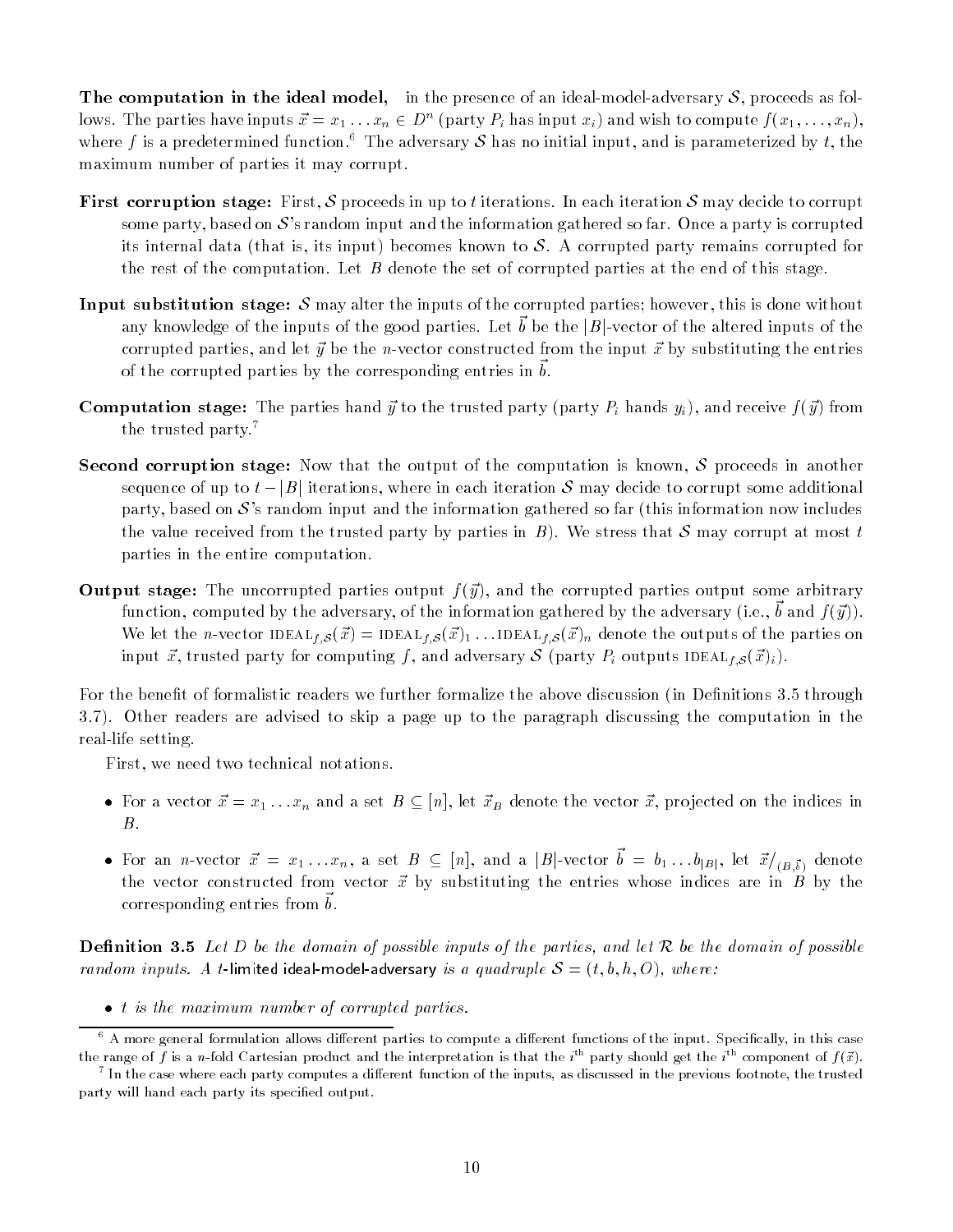**The computation in the ideal model,** in the presence of an ideal-model-adversary $\mathcal{S}$, proceeds as follows. The parties have inputs $\vec{x} = x_1 \dots x_n \in D^n$ (party $P_i$ has input $x_i$) and wish to compute $f(x_1, \dots, x_n)$, where $f$ is a predetermined function.[6] The adversary $\mathcal{S}$ has no initial input, and is parameterized by $t$, the maximum number of parties it may corrupt.

**First corruption stage:** First, $\mathcal{S}$ proceeds in up to $t$ iterations. In each iteration $\mathcal{S}$ may decide to corrupt some party, based on $\mathcal{S}$'s random input and the information gathered so far. Once a party is corrupted its internal data (that is, its input) becomes known to $\mathcal{S}$. A corrupted party remains corrupted for the rest of the computation. Let $B$ denote the set of corrupted parties at the end of this stage.

**Input substitution stage:** $\mathcal{S}$ may alter the inputs of the corrupted parties; however, this is done without any knowledge of the inputs of the good parties. Let $\vec{b}$ be the $|B|$-vector of the altered inputs of the corrupted parties, and let $\vec{y}$ be the $n$-vector constructed from the input $\vec{x}$ by substituting the entries of the corrupted parties by the corresponding entries in $\vec{b}$.

**Computation stage:** The parties hand $\vec{y}$ to the trusted party (party $P_i$ hands $y_i$), and receive $f(\vec{y})$ from the trusted party.[7]

**Second corruption stage:** Now that the output of the computation is known, $\mathcal{S}$ proceeds in another sequence of up to $t - |B|$ iterations, where in each iteration $\mathcal{S}$ may decide to corrupt some additional party, based on $\mathcal{S}$'s random input and the information gathered so far (this information now includes the value received from the trusted party by parties in $B$). We stress that $\mathcal{S}$ may corrupt at most $t$ parties in the entire computation.

**Output stage:** The uncorrupted parties output $f(\vec{y})$, and the corrupted parties output some arbitrary function, computed by the adversary, of the information gathered by the adversary (i.e., $\vec{b}$ and $f(\vec{y})$). We let the $n$-vector $\text{IDEAL}_{f,\mathcal{S}}(\vec{x}) = \text{IDEAL}_{f,\mathcal{S}}(\vec{x})_1 \dots \text{IDEAL}_{f,\mathcal{S}}(\vec{x})_n$ denote the outputs of the parties on input $\vec{x}$, trusted party for computing $f$, and adversary $\mathcal{S}$ (party $P_i$ outputs $\text{IDEAL}_{f,\mathcal{S}}(\vec{x})_i$).

For the benefit of formalistic readers we further formalize the above discussion (in Definitions 3.5 through 3.7). Other readers are advised to skip a page up to the paragraph discussing the computation in the real-life setting.

First, we need two technical notations.

- For a vector $\vec{x} = x_1 \dots x_n$ and a set $B \subseteq [n]$, let $\vec{x}_B$ denote the vector $\vec{x}$, projected on the indices in $B$.
- For an $n$-vector $\vec{x} = x_1 \dots x_n$, a set $B \subseteq [n]$, and a $|B|$-vector $\vec{b} = b_1 \dots b_{|B|}$, let $\vec{x}/_{(B,\vec{b})}$ denote the vector constructed from vector $\vec{x}$ by substituting the entries whose indices are in $B$ by the corresponding entries from $\vec{b}$.

**Definition 3.5** *Let $D$ be the domain of possible inputs of the parties, and let $\mathcal{R}$ be the domain of possible random inputs. A* $t$-limited ideal-model-adversary *is a quadruple $\mathcal{S} = (t, b, h, O)$, where:*

- *$t$ is the maximum number of corrupted parties.*

[6] A more general formulation allows different parties to compute a different functions of the input. Specifically, in this case the range of $f$ is a $n$-fold Cartesian product and the interpretation is that the $i^{\text{th}}$ party should get the $i^{\text{th}}$ component of $f(\vec{x})$.

[7] In the case where each party computes a different function of the inputs, as discussed in the previous footnote, the trusted party will hand each party its specified output.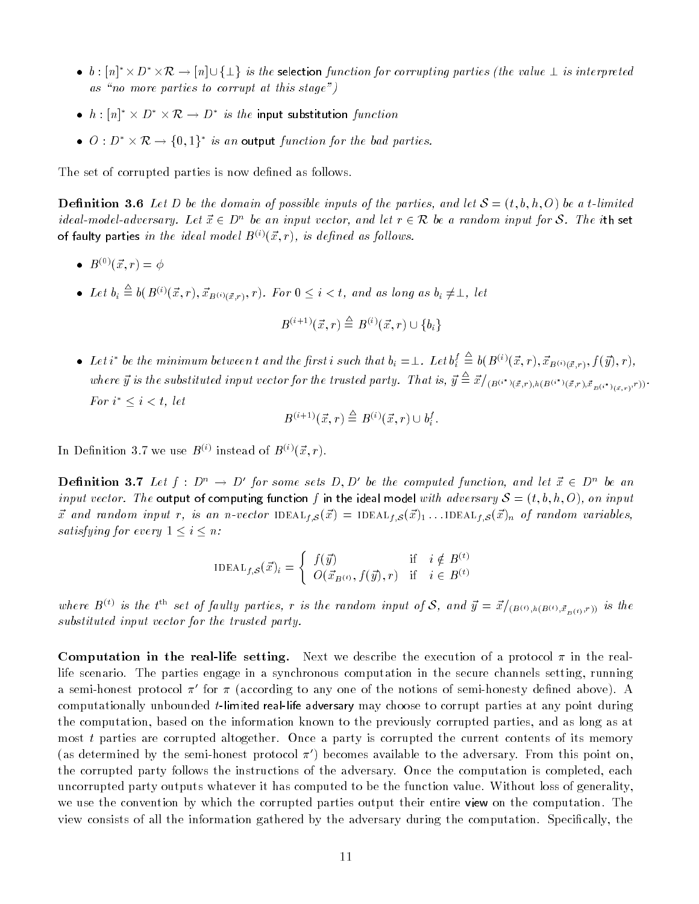- $b : [n]^* \times D^* \times \mathcal{R} \rightarrow [n] \cup \{\perp\}$ *is the* selection *function for corrupting parties (the value $\perp$ is interpreted as "no more parties to corrupt at this stage")*
- $h : [n]^* \times D^* \times \mathcal{R} \rightarrow D^*$ *is the* input substitution *function*
- $O : D^* \times \mathcal{R} \rightarrow \{0,1\}^*$ *is an* output *function for the bad parties.*

The set of corrupted parties is now defined as follows.

**Definition 3.6** *Let $D$ be the domain of possible inputs of the parties, and let $\mathcal{S} = (t, b, h, O)$ be a $t$-limited ideal-model-adversary. Let $\vec{x} \in D^n$ be an input vector, and let $r \in \mathcal{R}$ be a random input for $\mathcal{S}$. The* $i$th set of faulty parties *in the ideal model $B^{(i)}(\vec{x}, r)$, is defined as follows.*

- $B^{(0)}(\vec{x}, r) = \phi$
- *Let $b_i \triangleq b(\, B^{(i)}(\vec{x}, r), \vec{x}_{B^{(i)}(\vec{x},r)}, r)$. For $0 \leq i < t$, and as long as $b_i \neq \perp$, let*

$$B^{(i+1)}(\vec{x}, r) \triangleq B^{(i)}(\vec{x}, r) \cup \{b_i\}$$

- *Let $i^*$ be the minimum between $t$ and the first $i$ such that $b_i = \perp$. Let $b_i^f \triangleq b(\, B^{(i)}(\vec{x}, r), \vec{x}_{B^{(i)}(\vec{x},r)}, f(\vec{y}), r)$, where $\vec{y}$ is the substituted input vector for the trusted party. That is, $\vec{y} \triangleq \vec{x}/_{(B^{(i^*)}(\vec{x},r), h(B^{(i^*)}(\vec{x},r), \vec{x}_{B^{(i^*)}(\vec{x},r)}, r))}$.*
  *For $i^* \leq i < t$, let*

$$B^{(i+1)}(\vec{x}, r) \triangleq B^{(i)}(\vec{x}, r) \cup b_i^f.$$

In Definition 3.7 we use $B^{(i)}$ instead of $B^{(i)}(\vec{x}, r)$.

**Definition 3.7** *Let $f : D^n \rightarrow D'$ for some sets $D, D'$ be the computed function, and let $\vec{x} \in D^n$ be an input vector. The* output of computing function $f$ in the ideal model *with adversary $\mathcal{S} = (t, b, h, O)$, on input $\vec{x}$ and random input $r$, is an $n$-vector $\text{IDEAL}_{f,\mathcal{S}}(\vec{x}) = \text{IDEAL}_{f,\mathcal{S}}(\vec{x})_1 \ldots \text{IDEAL}_{f,\mathcal{S}}(\vec{x})_n$ of random variables, satisfying for every $1 \leq i \leq n$:*

$$\text{IDEAL}_{f,\mathcal{S}}(\vec{x})_i = \begin{cases} f(\vec{y}) & \text{if} \quad i \notin B^{(t)} \\ O(\vec{x}_{B^{(t)}}, f(\vec{y}), r) & \text{if} \quad i \in B^{(t)} \end{cases}$$

*where $B^{(t)}$ is the $t^{\text{th}}$ set of faulty parties, $r$ is the random input of $\mathcal{S}$, and $\vec{y} = \vec{x}/_{(B^{(t)}, h(B^{(t)}, \vec{x}_{B^{(t)}}, r))}$ is the substituted input vector for the trusted party.*

**Computation in the real-life setting.** Next we describe the execution of a protocol $\pi$ in the real-life scenario. The parties engage in a synchronous computation in the secure channels setting, running a semi-honest protocol $\pi'$ for $\pi$ (according to any one of the notions of semi-honesty defined above). A computationally unbounded $t$-limited real-life adversary may choose to corrupt parties at any point during the computation, based on the information known to the previously corrupted parties, and as long as at most $t$ parties are corrupted altogether. Once a party is corrupted the current contents of its memory (as determined by the semi-honest protocol $\pi'$) becomes available to the adversary. From this point on, the corrupted party follows the instructions of the adversary. Once the computation is completed, each uncorrupted party outputs whatever it has computed to be the function value. Without loss of generality, we use the convention by which the corrupted parties output their entire view on the computation. The view consists of all the information gathered by the adversary during the computation. Specifically, the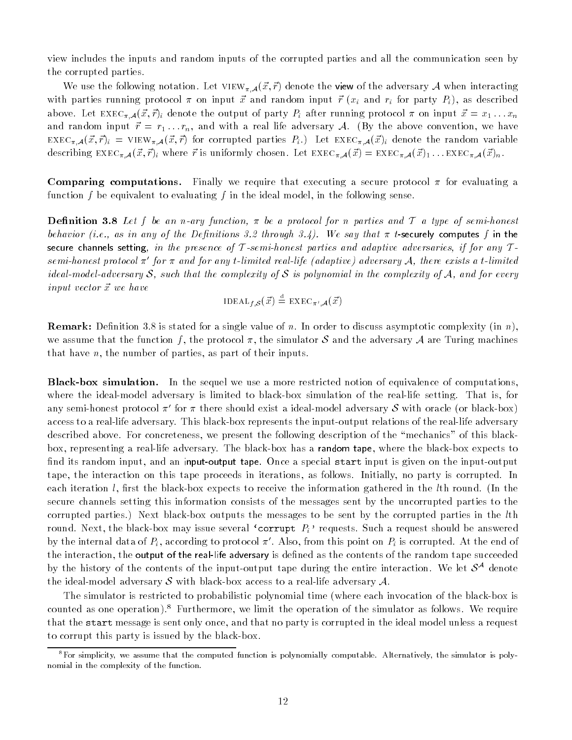view includes the inputs and random inputs of the corrupted parties and all the communication seen by the corrupted parties.

We use the following notation. Let $\text{VIEW}_{\pi,\mathcal{A}}(\vec{x},\vec{r})$ denote the view of the adversary $\mathcal{A}$ when interacting with parties running protocol $\pi$ on input $\vec{x}$ and random input $\vec{r}$ ($x_i$ and $r_i$ for party $P_i$), as described above. Let $\text{EXEC}_{\pi,\mathcal{A}}(\vec{x},\vec{r})_i$ denote the output of party $P_i$ after running protocol $\pi$ on input $\vec{x} = x_1 \ldots x_n$ and random input $\vec{r} = r_1 \ldots r_n$, and with a real life adversary $\mathcal{A}$. (By the above convention, we have $\text{EXEC}_{\pi,\mathcal{A}}(\vec{x},\vec{r})_i = \text{VIEW}_{\pi,\mathcal{A}}(\vec{x},\vec{r})$ for corrupted parties $P_i$.) Let $\text{EXEC}_{\pi,\mathcal{A}}(\vec{x})_i$ denote the random variable describing $\text{EXEC}_{\pi,\mathcal{A}}(\vec{x},\vec{r})_i$ where $\vec{r}$ is uniformly chosen. Let $\text{EXEC}_{\pi,\mathcal{A}}(\vec{x}) = \text{EXEC}_{\pi,\mathcal{A}}(\vec{x})_1 \ldots \text{EXEC}_{\pi,\mathcal{A}}(\vec{x})_n$.

**Comparing computations.** Finally we require that executing a secure protocol $\pi$ for evaluating a function $f$ be equivalent to evaluating $f$ in the ideal model, in the following sense.

**Definition 3.8** *Let $f$ be an $n$-ary function, $\pi$ be a protocol for $n$ parties and $\mathcal{T}$ a type of semi-honest behavior (i.e., as in any of the Definitions 3.2 through 3.4). We say that $\pi$ $t$-securely computes $f$ in the secure channels setting, in the presence of $\mathcal{T}$-semi-honest parties and adaptive adversaries, if for any $\mathcal{T}$-semi-honest protocol $\pi'$ for $\pi$ and for any $t$-limited real-life (adaptive) adversary $\mathcal{A}$, there exists a $t$-limited ideal-model-adversary $\mathcal{S}$, such that the complexity of $\mathcal{S}$ is polynomial in the complexity of $\mathcal{A}$, and for every input vector $\vec{x}$ we have*

$$\text{IDEAL}_{f,\mathcal{S}}(\vec{x}) \stackrel{\text{d}}{=} \text{EXEC}_{\pi',\mathcal{A}}(\vec{x})$$

**Remark:** Definition 3.8 is stated for a single value of $n$. In order to discuss asymptotic complexity (in $n$), we assume that the function $f$, the protocol $\pi$, the simulator $\mathcal{S}$ and the adversary $\mathcal{A}$ are Turing machines that have $n$, the number of parties, as part of their inputs.

**Black-box simulation.** In the sequel we use a more restricted notion of equivalence of computations, where the ideal-model adversary is limited to black-box simulation of the real-life setting. That is, for any semi-honest protocol $\pi'$ for $\pi$ there should exist a ideal-model adversary $\mathcal{S}$ with oracle (or black-box) access to a real-life adversary. This black-box represents the input-output relations of the real-life adversary described above. For concreteness, we present the following description of the "mechanics" of this black-box, representing a real-life adversary. The black-box has a random tape, where the black-box expects to find its random input, and an input-output tape. Once a special `start` input is given on the input-output tape, the interaction on this tape proceeds in iterations, as follows. Initially, no party is corrupted. In each iteration $l$, first the black-box expects to receive the information gathered in the $l$th round. (In the secure channels setting this information consists of the messages sent by the uncorrupted parties to the corrupted parties.) Next black-box outputs the messages to be sent by the corrupted parties in the $l$th round. Next, the black-box may issue several '`corrupt` $P_i$' requests. Such a request should be answered by the internal data of $P_i$, according to protocol $\pi'$. Also, from this point on $P_i$ is corrupted. At the end of the interaction, the output of the real-life adversary is defined as the contents of the random tape succeeded by the history of the contents of the input-output tape during the entire interaction. We let $\mathcal{S}^{\mathcal{A}}$ denote the ideal-model adversary $\mathcal{S}$ with black-box access to a real-life adversary $\mathcal{A}$.

The simulator is restricted to probabilistic polynomial time (where each invocation of the black-box is counted as one operation).[8] Furthermore, we limit the operation of the simulator as follows. We require that the `start` message is sent only once, and that no party is corrupted in the ideal model unless a request to corrupt this party is issued by the black-box.

[8] For simplicity, we assume that the computed function is polynomially computable. Alternatively, the simulator is polynomial in the complexity of the function.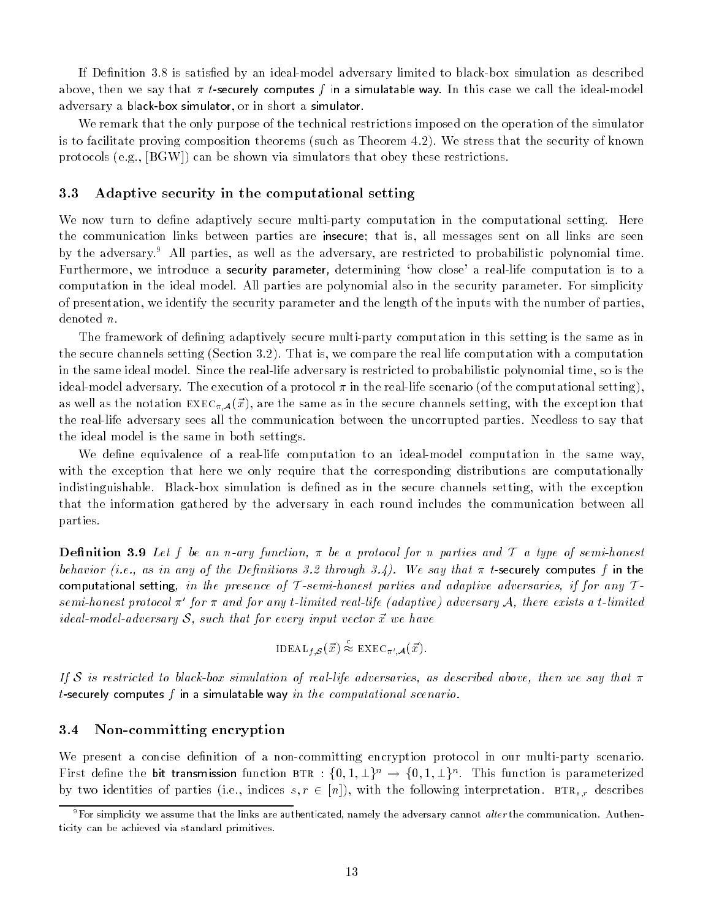If Definition 3.8 is satisfied by an ideal-model adversary limited to black-box simulation as described above, then we say that $\pi$ $t$-securely computes $f$ in a simulatable way. In this case we call the ideal-model adversary a black-box simulator, or in short a simulator.

We remark that the only purpose of the technical restrictions imposed on the operation of the simulator is to facilitate proving composition theorems (such as Theorem 4.2). We stress that the security of known protocols (e.g., [BGW]) can be shown via simulators that obey these restrictions.

### 3.3 Adaptive security in the computational setting

We now turn to define adaptively secure multi-party computation in the computational setting. Here the communication links between parties are insecure; that is, all messages sent on all links are seen by the adversary.[9] All parties, as well as the adversary, are restricted to probabilistic polynomial time. Furthermore, we introduce a security parameter, determining 'how close' a real-life computation is to a computation in the ideal model. All parties are polynomial also in the security parameter. For simplicity of presentation, we identify the security parameter and the length of the inputs with the number of parties, denoted $n$.

The framework of defining adaptively secure multi-party computation in this setting is the same as in the secure channels setting (Section 3.2). That is, we compare the real life computation with a computation in the same ideal model. Since the real-life adversary is restricted to probabilistic polynomial time, so is the ideal-model adversary. The execution of a protocol $\pi$ in the real-life scenario (of the computational setting), as well as the notation $\text{EXEC}_{\pi,\mathcal{A}}(\vec{x})$, are the same as in the secure channels setting, with the exception that the real-life adversary sees all the communication between the uncorrupted parties. Needless to say that the ideal model is the same in both settings.

We define equivalence of a real-life computation to an ideal-model computation in the same way, with the exception that here we only require that the corresponding distributions are computationally indistinguishable. Black-box simulation is defined as in the secure channels setting, with the exception that the information gathered by the adversary in each round includes the communication between all parties.

**Definition 3.9** *Let $f$ be an $n$-ary function, $\pi$ be a protocol for $n$ parties and $\mathcal{T}$ a type of semi-honest behavior (i.e., as in any of the Definitions 3.2 through 3.4). We say that $\pi$ $t$-securely computes $f$ in the computational setting, in the presence of $\mathcal{T}$-semi-honest parties and adaptive adversaries, if for any $\mathcal{T}$-semi-honest protocol $\pi'$ for $\pi$ and for any $t$-limited real-life (adaptive) adversary $\mathcal{A}$, there exists a $t$-limited ideal-model-adversary $\mathcal{S}$, such that for every input vector $\vec{x}$ we have*

$$\text{IDEAL}_{f,\mathcal{S}}(\vec{x}) \stackrel{c}{\approx} \text{EXEC}_{\pi',\mathcal{A}}(\vec{x}).$$

*If $\mathcal{S}$ is restricted to black-box simulation of real-life adversaries, as described above, then we say that $\pi$ $t$-securely computes $f$ in a simulatable way in the computational scenario.*

### 3.4 Non-committing encryption

We present a concise definition of a non-committing encryption protocol in our multi-party scenario. First define the bit transmission function $\text{BTR} : \{0,1,\perp\}^n \rightarrow \{0,1,\perp\}^n$. This function is parameterized by two identities of parties (i.e., indices $s, r \in [n]$), with the following interpretation. $\text{BTR}_{s,r}$ describes

[9] For simplicity we assume that the links are authenticated, namely the adversary cannot *alter* the communication. Authenticity can be achieved via standard primitives.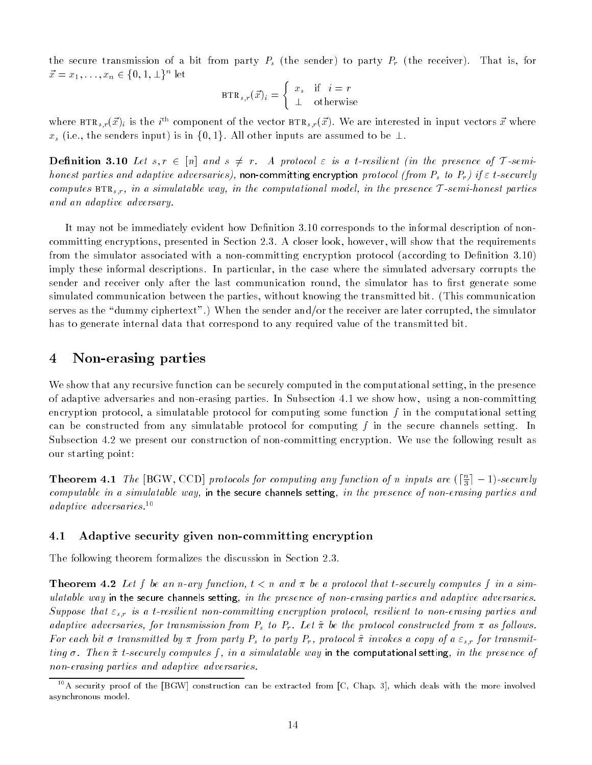the secure transmission of a bit from party $P_s$ (the sender) to party $P_r$ (the receiver). That is, for $\vec{x} = x_1, \ldots, x_n \in \{0, 1, \perp\}^n$ let

$$\text{BTR}_{s,r}(\vec{x})_i = \begin{cases} x_s & \text{if } \; i = r \\ \perp & \text{otherwise} \end{cases}$$

where $\text{BTR}_{s,r}(\vec{x})_i$ is the $i^{\text{th}}$ component of the vector $\text{BTR}_{s,r}(\vec{x})$. We are interested in input vectors $\vec{x}$ where $x_s$ (i.e., the senders input) is in $\{0, 1\}$. All other inputs are assumed to be $\perp$.

**Definition 3.10** *Let $s, r \in [n]$ and $s \neq r$. A protocol $\varepsilon$ is a $t$-resilient (in the presence of $\mathcal{T}$-semi-honest parties and adaptive adversaries),* non-committing encryption *protocol (from $P_s$ to $P_r$) if $\varepsilon$ $t$-securely computes $\text{BTR}_{s,r}$, in a simulatable way, in the computational model, in the presence $\mathcal{T}$-semi-honest parties and an adaptive adversary.*

It may not be immediately evident how Definition 3.10 corresponds to the informal description of non-committing encryptions, presented in Section 2.3. A closer look, however, will show that the requirements from the simulator associated with a non-committing encryption protocol (according to Definition 3.10) imply these informal descriptions. In particular, in the case where the simulated adversary corrupts the sender and receiver only after the last communication round, the simulator has to first generate some simulated communication between the parties, without knowing the transmitted bit. (This communication serves as the "dummy ciphertext".) When the sender and/or the receiver are later corrupted, the simulator has to generate internal data that correspond to any required value of the transmitted bit.

# 4 Non-erasing parties

We show that any recursive function can be securely computed in the computational setting, in the presence of adaptive adversaries and non-erasing parties. In Subsection 4.1 we show how, using a non-committing encryption protocol, a simulatable protocol for computing some function $f$ in the computational setting can be constructed from any simulatable protocol for computing $f$ in the secure channels setting. In Subsection 4.2 we present our construction of non-committing encryption. We use the following result as our starting point:

**Theorem 4.1** *The [BGW, CCD] protocols for computing any function of $n$ inputs are $(\lceil \frac{n}{3} \rceil - 1)$-securely computable in a simulatable way,* in the secure channels setting, *in the presence of non-erasing parties and adaptive adversaries.*[10]

## 4.1 Adaptive security given non-committing encryption

The following theorem formalizes the discussion in Section 2.3.

**Theorem 4.2** *Let $f$ be an $n$-ary function, $t < n$ and $\pi$ be a protocol that $t$-securely computes $f$ in a simulatable way* in the secure channels setting, *in the presence of non-erasing parties and adaptive adversaries. Suppose that $\varepsilon_{s,r}$ is a $t$-resilient non-committing encryption protocol, resilient to non-erasing parties and adaptive adversaries, for transmission from $P_s$ to $P_r$. Let $\tilde{\pi}$ be the protocol constructed from $\pi$ as follows. For each bit $\sigma$ transmitted by $\pi$ from party $P_s$ to party $P_r$, protocol $\tilde{\pi}$ invokes a copy of a $\varepsilon_{s,r}$ for transmitting $\sigma$. Then $\tilde{\pi}$ $t$-securely computes $f$, in a simulatable way* in the computational setting, *in the presence of non-erasing parties and adaptive adversaries.*

[10] A security proof of the [BGW] construction can be extracted from [C, Chap. 3], which deals with the more involved asynchronous model.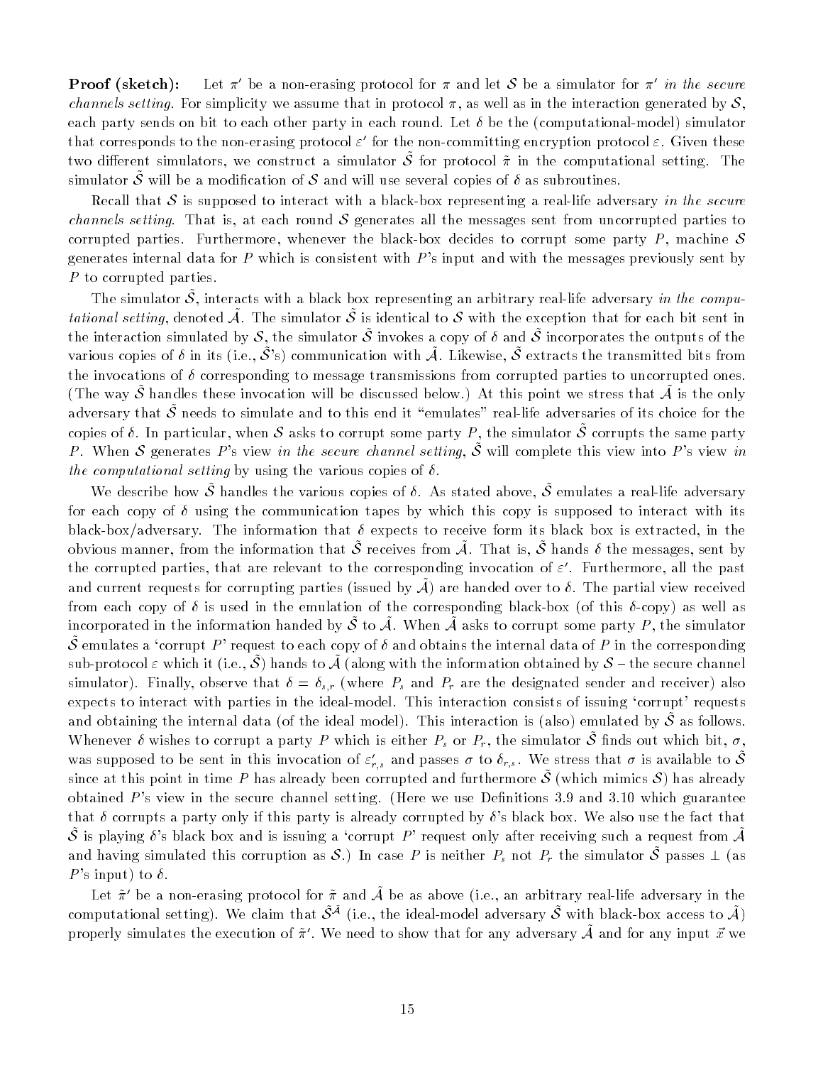**Proof (sketch):** Let $\pi'$ be a non-erasing protocol for $\pi$ and let $\mathcal{S}$ be a simulator for $\pi'$ *in the secure channels setting*. For simplicity we assume that in protocol $\pi$, as well as in the interaction generated by $\mathcal{S}$, each party sends on bit to each other party in each round. Let $\delta$ be the (computational-model) simulator that corresponds to the non-erasing protocol $\varepsilon'$ for the non-committing encryption protocol $\varepsilon$. Given these two different simulators, we construct a simulator $\tilde{\mathcal{S}}$ for protocol $\tilde{\pi}$ in the computational setting. The simulator $\tilde{\mathcal{S}}$ will be a modification of $\mathcal{S}$ and will use several copies of $\delta$ as subroutines.

Recall that $\mathcal{S}$ is supposed to interact with a black-box representing a real-life adversary *in the secure channels setting*. That is, at each round $\mathcal{S}$ generates all the messages sent from uncorrupted parties to corrupted parties. Furthermore, whenever the black-box decides to corrupt some party $P$, machine $\mathcal{S}$ generates internal data for $P$ which is consistent with $P$'s input and with the messages previously sent by $P$ to corrupted parties.

The simulator $\tilde{\mathcal{S}}$, interacts with a black box representing an arbitrary real-life adversary *in the computational setting*, denoted $\tilde{\mathcal{A}}$. The simulator $\tilde{\mathcal{S}}$ is identical to $\mathcal{S}$ with the exception that for each bit sent in the interaction simulated by $\mathcal{S}$, the simulator $\tilde{\mathcal{S}}$ invokes a copy of $\delta$ and $\tilde{\mathcal{S}}$ incorporates the outputs of the various copies of $\delta$ in its (i.e., $\tilde{\mathcal{S}}$'s) communication with $\tilde{\mathcal{A}}$. Likewise, $\tilde{\mathcal{S}}$ extracts the transmitted bits from the invocations of $\delta$ corresponding to message transmissions from corrupted parties to uncorrupted ones. (The way $\tilde{\mathcal{S}}$ handles these invocation will be discussed below.) At this point we stress that $\tilde{\mathcal{A}}$ is the only adversary that $\tilde{\mathcal{S}}$ needs to simulate and to this end it "emulates" real-life adversaries of its choice for the copies of $\delta$. In particular, when $\mathcal{S}$ asks to corrupt some party $P$, the simulator $\tilde{\mathcal{S}}$ corrupts the same party $P$. When $\mathcal{S}$ generates $P$'s view *in the secure channel setting*, $\tilde{\mathcal{S}}$ will complete this view into $P$'s view *in the computational setting* by using the various copies of $\delta$.

We describe how $\tilde{\mathcal{S}}$ handles the various copies of $\delta$. As stated above, $\tilde{\mathcal{S}}$ emulates a real-life adversary for each copy of $\delta$ using the communication tapes by which this copy is supposed to interact with its black-box/adversary. The information that $\delta$ expects to receive form its black box is extracted, in the obvious manner, from the information that $\tilde{\mathcal{S}}$ receives from $\tilde{\mathcal{A}}$. That is, $\tilde{\mathcal{S}}$ hands $\delta$ the messages, sent by the corrupted parties, that are relevant to the corresponding invocation of $\varepsilon'$. Furthermore, all the past and current requests for corrupting parties (issued by $\tilde{\mathcal{A}}$) are handed over to $\delta$. The partial view received from each copy of $\delta$ is used in the emulation of the corresponding black-box (of this $\delta$-copy) as well as incorporated in the information handed by $\tilde{\mathcal{S}}$ to $\tilde{\mathcal{A}}$. When $\tilde{\mathcal{A}}$ asks to corrupt some party $P$, the simulator $\tilde{\mathcal{S}}$ emulates a 'corrupt $P$' request to each copy of $\delta$ and obtains the internal data of $P$ in the corresponding sub-protocol $\varepsilon$ which it (i.e., $\tilde{\mathcal{S}}$) hands to $\tilde{\mathcal{A}}$ (along with the information obtained by $\mathcal{S}$ – the secure channel simulator). Finally, observe that $\delta = \delta_{s,r}$ (where $P_s$ and $P_r$ are the designated sender and receiver) also expects to interact with parties in the ideal-model. This interaction consists of issuing 'corrupt' requests and obtaining the internal data (of the ideal model). This interaction is (also) emulated by $\tilde{\mathcal{S}}$ as follows. Whenever $\delta$ wishes to corrupt a party $P$ which is either $P_s$ or $P_r$, the simulator $\tilde{\mathcal{S}}$ finds out which bit, $\sigma$, was supposed to be sent in this invocation of $\varepsilon'_{r,s}$ and passes $\sigma$ to $\delta_{r,s}$. We stress that $\sigma$ is available to $\tilde{\mathcal{S}}$ since at this point in time $P$ has already been corrupted and furthermore $\tilde{\mathcal{S}}$ (which mimics $\mathcal{S}$) has already obtained $P$'s view in the secure channel setting. (Here we use Definitions 3.9 and 3.10 which guarantee that $\delta$ corrupts a party only if this party is already corrupted by $\delta$'s black box. We also use the fact that $\tilde{\mathcal{S}}$ is playing $\delta$'s black box and is issuing a 'corrupt $P$' request only after receiving such a request from $\tilde{\mathcal{A}}$ and having simulated this corruption as $\mathcal{S}$.) In case $P$ is neither $P_s$ not $P_r$ the simulator $\tilde{\mathcal{S}}$ passes $\perp$ (as $P$'s input) to $\delta$.

Let $\tilde{\pi}'$ be a non-erasing protocol for $\tilde{\pi}$ and $\tilde{\mathcal{A}}$ be as above (i.e., an arbitrary real-life adversary in the computational setting). We claim that $\tilde{\mathcal{S}}^{\tilde{\mathcal{A}}}$ (i.e., the ideal-model adversary $\tilde{\mathcal{S}}$ with black-box access to $\tilde{\mathcal{A}}$) properly simulates the execution of $\tilde{\pi}'$. We need to show that for any adversary $\tilde{\mathcal{A}}$ and for any input $\vec{x}$ we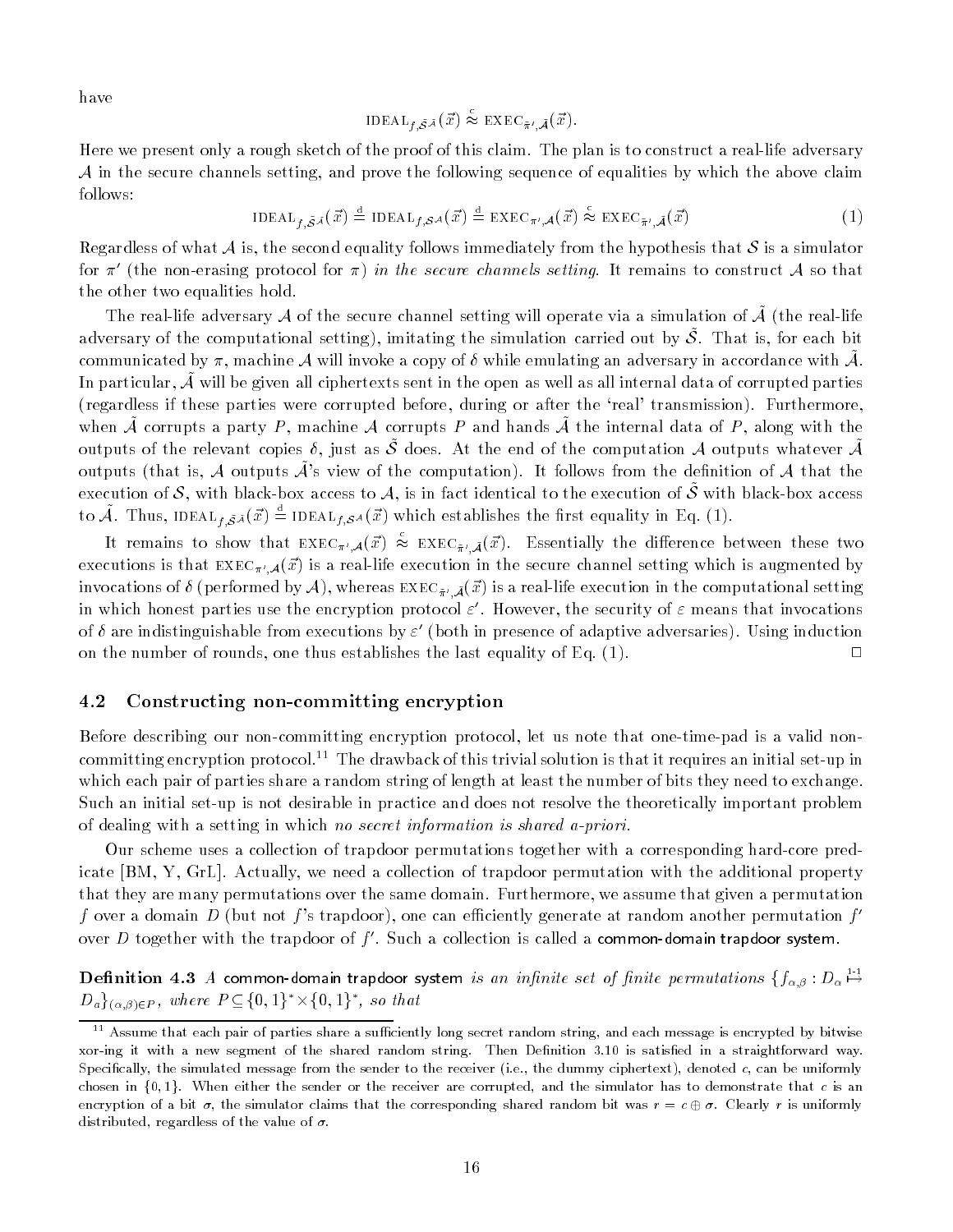have

$$\text{IDEAL}_{f,\tilde{\mathcal{S}}^{\tilde{\mathcal{A}}}}(\vec{x}) \stackrel{c}{\approx} \text{EXEC}_{\tilde{\pi}',\tilde{\mathcal{A}}}(\vec{x}).$$

Here we present only a rough sketch of the proof of this claim. The plan is to construct a real-life adversary $\mathcal{A}$ in the secure channels setting, and prove the following sequence of equalities by which the above claim follows:

$$\text{IDEAL}_{f,\tilde{\mathcal{S}}^{\tilde{\mathcal{A}}}}(\vec{x}) \stackrel{d}{=} \text{IDEAL}_{f,\mathcal{S}^{\mathcal{A}}}(\vec{x}) \stackrel{d}{=} \text{EXEC}_{\pi',\mathcal{A}}(\vec{x}) \stackrel{c}{\approx} \text{EXEC}_{\tilde{\pi}',\tilde{\mathcal{A}}}(\vec{x}) \tag{1}$$

Regardless of what $\mathcal{A}$ is, the second equality follows immediately from the hypothesis that $\mathcal{S}$ is a simulator for $\pi'$ (the non-erasing protocol for $\pi$) *in the secure channels setting*. It remains to construct $\mathcal{A}$ so that the other two equalities hold.

The real-life adversary $\mathcal{A}$ of the secure channel setting will operate via a simulation of $\tilde{\mathcal{A}}$ (the real-life adversary of the computational setting), imitating the simulation carried out by $\tilde{\mathcal{S}}$. That is, for each bit communicated by $\pi$, machine $\mathcal{A}$ will invoke a copy of $\delta$ while emulating an adversary in accordance with $\tilde{\mathcal{A}}$. In particular, $\tilde{\mathcal{A}}$ will be given all ciphertexts sent in the open as well as all internal data of corrupted parties (regardless if these parties were corrupted before, during or after the 'real' transmission). Furthermore, when $\tilde{\mathcal{A}}$ corrupts a party $P$, machine $\mathcal{A}$ corrupts $P$ and hands $\tilde{\mathcal{A}}$ the internal data of $P$, along with the outputs of the relevant copies $\delta$, just as $\tilde{\mathcal{S}}$ does. At the end of the computation $\mathcal{A}$ outputs whatever $\tilde{\mathcal{A}}$ outputs (that is, $\mathcal{A}$ outputs $\tilde{\mathcal{A}}$'s view of the computation). It follows from the definition of $\mathcal{A}$ that the execution of $\mathcal{S}$, with black-box access to $\mathcal{A}$, is in fact identical to the execution of $\tilde{\mathcal{S}}$ with black-box access to $\tilde{\mathcal{A}}$. Thus, $\text{IDEAL}_{f,\tilde{\mathcal{S}}^{\tilde{\mathcal{A}}}}(\vec{x}) \stackrel{d}{=} \text{IDEAL}_{f,\mathcal{S}^{\mathcal{A}}}(\vec{x})$ which establishes the first equality in Eq. (1).

It remains to show that $\text{EXEC}_{\pi',\mathcal{A}}(\vec{x}) \stackrel{c}{\approx} \text{EXEC}_{\tilde{\pi}',\tilde{\mathcal{A}}}(\vec{x})$. Essentially the difference between these two executions is that $\text{EXEC}_{\pi',\mathcal{A}}(\vec{x})$ is a real-life execution in the secure channel setting which is augmented by invocations of $\delta$ (performed by $\mathcal{A}$), whereas $\text{EXEC}_{\tilde{\pi}',\tilde{\mathcal{A}}}(\vec{x})$ is a real-life execution in the computational setting in which honest parties use the encryption protocol $\varepsilon'$. However, the security of $\varepsilon$ means that invocations of $\delta$ are indistinguishable from executions by $\varepsilon'$ (both in presence of adaptive adversaries). Using induction on the number of rounds, one thus establishes the last equality of Eq. (1). □

## 4.2 Constructing non-committing encryption

Before describing our non-committing encryption protocol, let us note that one-time-pad is a valid non-committing encryption protocol.[11] The drawback of this trivial solution is that it requires an initial set-up in which each pair of parties share a random string of length at least the number of bits they need to exchange. Such an initial set-up is not desirable in practice and does not resolve the theoretically important problem of dealing with a setting in which *no secret information is shared a-priori*.

Our scheme uses a collection of trapdoor permutations together with a corresponding hard-core predicate [BM, Y, GrL]. Actually, we need a collection of trapdoor permutation with the additional property that they are many permutations over the same domain. Furthermore, we assume that given a permutation $f$ over a domain $D$ (but not $f$'s trapdoor), one can efficiently generate at random another permutation $f'$ over $D$ together with the trapdoor of $f'$. Such a collection is called a common-domain trapdoor system.

**Definition 4.3** *A* common-domain trapdoor system *is an infinite set of finite permutations* $\{f_{\alpha,\beta} : D_\alpha \stackrel{1\text{-}1}{\mapsto} D_\alpha\}_{(\alpha,\beta)\in P}$, *where* $P \subseteq \{0,1\}^* \times \{0,1\}^*$, *so that*

[11] Assume that each pair of parties share a sufficiently long secret random string, and each message is encrypted by bitwise xor-ing it with a new segment of the shared random string. Then Definition 3.10 is satisfied in a straightforward way. Specifically, the simulated message from the sender to the receiver (i.e., the dummy ciphertext), denoted $c$, can be uniformly chosen in $\{0,1\}$. When either the sender or the receiver are corrupted, and the simulator has to demonstrate that $c$ is an encryption of a bit $\sigma$, the simulator claims that the corresponding shared random bit was $r = c \oplus \sigma$. Clearly $r$ is uniformly distributed, regardless of the value of $\sigma$.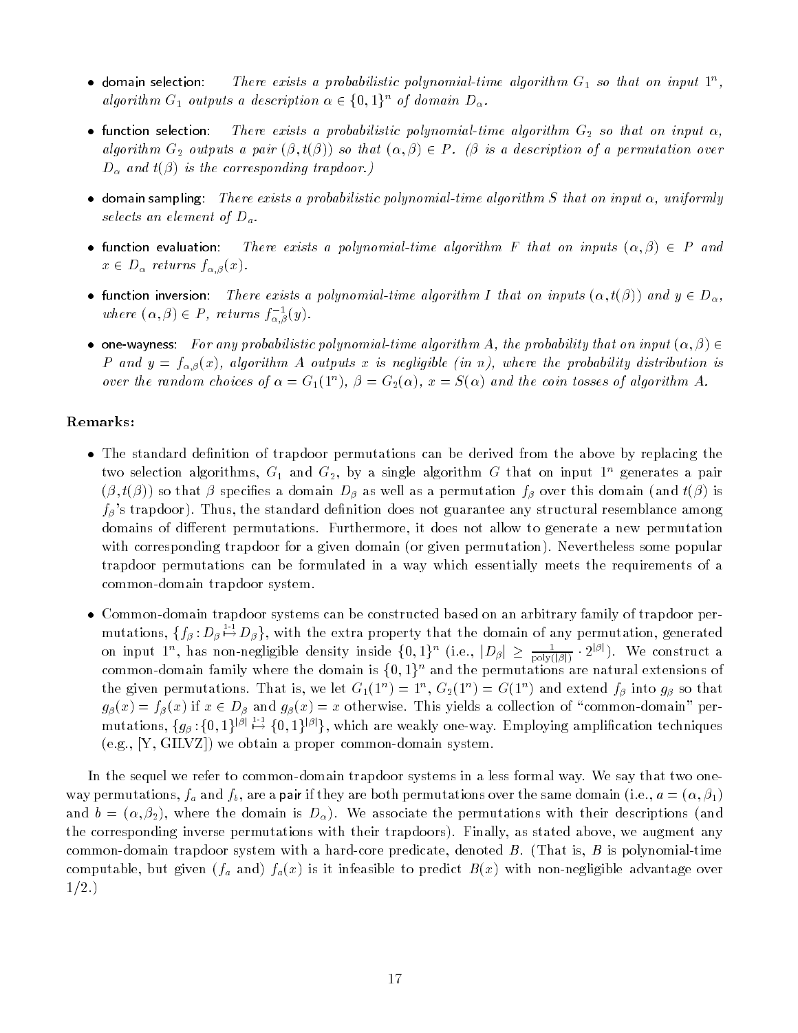- domain selection: *There exists a probabilistic polynomial-time algorithm $G_1$ so that on input $1^n$, algorithm $G_1$ outputs a description $\alpha \in \{0,1\}^n$ of domain $D_\alpha$.*

- function selection: *There exists a probabilistic polynomial-time algorithm $G_2$ so that on input $\alpha$, algorithm $G_2$ outputs a pair $(\beta, t(\beta))$ so that $(\alpha, \beta) \in P$. ($\beta$ is a description of a permutation over $D_\alpha$ and $t(\beta)$ is the corresponding trapdoor.)*

- domain sampling: *There exists a probabilistic polynomial-time algorithm $S$ that on input $\alpha$, uniformly selects an element of $D_a$.*

- function evaluation: *There exists a polynomial-time algorithm $F$ that on inputs $(\alpha, \beta) \in P$ and $x \in D_\alpha$ returns $f_{\alpha,\beta}(x)$.*

- function inversion: *There exists a polynomial-time algorithm $I$ that on inputs $(\alpha, t(\beta))$ and $y \in D_\alpha$, where $(\alpha, \beta) \in P$, returns $f^{-1}_{\alpha,\beta}(y)$.*

- one-wayness: *For any probabilistic polynomial-time algorithm $A$, the probability that on input $(\alpha, \beta) \in P$ and $y = f_{\alpha,\beta}(x)$, algorithm $A$ outputs $x$ is negligible (in $n$), where the probability distribution is over the random choices of $\alpha = G_1(1^n)$, $\beta = G_2(\alpha)$, $x = S(\alpha)$ and the coin tosses of algorithm $A$.*

**Remarks:**

- The standard definition of trapdoor permutations can be derived from the above by replacing the two selection algorithms, $G_1$ and $G_2$, by a single algorithm $G$ that on input $1^n$ generates a pair $(\beta, t(\beta))$ so that $\beta$ specifies a domain $D_\beta$ as well as a permutation $f_\beta$ over this domain (and $t(\beta)$ is $f_\beta$'s trapdoor). Thus, the standard definition does not guarantee any structural resemblance among domains of different permutations. Furthermore, it does not allow to generate a new permutation with corresponding trapdoor for a given domain (or given permutation). Nevertheless some popular trapdoor permutations can be formulated in a way which essentially meets the requirements of a common-domain trapdoor system.

- Common-domain trapdoor systems can be constructed based on an arbitrary family of trapdoor permutations, $\{f_\beta : D_\beta \overset{1\text{-}1}{\mapsto} D_\beta\}$, with the extra property that the domain of any permutation, generated on input $1^n$, has non-negligible density inside $\{0,1\}^n$ (i.e., $|D_\beta| \geq \frac{1}{\text{poly}(|\beta|)} \cdot 2^{|\beta|}$). We construct a common-domain family where the domain is $\{0,1\}^n$ and the permutations are natural extensions of the given permutations. That is, we let $G_1(1^n) = 1^n$, $G_2(1^n) = G(1^n)$ and extend $f_\beta$ into $g_\beta$ so that $g_\beta(x) = f_\beta(x)$ if $x \in D_\beta$ and $g_\beta(x) = x$ otherwise. This yields a collection of "common-domain" permutations, $\{g_\beta : \{0,1\}^{|\beta|} \overset{1\text{-}1}{\mapsto} \{0,1\}^{|\beta|}\}$, which are weakly one-way. Employing amplification techniques (e.g., [Y, GILVZ]) we obtain a proper common-domain system.

In the sequel we refer to common-domain trapdoor systems in a less formal way. We say that two one-way permutations, $f_a$ and $f_b$, are a **pair** if they are both permutations over the same domain (i.e., $a = (\alpha, \beta_1)$ and $b = (\alpha, \beta_2)$, where the domain is $D_\alpha$). We associate the permutations with their descriptions (and the corresponding inverse permutations with their trapdoors). Finally, as stated above, we augment any common-domain trapdoor system with a hard-core predicate, denoted $B$. (That is, $B$ is polynomial-time computable, but given ($f_a$ and) $f_a(x)$ is it infeasible to predict $B(x)$ with non-negligible advantage over $1/2$.)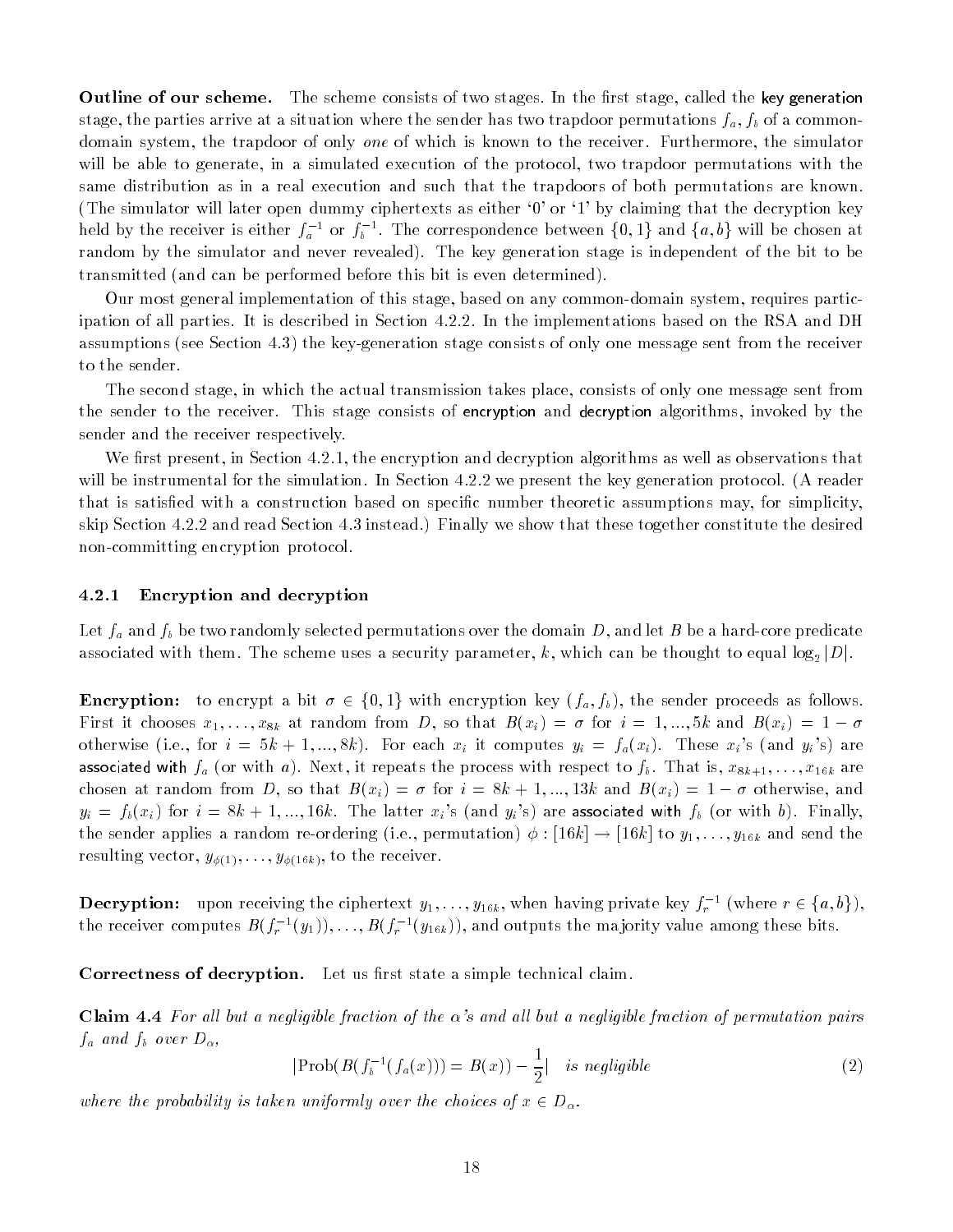**Outline of our scheme.** The scheme consists of two stages. In the first stage, called the key generation stage, the parties arrive at a situation where the sender has two trapdoor permutations $f_a, f_b$ of a common-domain system, the trapdoor of only *one* of which is known to the receiver. Furthermore, the simulator will be able to generate, in a simulated execution of the protocol, two trapdoor permutations with the same distribution as in a real execution and such that the trapdoors of both permutations are known. (The simulator will later open dummy ciphertexts as either '0' or '1' by claiming that the decryption key held by the receiver is either $f_a^{-1}$ or $f_b^{-1}$. The correspondence between $\{0,1\}$ and $\{a,b\}$ will be chosen at random by the simulator and never revealed). The key generation stage is independent of the bit to be transmitted (and can be performed before this bit is even determined).

Our most general implementation of this stage, based on any common-domain system, requires participation of all parties. It is described in Section 4.2.2. In the implementations based on the RSA and DH assumptions (see Section 4.3) the key-generation stage consists of only one message sent from the receiver to the sender.

The second stage, in which the actual transmission takes place, consists of only one message sent from the sender to the receiver. This stage consists of encryption and decryption algorithms, invoked by the sender and the receiver respectively.

We first present, in Section 4.2.1, the encryption and decryption algorithms as well as observations that will be instrumental for the simulation. In Section 4.2.2 we present the key generation protocol. (A reader that is satisfied with a construction based on specific number theoretic assumptions may, for simplicity, skip Section 4.2.2 and read Section 4.3 instead.) Finally we show that these together constitute the desired non-committing encryption protocol.

### 4.2.1 Encryption and decryption

Let $f_a$ and $f_b$ be two randomly selected permutations over the domain $D$, and let $B$ be a hard-core predicate associated with them. The scheme uses a security parameter, $k$, which can be thought to equal $\log_2 |D|$.

**Encryption:** to encrypt a bit $\sigma \in \{0,1\}$ with encryption key $(f_a, f_b)$, the sender proceeds as follows. First it chooses $x_1, \ldots, x_{8k}$ at random from $D$, so that $B(x_i) = \sigma$ for $i = 1, ..., 5k$ and $B(x_i) = 1 - \sigma$ otherwise (i.e., for $i = 5k+1, ..., 8k$). For each $x_i$ it computes $y_i = f_a(x_i)$. These $x_i$'s (and $y_i$'s) are associated with $f_a$ (or with $a$). Next, it repeats the process with respect to $f_b$. That is, $x_{8k+1}, \ldots, x_{16k}$ are chosen at random from $D$, so that $B(x_i) = \sigma$ for $i = 8k+1, ..., 13k$ and $B(x_i) = 1 - \sigma$ otherwise, and $y_i = f_b(x_i)$ for $i = 8k+1, ..., 16k$. The latter $x_i$'s (and $y_i$'s) are associated with $f_b$ (or with $b$). Finally, the sender applies a random re-ordering (i.e., permutation) $\phi : [16k] \rightarrow [16k]$ to $y_1, \ldots, y_{16k}$ and send the resulting vector, $y_{\phi(1)}, \ldots, y_{\phi(16k)}$, to the receiver.

**Decryption:** upon receiving the ciphertext $y_1, \ldots, y_{16k}$, when having private key $f_r^{-1}$ (where $r \in \{a,b\}$), the receiver computes $B(f_r^{-1}(y_1)), \ldots, B(f_r^{-1}(y_{16k}))$, and outputs the majority value among these bits.

**Correctness of decryption.** Let us first state a simple technical claim.

**Claim 4.4** *For all but a negligible fraction of the $\alpha$'s and all but a negligible fraction of permutation pairs $f_a$ and $f_b$ over $D_\alpha$,*

$$|\text{Prob}(B(f_b^{-1}(f_a(x))) = B(x)) - \frac{1}{2}| \quad \textit{is negligible} \tag{2}$$

*where the probability is taken uniformly over the choices of $x \in D_\alpha$.*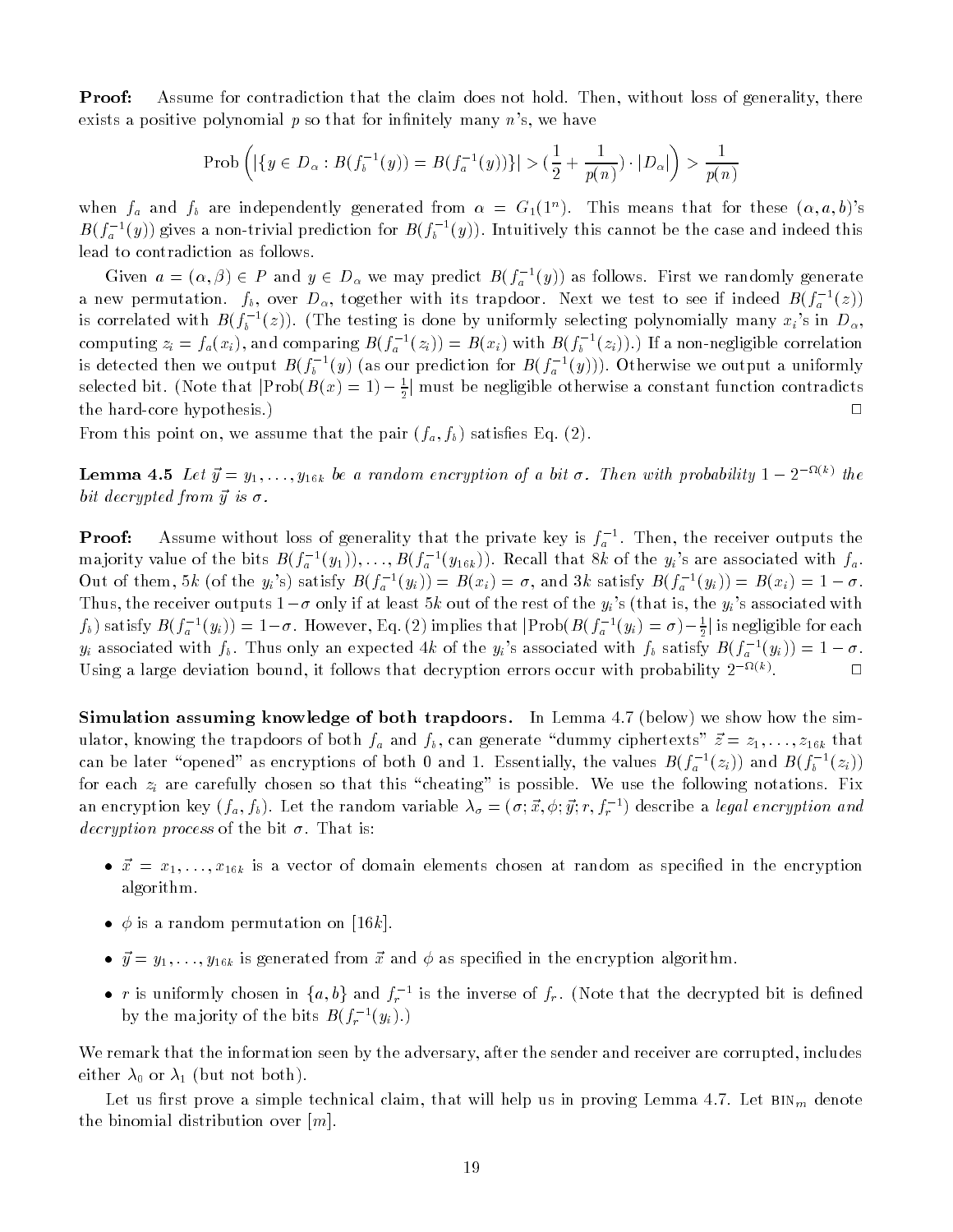**Proof:** Assume for contradiction that the claim does not hold. Then, without loss of generality, there exists a positive polynomial $p$ so that for infinitely many $n$'s, we have

$$\text{Prob}\left(|\{y \in D_\alpha : B(f_b^{-1}(y)) = B(f_a^{-1}(y))\}| > (\frac{1}{2} + \frac{1}{p(n)}) \cdot |D_\alpha|\right) > \frac{1}{p(n)}$$

when $f_a$ and $f_b$ are independently generated from $\alpha = G_1(1^n)$. This means that for these $(\alpha, a, b)$'s $B(f_a^{-1}(y))$ gives a non-trivial prediction for $B(f_b^{-1}(y))$. Intuitively this cannot be the case and indeed this lead to contradiction as follows.

Given $a = (\alpha, \beta) \in P$ and $y \in D_\alpha$ we may predict $B(f_a^{-1}(y))$ as follows. First we randomly generate a new permutation. $f_b$, over $D_\alpha$, together with its trapdoor. Next we test to see if indeed $B(f_a^{-1}(z))$ is correlated with $B(f_b^{-1}(z))$. (The testing is done by uniformly selecting polynomially many $x_i$'s in $D_\alpha$, computing $z_i = f_a(x_i)$, and comparing $B(f_a^{-1}(z_i)) = B(x_i)$ with $B(f_b^{-1}(z_i))$.) If a non-negligible correlation is detected then we output $B(f_b^{-1}(y)$ (as our prediction for $B(f_a^{-1}(y))$). Otherwise we output a uniformly selected bit. (Note that $|\text{Prob}(B(x) = 1) - \frac{1}{2}|$ must be negligible otherwise a constant function contradicts the hard-core hypothesis.) □

From this point on, we assume that the pair $(f_a, f_b)$ satisfies Eq. (2).

**Lemma 4.5** *Let $\vec{y} = y_1, \ldots, y_{16k}$ be a random encryption of a bit $\sigma$. Then with probability $1 - 2^{-\Omega(k)}$ the bit decrypted from $\vec{y}$ is $\sigma$.*

**Proof:** Assume without loss of generality that the private key is $f_a^{-1}$. Then, the receiver outputs the majority value of the bits $B(f_a^{-1}(y_1)), \ldots, B(f_a^{-1}(y_{16k}))$. Recall that $8k$ of the $y_i$'s are associated with $f_a$. Out of them, $5k$ (of the $y_i$'s) satisfy $B(f_a^{-1}(y_i)) = B(x_i) = \sigma$, and $3k$ satisfy $B(f_a^{-1}(y_i)) = B(x_i) = 1 - \sigma$. Thus, the receiver outputs $1 - \sigma$ only if at least $5k$ out of the rest of the $y_i$'s (that is, the $y_i$'s associated with $f_b$) satisfy $B(f_a^{-1}(y_i)) = 1 - \sigma$. However, Eq. (2) implies that $|\text{Prob}(B(f_a^{-1}(y_i) = \sigma) - \frac{1}{2}|$ is negligible for each $y_i$ associated with $f_b$. Thus only an expected $4k$ of the $y_i$'s associated with $f_b$ satisfy $B(f_a^{-1}(y_i)) = 1 - \sigma$. Using a large deviation bound, it follows that decryption errors occur with probability $2^{-\Omega(k)}$. □

**Simulation assuming knowledge of both trapdoors.** In Lemma 4.7 (below) we show how the simulator, knowing the trapdoors of both $f_a$ and $f_b$, can generate "dummy ciphertexts" $\vec{z} = z_1, \ldots, z_{16k}$ that can be later "opened" as encryptions of both 0 and 1. Essentially, the values $B(f_a^{-1}(z_i))$ and $B(f_b^{-1}(z_i))$ for each $z_i$ are carefully chosen so that this "cheating" is possible. We use the following notations. Fix an encryption key $(f_a, f_b)$. Let the random variable $\lambda_\sigma = (\sigma; \vec{x}, \phi; \vec{y}; r, f_r^{-1})$ describe a *legal encryption and decryption process* of the bit $\sigma$. That is:

- $\vec{x} = x_1, \ldots, x_{16k}$ is a vector of domain elements chosen at random as specified in the encryption algorithm.
- $\phi$ is a random permutation on $[16k]$.
- $\vec{y} = y_1, \ldots, y_{16k}$ is generated from $\vec{x}$ and $\phi$ as specified in the encryption algorithm.
- $r$ is uniformly chosen in $\{a, b\}$ and $f_r^{-1}$ is the inverse of $f_r$. (Note that the decrypted bit is defined by the majority of the bits $B(f_r^{-1}(y_i))$.)

We remark that the information seen by the adversary, after the sender and receiver are corrupted, includes either $\lambda_0$ or $\lambda_1$ (but not both).

Let us first prove a simple technical claim, that will help us in proving Lemma 4.7. Let $\text{BIN}_m$ denote the binomial distribution over $[m]$.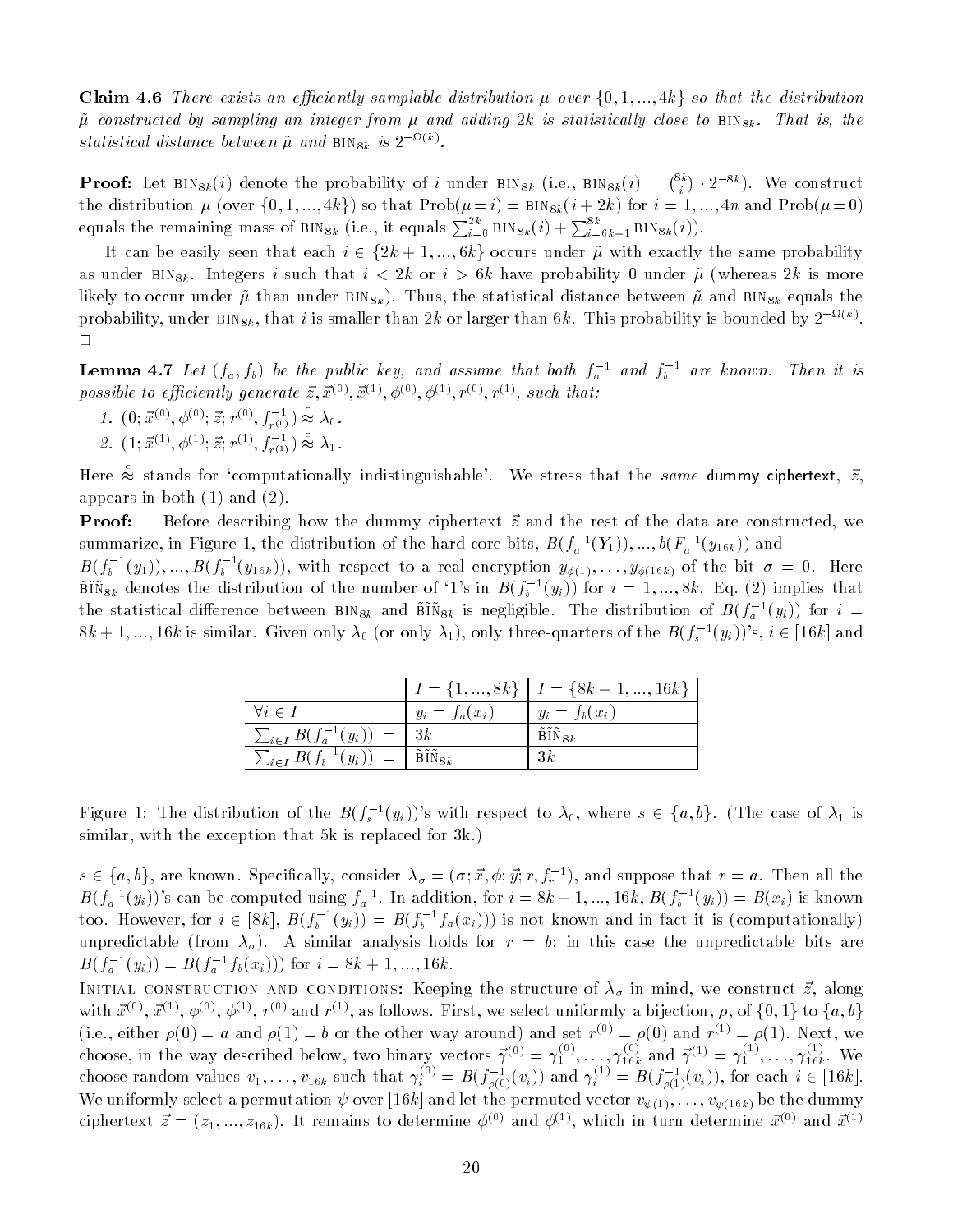**Claim 4.6** *There exists an efficiently samplable distribution $\mu$ over $\{0,1,...,4k\}$ so that the distribution $\tilde{\mu}$ constructed by sampling an integer from $\mu$ and adding $2k$ is statistically close to $\text{BIN}_{8k}$. That is, the statistical distance between $\tilde{\mu}$ and $\text{BIN}_{8k}$ is $2^{-\Omega(k)}$.*

**Proof:** Let $\text{BIN}_{8k}(i)$ denote the probability of $i$ under $\text{BIN}_{8k}$ (i.e., $\text{BIN}_{8k}(i) = \binom{8k}{i} \cdot 2^{-8k}$). We construct the distribution $\mu$ (over $\{0,1,...,4k\}$) so that $\text{Prob}(\mu = i) = \text{BIN}_{8k}(i + 2k)$ for $i = 1,...,4n$ and $\text{Prob}(\mu = 0)$ equals the remaining mass of $\text{BIN}_{8k}$ (i.e., it equals $\sum_{i=0}^{2k} \text{BIN}_{8k}(i) + \sum_{i=6k+1}^{8k} \text{BIN}_{8k}(i)$).

It can be easily seen that each $i \in \{2k+1,...,6k\}$ occurs under $\tilde{\mu}$ with exactly the same probability as under $\text{BIN}_{8k}$. Integers $i$ such that $i < 2k$ or $i > 6k$ have probability 0 under $\tilde{\mu}$ (whereas $2k$ is more likely to occur under $\tilde{\mu}$ than under $\text{BIN}_{8k}$). Thus, the statistical distance between $\tilde{\mu}$ and $\text{BIN}_{8k}$ equals the probability, under $\text{BIN}_{8k}$, that $i$ is smaller than $2k$ or larger than $6k$. This probability is bounded by $2^{-\Omega(k)}$. □

**Lemma 4.7** *Let $(f_a, f_b)$ be the public key, and assume that both $f_a^{-1}$ and $f_b^{-1}$ are known. Then it is possible to efficiently generate $\vec{z}, \vec{x}^{(0)}, \vec{x}^{(1)}, \phi^{(0)}, \phi^{(1)}, r^{(0)}, r^{(1)}$, such that:*

1. $(0; \vec{x}^{(0)}, \phi^{(0)}; \vec{z}; r^{(0)}, f_{r^{(0)}}^{-1}) \stackrel{c}{\approx} \lambda_0$.
2. $(1; \vec{x}^{(1)}, \phi^{(1)}; \vec{z}; r^{(1)}, f_{r^{(1)}}^{-1}) \stackrel{c}{\approx} \lambda_1$.

Here $\stackrel{c}{\approx}$ stands for 'computationally indistinguishable'. We stress that the *same* dummy ciphertext, $\vec{z}$, appears in both (1) and (2).

**Proof:** Before describing how the dummy ciphertext $\vec{z}$ and the rest of the data are constructed, we summarize, in Figure 1, the distribution of the hard-core bits, $B(f_a^{-1}(Y_1)),...,b(F_a^{-1}(y_{16k}))$ and $B(f_b^{-1}(y_1)),...,B(f_b^{-1}(y_{16k}))$, with respect to a real encryption $y_{\phi(1)},\ldots,y_{\phi(16k)}$ of the bit $\sigma = 0$. Here $\tilde{\text{BIN}}_{8k}$ denotes the distribution of the number of '1's in $B(f_b^{-1}(y_i))$ for $i = 1,...,8k$. Eq. (2) implies that the statistical difference between $\text{BIN}_{8k}$ and $\tilde{\text{BIN}}_{8k}$ is negligible. The distribution of $B(f_a^{-1}(y_i))$ for $i = 8k+1,...,16k$ is similar. Given only $\lambda_0$ (or only $\lambda_1$), only three-quarters of the $B(f_s^{-1}(y_i))$'s, $i \in [16k]$ and

| | $I = \{1,...,8k\}$ | $I = \{8k+1,...,16k\}$ |
|---|---|---|
| $\forall i \in I$ | $y_i = f_a(x_i)$ | $y_i = f_b(x_i)$ |
| $\sum_{i \in I} B(f_a^{-1}(y_i)) =$ | $3k$ | $\tilde{\text{BIN}}_{8k}$ |
| $\sum_{i \in I} B(f_b^{-1}(y_i)) =$ | $\tilde{\text{BIN}}_{8k}$ | $3k$ |

Figure 1: The distribution of the $B(f_s^{-1}(y_i))$'s with respect to $\lambda_0$, where $s \in \{a,b\}$. (The case of $\lambda_1$ is similar, with the exception that 5k is replaced for 3k.)

$s \in \{a,b\}$, are known. Specifically, consider $\lambda_\sigma = (\sigma; \vec{x}, \phi; \vec{y}; r, f_r^{-1})$, and suppose that $r = a$. Then all the $B(f_a^{-1}(y_i))$'s can be computed using $f_a^{-1}$. In addition, for $i = 8k+1,...,16k$, $B(f_b^{-1}(y_i)) = B(x_i)$ is known too. However, for $i \in [8k]$, $B(f_b^{-1}(y_i)) = B(f_b^{-1}f_a(x_i)))$ is not known and in fact it is (computationally) unpredictable (from $\lambda_\sigma$). A similar analysis holds for $r = b$; in this case the unpredictable bits are $B(f_a^{-1}(y_i)) = B(f_a^{-1}f_b(x_i)))$ for $i = 8k+1,...,16k$.

**Initial construction and conditions:** Keeping the structure of $\lambda_\sigma$ in mind, we construct $\vec{z}$, along with $\vec{x}^{(0)}, \vec{x}^{(1)}, \phi^{(0)}, \phi^{(1)}, r^{(0)}$ and $r^{(1)}$, as follows. First, we select uniformly a bijection, $\rho$, of $\{0,1\}$ to $\{a,b\}$ (i.e., either $\rho(0) = a$ and $\rho(1) = b$ or the other way around) and set $r^{(0)} = \rho(0)$ and $r^{(1)} = \rho(1)$. Next, we choose, in the way described below, two binary vectors $\vec{\gamma}^{(0)} = \gamma_1^{(0)},\ldots,\gamma_{16k}^{(0)}$ and $\vec{\gamma}^{(1)} = \gamma_1^{(1)},\ldots,\gamma_{16k}^{(1)}$. We choose random values $v_1,\ldots,v_{16k}$ such that $\gamma_i^{(0)} = B(f_{\rho(0)}^{-1}(v_i))$ and $\gamma_i^{(1)} = B(f_{\rho(1)}^{-1}(v_i))$, for each $i \in [16k]$. We uniformly select a permutation $\psi$ over $[16k]$ and let the permuted vector $v_{\psi(1)},\ldots,v_{\psi(16k)}$ be the dummy ciphertext $\vec{z} = (z_1,...,z_{16k})$. It remains to determine $\phi^{(0)}$ and $\phi^{(1)}$, which in turn determine $\vec{x}^{(0)}$ and $\vec{x}^{(1)}$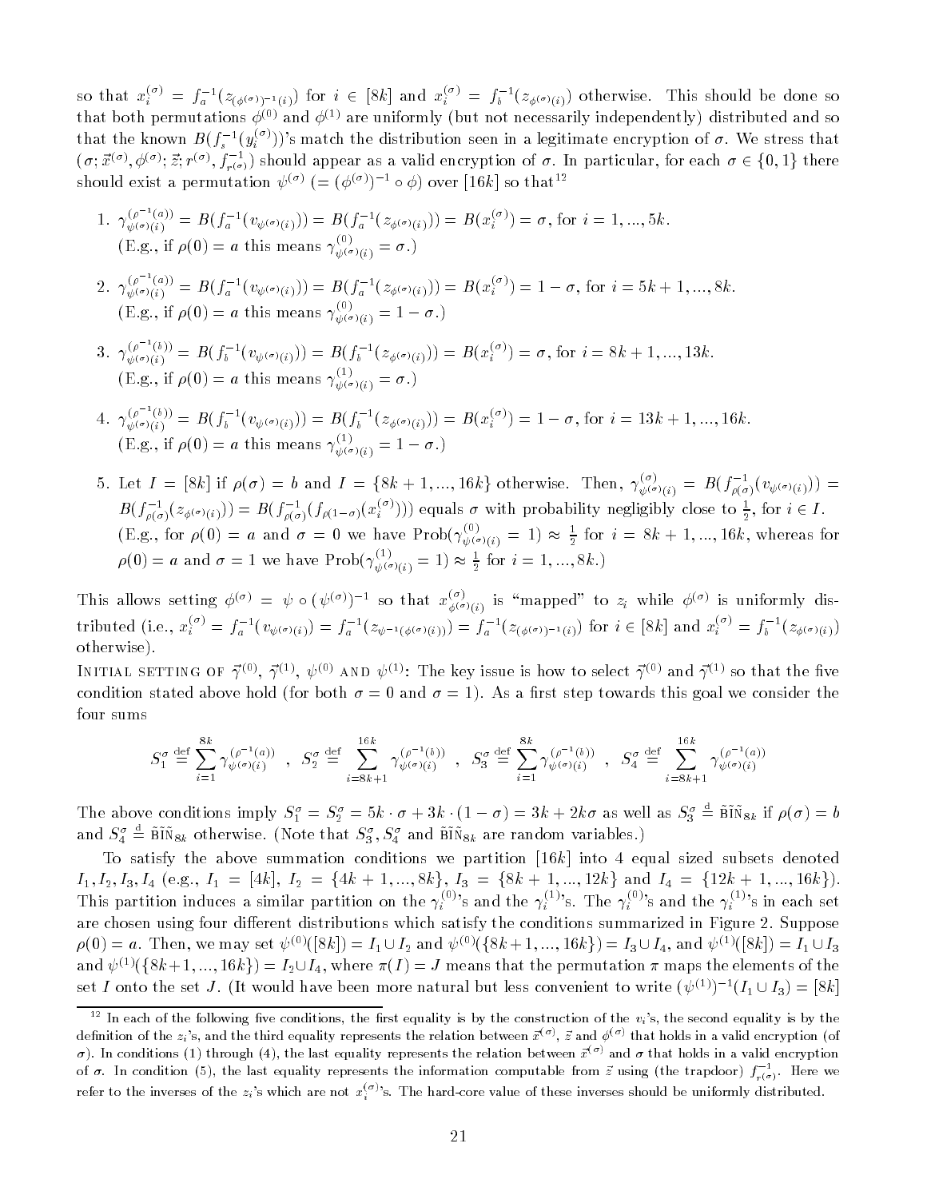so that $x_i^{(\sigma)} = f_a^{-1}(z_{(\phi^{(\sigma)})^{-1}(i)})$ for $i \in [8k]$ and $x_i^{(\sigma)} = f_b^{-1}(z_{\phi^{(\sigma)}(i)})$ otherwise. This should be done so that both permutations $\phi^{(0)}$ and $\phi^{(1)}$ are uniformly (but not necessarily independently) distributed and so that the known $B(f_s^{-1}(y_i^{(\sigma)}))$'s match the distribution seen in a legitimate encryption of $\sigma$. We stress that $(\sigma; \vec{x}^{(\sigma)}, \phi^{(\sigma)}; \vec{z}; r^{(\sigma)}, f_{r^{(\sigma)}}^{-1})$ should appear as a valid encryption of $\sigma$. In particular, for each $\sigma \in \{0,1\}$ there should exist a permutation $\psi^{(\sigma)}$ $(= (\phi^{(\sigma)})^{-1} \circ \phi)$ over $[16k]$ so that[12]

1. $\gamma_{\psi^{(\sigma)}(i)}^{(\rho^{-1}(a))} = B(f_a^{-1}(v_{\psi^{(\sigma)}(i)})) = B(f_a^{-1}(z_{\phi^{(\sigma)}(i)})) = B(x_i^{(\sigma)}) = \sigma$, for $i = 1, ..., 5k$.
   (E.g., if $\rho(0) = a$ this means $\gamma_{\psi^{(\sigma)}(i)}^{(0)} = \sigma$.)

2. $\gamma_{\psi^{(\sigma)}(i)}^{(\rho^{-1}(a))} = B(f_a^{-1}(v_{\psi^{(\sigma)}(i)})) = B(f_a^{-1}(z_{\phi^{(\sigma)}(i)})) = B(x_i^{(\sigma)}) = 1 - \sigma$, for $i = 5k+1, ..., 8k$.
   (E.g., if $\rho(0) = a$ this means $\gamma_{\psi^{(\sigma)}(i)}^{(0)} = 1 - \sigma$.)

3. $\gamma_{\psi^{(\sigma)}(i)}^{(\rho^{-1}(b))} = B(f_b^{-1}(v_{\psi^{(\sigma)}(i)})) = B(f_b^{-1}(z_{\phi^{(\sigma)}(i)})) = B(x_i^{(\sigma)}) = \sigma$, for $i = 8k+1, ..., 13k$.
   (E.g., if $\rho(0) = a$ this means $\gamma_{\psi^{(\sigma)}(i)}^{(1)} = \sigma$.)

4. $\gamma_{\psi^{(\sigma)}(i)}^{(\rho^{-1}(b))} = B(f_b^{-1}(v_{\psi^{(\sigma)}(i)})) = B(f_b^{-1}(z_{\phi^{(\sigma)}(i)})) = B(x_i^{(\sigma)}) = 1 - \sigma$, for $i = 13k+1, ..., 16k$.
   (E.g., if $\rho(0) = a$ this means $\gamma_{\psi^{(\sigma)}(i)}^{(1)} = 1 - \sigma$.)

5. Let $I = [8k]$ if $\rho(\sigma) = b$ and $I = \{8k+1, ..., 16k\}$ otherwise. Then, $\gamma_{\psi^{(\sigma)}(i)}^{(\sigma)} = B(f_{\rho(\sigma)}^{-1}(v_{\psi^{(\sigma)}(i)})) = B(f_{\rho(\sigma)}^{-1}(z_{\phi^{(\sigma)}(i)})) = B(f_{\rho(\sigma)}^{-1}(f_{\rho(1-\sigma)}(x_i^{(\sigma)})))$ equals $\sigma$ with probability negligibly close to $\frac{1}{2}$, for $i \in I$.
   (E.g., for $\rho(0) = a$ and $\sigma = 0$ we have $\mathrm{Prob}(\gamma_{\psi^{(\sigma)}(i)}^{(0)} = 1) \approx \frac{1}{2}$ for $i = 8k+1, ..., 16k$, whereas for $\rho(0) = a$ and $\sigma = 1$ we have $\mathrm{Prob}(\gamma_{\psi^{(\sigma)}(i)}^{(1)} = 1) \approx \frac{1}{2}$ for $i = 1, ..., 8k$.)

This allows setting $\phi^{(\sigma)} = \psi \circ (\psi^{(\sigma)})^{-1}$ so that $x_{\phi^{(\sigma)}(i)}^{(\sigma)}$ is "mapped" to $z_i$ while $\phi^{(\sigma)}$ is uniformly distributed (i.e., $x_i^{(\sigma)} = f_a^{-1}(v_{\psi^{(\sigma)}(i)}) = f_a^{-1}(z_{\psi^{-1}(\phi^{(\sigma)}(i))}) = f_a^{-1}(z_{(\phi^{(\sigma)})^{-1}(i)})$ for $i \in [8k]$ and $x_i^{(\sigma)} = f_b^{-1}(z_{\phi^{(\sigma)}(i)})$ otherwise).

**Initial setting of $\vec{\gamma}^{(0)}$, $\vec{\gamma}^{(1)}$, $\psi^{(0)}$ and $\psi^{(1)}$:** The key issue is how to select $\vec{\gamma}^{(0)}$ and $\vec{\gamma}^{(1)}$ so that the five condition stated above hold (for both $\sigma = 0$ and $\sigma = 1$). As a first step towards this goal we consider the four sums

$$S_1^\sigma \stackrel{\mathrm{def}}{=} \sum_{i=1}^{8k} \gamma_{\psi^{(\sigma)}(i)}^{(\rho^{-1}(a))} \quad , \quad S_2^\sigma \stackrel{\mathrm{def}}{=} \sum_{i=8k+1}^{16k} \gamma_{\psi^{(\sigma)}(i)}^{(\rho^{-1}(b))} \quad , \quad S_3^\sigma \stackrel{\mathrm{def}}{=} \sum_{i=1}^{8k} \gamma_{\psi^{(\sigma)}(i)}^{(\rho^{-1}(b))} \quad , \quad S_4^\sigma \stackrel{\mathrm{def}}{=} \sum_{i=8k+1}^{16k} \gamma_{\psi^{(\sigma)}(i)}^{(\rho^{-1}(a))}$$

The above conditions imply $S_1^\sigma = S_2^\sigma = 5k \cdot \sigma + 3k \cdot (1-\sigma) = 3k + 2k\sigma$ as well as $S_3^\sigma \stackrel{\mathrm{d}}{=} \mathrm{BIN}_{8k}$ if $\rho(\sigma) = b$ and $S_4^\sigma \stackrel{\mathrm{d}}{=} \mathrm{BIN}_{8k}$ otherwise. (Note that $S_3^\sigma, S_4^\sigma$ and $\mathrm{BIN}_{8k}$ are random variables.)

To satisfy the above summation conditions we partition $[16k]$ into 4 equal sized subsets denoted $I_1, I_2, I_3, I_4$ (e.g., $I_1 = [4k]$, $I_2 = \{4k+1, ..., 8k\}$, $I_3 = \{8k+1, ..., 12k\}$ and $I_4 = \{12k+1, ..., 16k\}$). This partition induces a similar partition on the $\gamma_i^{(0)}$'s and the $\gamma_i^{(1)}$'s. The $\gamma_i^{(0)}$'s and the $\gamma_i^{(1)}$'s in each set are chosen using four different distributions which satisfy the conditions summarized in Figure 2. Suppose $\rho(0) = a$. Then, we may set $\psi^{(0)}([8k]) = I_1 \cup I_2$ and $\psi^{(0)}(\{8k+1, ..., 16k\}) = I_3 \cup I_4$, and $\psi^{(1)}([8k]) = I_1 \cup I_3$ and $\psi^{(1)}(\{8k+1, ..., 16k\}) = I_2 \cup I_4$, where $\pi(I) = J$ means that the permutation $\pi$ maps the elements of the set $I$ onto the set $J$. (It would have been more natural but less convenient to write $(\psi^{(1)})^{-1}(I_1 \cup I_3) = [8k]$

---

[12] In each of the following five conditions, the first equality is by the construction of the $v_i$'s, the second equality is by the definition of the $z_i$'s, and the third equality represents the relation between $\vec{x}^{(\sigma)}$, $\vec{z}$ and $\phi^{(\sigma)}$ that holds in a valid encryption (of $\sigma$). In conditions (1) through (4), the last equality represents the relation between $\vec{x}^{(\sigma)}$ and $\sigma$ that holds in a valid encryption of $\sigma$. In condition (5), the last equality represents the information computable from $\vec{z}$ using (the trapdoor) $f_{r^{(\sigma)}}^{-1}$. Here we refer to the inverses of the $z_i$'s which are not $x_i^{(\sigma)}$'s. The hard-core value of these inverses should be uniformly distributed.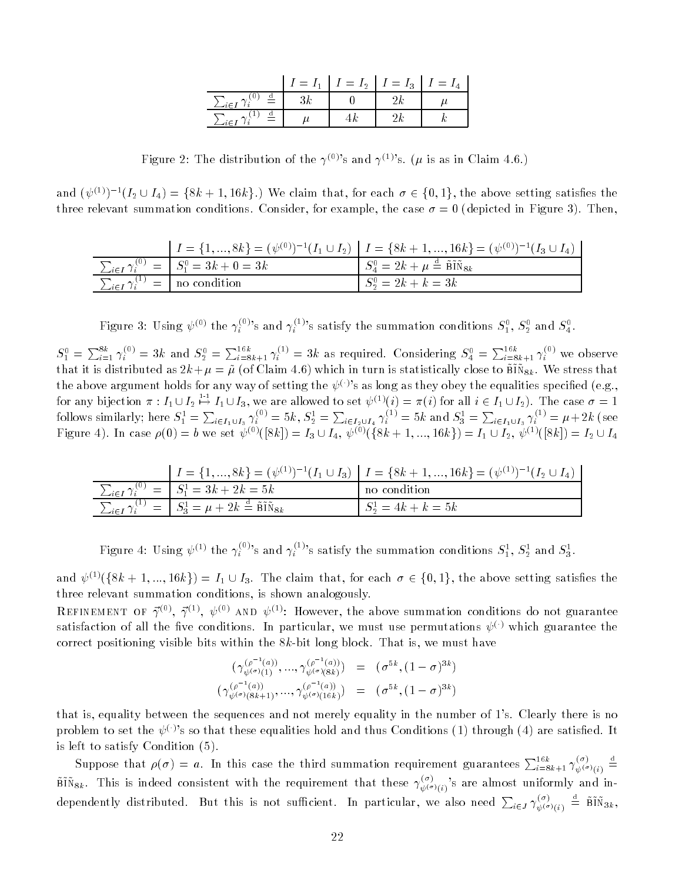| | $I = I_1$ | $I = I_2$ | $I = I_3$ | $I = I_4$ |
|---|---|---|---|---|
| $\sum_{i\in I} \gamma_i^{(0)} \stackrel{\rm d}{=}$ | $3k$ | $0$ | $2k$ | $\mu$ |
| $\sum_{i\in I} \gamma_i^{(1)} \stackrel{\rm d}{=}$ | $\mu$ | $4k$ | $2k$ | $k$ |

Figure 2: The distribution of the $\gamma^{(0)}$'s and $\gamma^{(1)}$'s. ($\mu$ is as in Claim 4.6.)

and $(\psi^{(1)})^{-1}(I_2 \cup I_4) = \{8k+1, 16k\}$.) We claim that, for each $\sigma \in \{0,1\}$, the above setting satisfies the three relevant summation conditions. Consider, for example, the case $\sigma = 0$ (depicted in Figure 3). Then,

| | $I = \{1,...,8k\} = (\psi^{(0)})^{-1}(I_1 \cup I_2)$ | $I = \{8k+1,...,16k\} = (\psi^{(0)})^{-1}(I_3 \cup I_4)$ |
|---|---|---|
| $\sum_{i\in I} \gamma_i^{(0)} =$ | $S_1^0 = 3k + 0 = 3k$ | $S_4^0 = 2k + \mu \stackrel{\rm d}{=} \tilde{\rm BIN}_{8k}$ |
| $\sum_{i\in I} \gamma_i^{(1)} =$ | no condition | $S_2^0 = 2k + k = 3k$ |

Figure 3: Using $\psi^{(0)}$ the $\gamma_i^{(0)}$'s and $\gamma_i^{(1)}$'s satisfy the summation conditions $S_1^0$, $S_2^0$ and $S_4^0$.

$S_1^0 = \sum_{i=1}^{8k} \gamma_i^{(0)} = 3k$ and $S_2^0 = \sum_{i=8k+1}^{16k} \gamma_i^{(1)} = 3k$ as required. Considering $S_4^0 = \sum_{i=8k+1}^{16k} \gamma_i^{(0)}$ we observe that it is distributed as $2k+\mu = \tilde{\mu}$ (of Claim 4.6) which in turn is statistically close to $\tilde{\rm BIN}_{8k}$. We stress that the above argument holds for any way of setting the $\psi^{(\cdot)}$'s as long as they obey the equalities specified (e.g., for any bijection $\pi : I_1 \cup I_2 \stackrel{1\text{-}1}{\mapsto} I_1 \cup I_3$, we are allowed to set $\psi^{(1)}(i) = \pi(i)$ for all $i \in I_1 \cup I_2$). The case $\sigma = 1$ follows similarly; here $S_1^1 = \sum_{i\in I_1 \cup I_3} \gamma_i^{(0)} = 5k$, $S_2^1 = \sum_{i\in I_2 \cup I_4} \gamma_i^{(1)} = 5k$ and $S_3^1 = \sum_{i\in I_1 \cup I_3} \gamma_i^{(1)} = \mu + 2k$ (see Figure 4). In case $\rho(0) = b$ we set $\psi^{(0)}([8k]) = I_3 \cup I_4$, $\psi^{(0)}(\{8k+1,...,16k\}) = I_1 \cup I_2$, $\psi^{(1)}([8k]) = I_2 \cup I_4$

| | $I = \{1,...,8k\} = (\psi^{(1)})^{-1}(I_1 \cup I_3)$ | $I = \{8k+1,...,16k\} = (\psi^{(1)})^{-1}(I_2 \cup I_4)$ |
|---|---|---|
| $\sum_{i\in I} \gamma_i^{(0)} =$ | $S_1^1 = 3k + 2k = 5k$ | no condition |
| $\sum_{i\in I} \gamma_i^{(1)} =$ | $S_3^1 = \mu + 2k \stackrel{\rm d}{=} \tilde{\rm BIN}_{8k}$ | $S_2^1 = 4k + k = 5k$ |

Figure 4: Using $\psi^{(1)}$ the $\gamma_i^{(0)}$'s and $\gamma_i^{(1)}$'s satisfy the summation conditions $S_1^1$, $S_2^1$ and $S_3^1$.

and $\psi^{(1)}(\{8k+1,...,16k\}) = I_1 \cup I_3$. The claim that, for each $\sigma \in \{0,1\}$, the above setting satisfies the three relevant summation conditions, is shown analogously.

**Refinement of $\vec{\gamma}^{(0)}$, $\vec{\gamma}^{(1)}$, $\psi^{(0)}$ and $\psi^{(1)}$:** However, the above summation conditions do not guarantee satisfaction of all the five conditions. In particular, we must use permutations $\psi^{(\cdot)}$ which guarantee the correct positioning visible bits within the $8k$-bit long block. That is, we must have

$$
\begin{aligned}
(\gamma_{\psi^{(\sigma)}(1)}^{(\rho^{-1}(a))}, ..., \gamma_{\psi^{(\sigma)}(8k)}^{(\rho^{-1}(a))}) &= (\sigma^{5k}, (1-\sigma)^{3k}) \\
(\gamma_{\psi^{(\sigma)}(8k+1)}^{(\rho^{-1}(a))}, ..., \gamma_{\psi^{(\sigma)}(16k)}^{(\rho^{-1}(a))}) &= (\sigma^{5k}, (1-\sigma)^{3k})
\end{aligned}
$$

that is, equality between the sequences and not merely equality in the number of 1's. Clearly there is no problem to set the $\psi^{(\cdot)}$'s so that these equalities hold and thus Conditions (1) through (4) are satisfied. It is left to satisfy Condition (5).

Suppose that $\rho(\sigma) = a$. In this case the third summation requirement guarantees $\sum_{i=8k+1}^{16k} \gamma_{\psi^{(\sigma)}(i)}^{(\sigma)} \stackrel{\rm d}{=} \tilde{\rm BIN}_{8k}$. This is indeed consistent with the requirement that these $\gamma_{\psi^{(\sigma)}(i)}^{(\sigma)}$'s are almost uniformly and independently distributed. But this is not sufficient. In particular, we also need $\sum_{i\in J} \gamma_{\psi^{(\sigma)}(i)}^{(\sigma)} \stackrel{\rm d}{=} \tilde{\rm BIN}_{3k}$,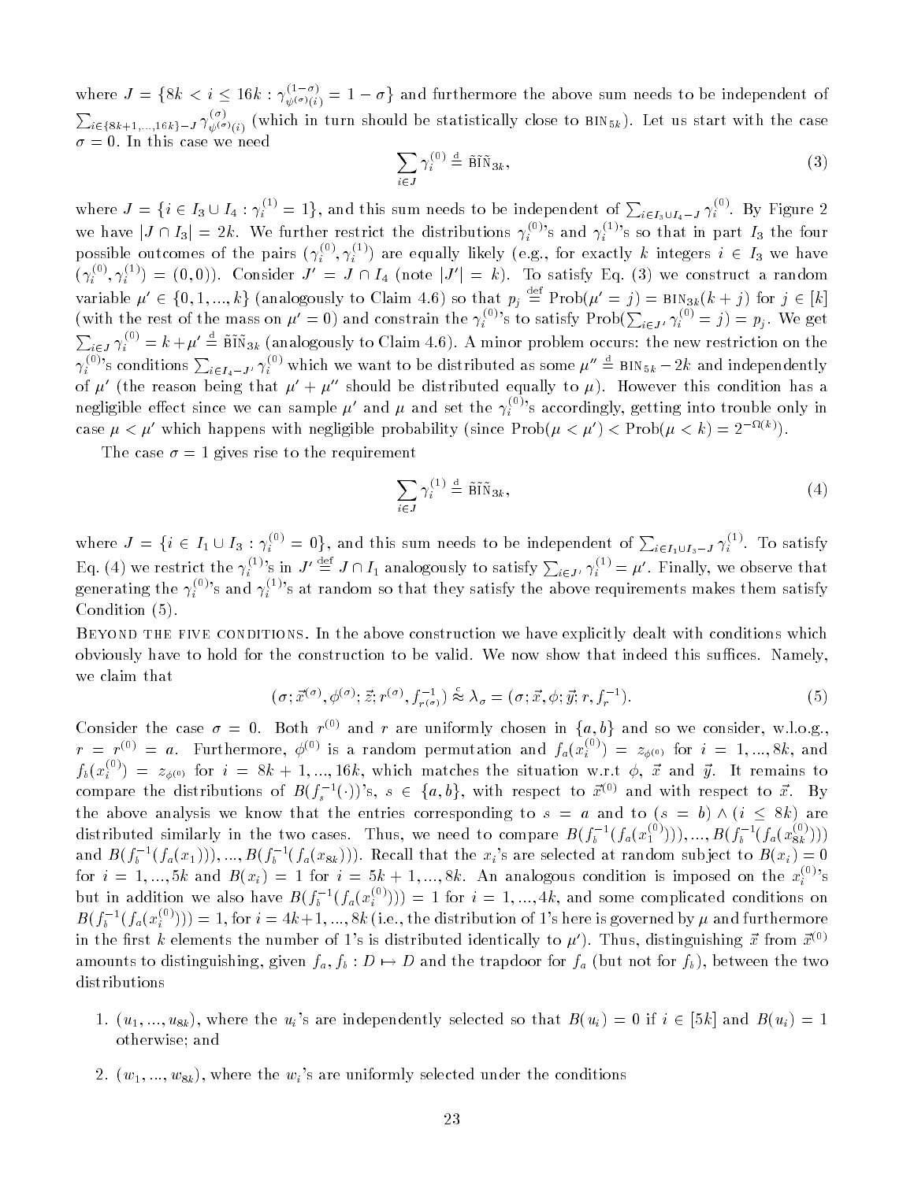where $J = \{8k < i \le 16k : \gamma^{(1-\sigma)}_{\psi^{(\sigma)}(i)} = 1 - \sigma\}$ and furthermore the above sum needs to be independent of $\sum_{i \in \{8k+1,...,16k\}-J} \gamma^{(\sigma)}_{\psi^{(\sigma)}(i)}$ (which in turn should be statistically close to $\text{BIN}_{5k}$). Let us start with the case $\sigma = 0$. In this case we need

$$\sum_{i \in J} \gamma_i^{(0)} \stackrel{\rm d}{=} \widetilde{\text{BIN}}_{3k}, \tag{3}$$

where $J = \{i \in I_3 \cup I_4 : \gamma_i^{(1)} = 1\}$, and this sum needs to be independent of $\sum_{i \in I_3 \cup I_4 - J} \gamma_i^{(0)}$. By Figure 2 we have $|J \cap I_3| = 2k$. We further restrict the distributions $\gamma_i^{(0)}$'s and $\gamma_i^{(1)}$'s so that in part $I_3$ the four possible outcomes of the pairs $(\gamma_i^{(0)}, \gamma_i^{(1)})$ are equally likely (e.g., for exactly $k$ integers $i \in I_3$ we have $(\gamma_i^{(0)}, \gamma_i^{(1)}) = (0,0)$). Consider $J' = J \cap I_4$ (note $|J'| = k$). To satisfy Eq. (3) we construct a random variable $\mu' \in \{0, 1, ..., k\}$ (analogously to Claim 4.6) so that $p_j \stackrel{\rm def}{=} \text{Prob}(\mu' = j) = \text{BIN}_{3k}(k+j)$ for $j \in [k]$ (with the rest of the mass on $\mu' = 0$) and constrain the $\gamma_i^{(0)}$'s to satisfy $\text{Prob}(\sum_{i \in J'} \gamma_i^{(0)} = j) = p_j$. We get $\sum_{i \in J} \gamma_i^{(0)} = k + \mu' \stackrel{\rm d}{=} \widetilde{\text{BIN}}_{3k}$ (analogously to Claim 4.6). A minor problem occurs: the new restriction on the $\gamma_i^{(0)}$'s conditions $\sum_{i \in I_4 - J'} \gamma_i^{(0)}$ which we want to be distributed as some $\mu'' \stackrel{\rm d}{=} \text{BIN}_{5k} - 2k$ and independently of $\mu'$ (the reason being that $\mu' + \mu''$ should be distributed equally to $\mu$). However this condition has a negligible effect since we can sample $\mu'$ and $\mu$ and set the $\gamma_i^{(0)}$'s accordingly, getting into trouble only in case $\mu < \mu'$ which happens with negligible probability (since $\text{Prob}(\mu < \mu') < \text{Prob}(\mu < k) = 2^{-\Omega(k)}$).

The case $\sigma = 1$ gives rise to the requirement

$$\sum_{i \in J} \gamma_i^{(1)} \stackrel{\rm d}{=} \tilde{\tilde{\text{BIN}}}_{3k}, \tag{4}$$

where $J = \{i \in I_1 \cup I_3 : \gamma_i^{(0)} = 0\}$, and this sum needs to be independent of $\sum_{i \in I_1 \cup I_3 - J} \gamma_i^{(1)}$. To satisfy Eq. (4) we restrict the $\gamma_i^{(1)}$'s in $J' \stackrel{\rm def}{=} J \cap I_1$ analogously to satisfy $\sum_{i \in J'} \gamma_i^{(1)} = \mu'$. Finally, we observe that generating the $\gamma_i^{(0)}$'s and $\gamma_i^{(1)}$'s at random so that they satisfy the above requirements makes them satisfy Condition (5).

Beyond the five conditions. In the above construction we have explicitly dealt with conditions which obviously have to hold for the construction to be valid. We now show that indeed this suffices. Namely, we claim that

$$(\sigma; \vec{x}^{(\sigma)}, \phi^{(\sigma)}; \vec{z}; r^{(\sigma)}, f^{-1}_{r^{(\sigma)}}) \stackrel{\rm c}{\approx} \lambda_\sigma = (\sigma; \vec{x}, \phi; \vec{y}; r, f_r^{-1}). \tag{5}$$

Consider the case $\sigma = 0$. Both $r^{(0)}$ and $r$ are uniformly chosen in $\{a, b\}$ and so we consider, w.l.o.g., $r = r^{(0)} = a$. Furthermore, $\phi^{(0)}$ is a random permutation and $f_a(x_i^{(0)}) = z_{\phi^{(0)}}$ for $i = 1, ..., 8k$, and $f_b(x_i^{(0)}) = z_{\phi^{(0)}}$ for $i = 8k+1, ..., 16k$, which matches the situation w.r.t $\phi$, $\vec{x}$ and $\vec{y}$. It remains to compare the distributions of $B(f_s^{-1}(\cdot))$'s, $s \in \{a, b\}$, with respect to $\vec{x}^{(0)}$ and with respect to $\vec{x}$. By the above analysis we know that the entries corresponding to $s = a$ and to $(s = b) \wedge (i \le 8k)$ are distributed similarly in the two cases. Thus, we need to compare $B(f_b^{-1}(f_a(x_1^{(0)}))), ..., B(f_b^{-1}(f_a(x_{8k}^{(0)})))$ and $B(f_b^{-1}(f_a(x_1))), ..., B(f_b^{-1}(f_a(x_{8k})))$. Recall that the $x_i$'s are selected at random subject to $B(x_i) = 0$ for $i = 1, ..., 5k$ and $B(x_i) = 1$ for $i = 5k+1, ..., 8k$. An analogous condition is imposed on the $x_i^{(0)}$'s but in addition we also have $B(f_b^{-1}(f_a(x_i^{(0)}))) = 1$ for $i = 1, ..., 4k$, and some complicated conditions on $B(f_b^{-1}(f_a(x_i^{(0)}))) = 1$, for $i = 4k+1, ..., 8k$ (i.e., the distribution of 1's here is governed by $\mu$ and furthermore in the first $k$ elements the number of 1's is distributed identically to $\mu'$). Thus, distinguishing $\vec{x}$ from $\vec{x}^{(0)}$ amounts to distinguishing, given $f_a, f_b : D \mapsto D$ and the trapdoor for $f_a$ (but not for $f_b$), between the two distributions

1. $(u_1, ..., u_{8k})$, where the $u_i$'s are independently selected so that $B(u_i) = 0$ if $i \in [5k]$ and $B(u_i) = 1$ otherwise; and

2. $(w_1, ..., w_{8k})$, where the $w_i$'s are uniformly selected under the conditions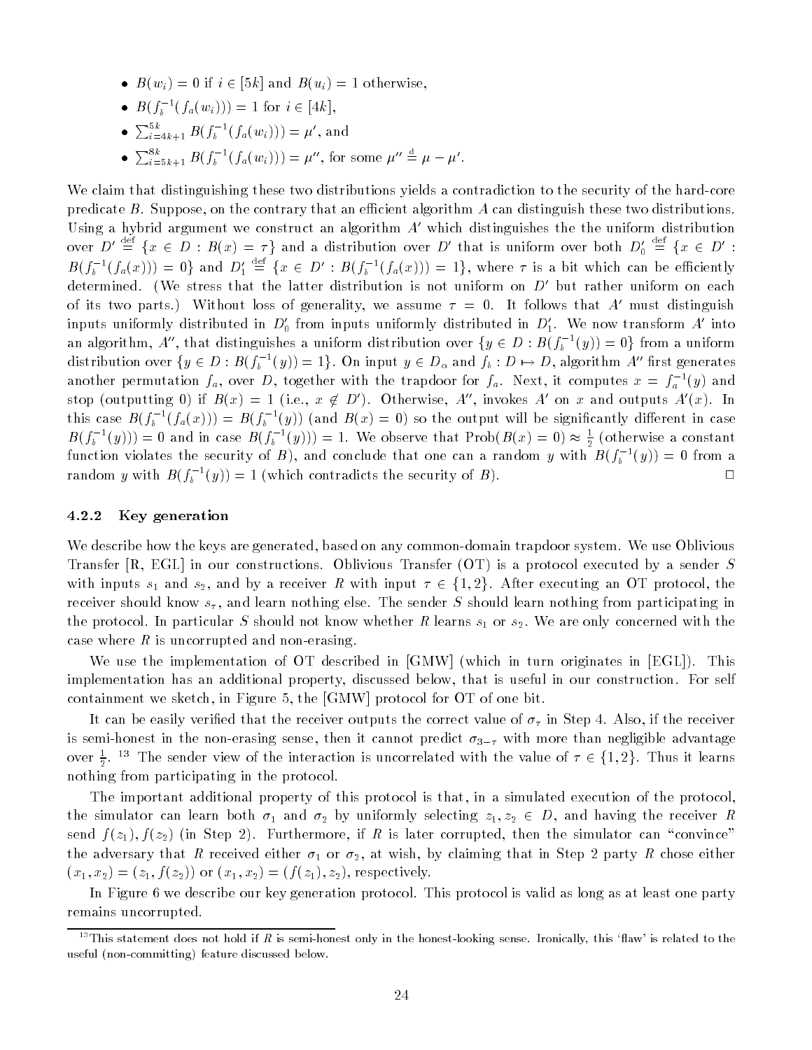- $B(w_i) = 0$ if $i \in [5k]$ and $B(u_i) = 1$ otherwise,
- $B(f_b^{-1}(f_a(w_i))) = 1$ for $i \in [4k]$,
- $\sum_{i=4k+1}^{5k} B(f_b^{-1}(f_a(w_i))) = \mu'$, and
- $\sum_{i=5k+1}^{8k} B(f_b^{-1}(f_a(w_i))) = \mu''$, for some $\mu'' \stackrel{\rm d}{=} \mu - \mu'$.

We claim that distinguishing these two distributions yields a contradiction to the security of the hard-core predicate $B$. Suppose, on the contrary that an efficient algorithm $A$ can distinguish these two distributions. Using a hybrid argument we construct an algorithm $A'$ which distinguishes the the uniform distribution over $D' \stackrel{\rm def}{=} \{x \in D : B(x) = \tau\}$ and a distribution over $D'$ that is uniform over both $D'_0 \stackrel{\rm def}{=} \{x \in D' : B(f_b^{-1}(f_a(x))) = 0\}$ and $D'_1 \stackrel{\rm def}{=} \{x \in D' : B(f_b^{-1}(f_a(x))) = 1\}$, where $\tau$ is a bit which can be efficiently determined. (We stress that the latter distribution is not uniform on $D'$ but rather uniform on each of its two parts.) Without loss of generality, we assume $\tau = 0$. It follows that $A'$ must distinguish inputs uniformly distributed in $D'_0$ from inputs uniformly distributed in $D'_1$. We now transform $A'$ into an algorithm, $A''$, that distinguishes a uniform distribution over $\{y \in D : B(f_b^{-1}(y)) = 0\}$ from a uniform distribution over $\{y \in D : B(f_b^{-1}(y)) = 1\}$. On input $y \in D_\alpha$ and $f_b : D \mapsto D$, algorithm $A''$ first generates another permutation $f_a$, over $D$, together with the trapdoor for $f_a$. Next, it computes $x = f_a^{-1}(y)$ and stop (outputting 0) if $B(x) = 1$ (i.e., $x \notin D'$). Otherwise, $A''$, invokes $A'$ on $x$ and outputs $A'(x)$. In this case $B(f_b^{-1}(f_a(x))) = B(f_b^{-1}(y))$ (and $B(x) = 0$) so the output will be significantly different in case $B(f_b^{-1}(y))) = 0$ and in case $B(f_b^{-1}(y))) = 1$. We observe that $\text{Prob}(B(x) = 0) \approx \frac{1}{2}$ (otherwise a constant function violates the security of $B$), and conclude that one can a random $y$ with $B(f_b^{-1}(y)) = 0$ from a random $y$ with $B(f_b^{-1}(y)) = 1$ (which contradicts the security of $B$). □

### 4.2.2 Key generation

We describe how the keys are generated, based on any common-domain trapdoor system. We use Oblivious Transfer [R, EGL] in our constructions. Oblivious Transfer (OT) is a protocol executed by a sender $S$ with inputs $s_1$ and $s_2$, and by a receiver $R$ with input $\tau \in \{1, 2\}$. After executing an OT protocol, the receiver should know $s_\tau$, and learn nothing else. The sender $S$ should learn nothing from participating in the protocol. In particular $S$ should not know whether $R$ learns $s_1$ or $s_2$. We are only concerned with the case where $R$ is uncorrupted and non-erasing.

We use the implementation of OT described in [GMW] (which in turn originates in [EGL]). This implementation has an additional property, discussed below, that is useful in our construction. For self containment we sketch, in Figure 5, the [GMW] protocol for OT of one bit.

It can be easily verified that the receiver outputs the correct value of $\sigma_\tau$ in Step 4. Also, if the receiver is semi-honest in the non-erasing sense, then it cannot predict $\sigma_{3-\tau}$ with more than negligible advantage over $\frac{1}{2}$. [13] The sender view of the interaction is uncorrelated with the value of $\tau \in \{1, 2\}$. Thus it learns nothing from participating in the protocol.

The important additional property of this protocol is that, in a simulated execution of the protocol, the simulator can learn both $\sigma_1$ and $\sigma_2$ by uniformly selecting $z_1, z_2 \in D$, and having the receiver $R$ send $f(z_1), f(z_2)$ (in Step 2). Furthermore, if $R$ is later corrupted, then the simulator can "convince" the adversary that $R$ received either $\sigma_1$ or $\sigma_2$, at wish, by claiming that in Step 2 party $R$ chose either $(x_1, x_2) = (z_1, f(z_2))$ or $(x_1, x_2) = (f(z_1), z_2)$, respectively.

In Figure 6 we describe our key generation protocol. This protocol is valid as long as at least one party remains uncorrupted.

[13] This statement does not hold if $R$ is semi-honest only in the honest-looking sense. Ironically, this 'flaw' is related to the useful (non-committing) feature discussed below.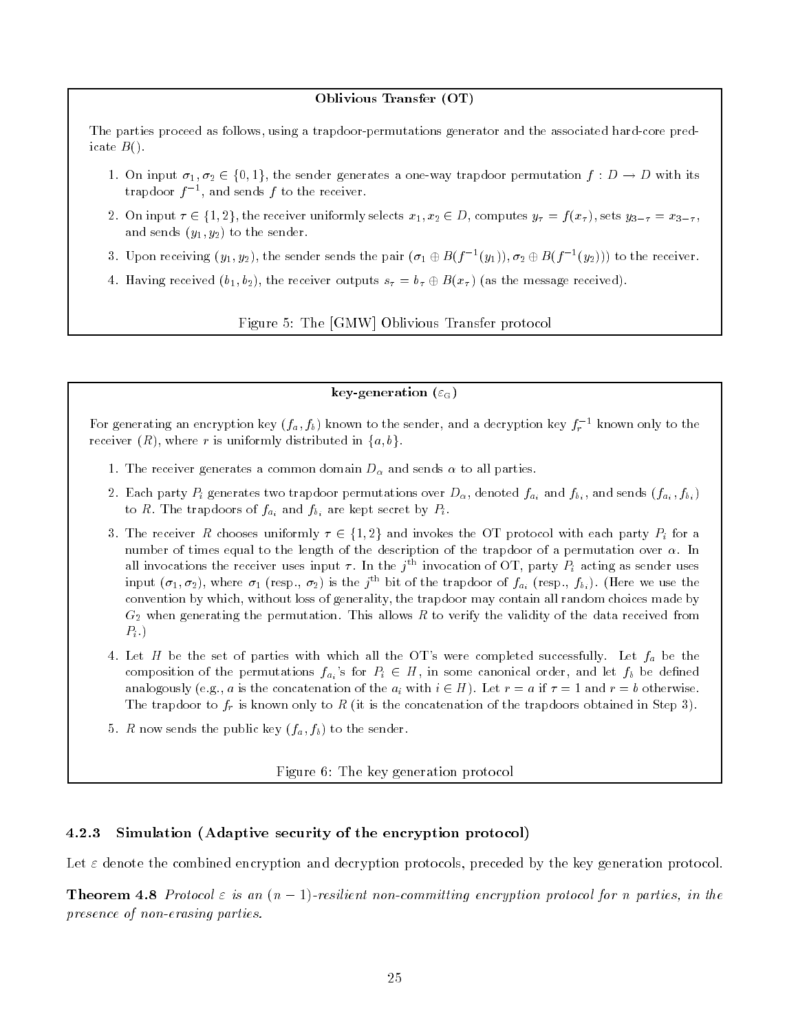**Oblivious Transfer (OT)**

The parties proceed as follows, using a trapdoor-permutations generator and the associated hard-core predicate $B()$.

1. On input $\sigma_1, \sigma_2 \in \{0,1\}$, the sender generates a one-way trapdoor permutation $f : D \to D$ with its trapdoor $f^{-1}$, and sends $f$ to the receiver.
2. On input $\tau \in \{1,2\}$, the receiver uniformly selects $x_1, x_2 \in D$, computes $y_\tau = f(x_\tau)$, sets $y_{3-\tau} = x_{3-\tau}$, and sends $(y_1, y_2)$ to the sender.
3. Upon receiving $(y_1, y_2)$, the sender sends the pair $(\sigma_1 \oplus B(f^{-1}(y_1)), \sigma_2 \oplus B(f^{-1}(y_2)))$ to the receiver.
4. Having received $(b_1, b_2)$, the receiver outputs $s_\tau = b_\tau \oplus B(x_\tau)$ (as the message received).

Figure 5: The [GMW] Oblivious Transfer protocol

**key-generation ($\varepsilon_G$)**

For generating an encryption key $(f_a, f_b)$ known to the sender, and a decryption key $f_r^{-1}$ known only to the receiver ($R$), where $r$ is uniformly distributed in $\{a, b\}$.

1. The receiver generates a common domain $D_\alpha$ and sends $\alpha$ to all parties.
2. Each party $P_i$ generates two trapdoor permutations over $D_\alpha$, denoted $f_{a_i}$ and $f_{b_i}$, and sends $(f_{a_i}, f_{b_i})$ to $R$. The trapdoors of $f_{a_i}$ and $f_{b_i}$ are kept secret by $P_i$.
3. The receiver $R$ chooses uniformly $\tau \in \{1,2\}$ and invokes the OT protocol with each party $P_i$ for a number of times equal to the length of the description of the trapdoor of a permutation over $\alpha$. In all invocations the receiver uses input $\tau$. In the $j^{\text{th}}$ invocation of OT, party $P_i$ acting as sender uses input $(\sigma_1, \sigma_2)$, where $\sigma_1$ (resp., $\sigma_2$) is the $j^{\text{th}}$ bit of the trapdoor of $f_{a_i}$ (resp., $f_{b_i}$). (Here we use the convention by which, without loss of generality, the trapdoor may contain all random choices made by $G_2$ when generating the permutation. This allows $R$ to verify the validity of the data received from $P_i$.)
4. Let $H$ be the set of parties with which all the OT's were completed successfully. Let $f_a$ be the composition of the permutations $f_{a_i}$'s for $P_i \in H$, in some canonical order, and let $f_b$ be defined analogously (e.g., $a$ is the concatenation of the $a_i$ with $i \in H$). Let $r = a$ if $\tau = 1$ and $r = b$ otherwise. The trapdoor to $f_r$ is known only to $R$ (it is the concatenation of the trapdoors obtained in Step 3).
5. $R$ now sends the public key $(f_a, f_b)$ to the sender.

Figure 6: The key generation protocol

### 4.2.3 Simulation (Adaptive security of the encryption protocol)

Let $\varepsilon$ denote the combined encryption and decryption protocols, preceded by the key generation protocol.

**Theorem 4.8** *Protocol $\varepsilon$ is an $(n-1)$-resilient non-committing encryption protocol for $n$ parties, in the presence of non-erasing parties.*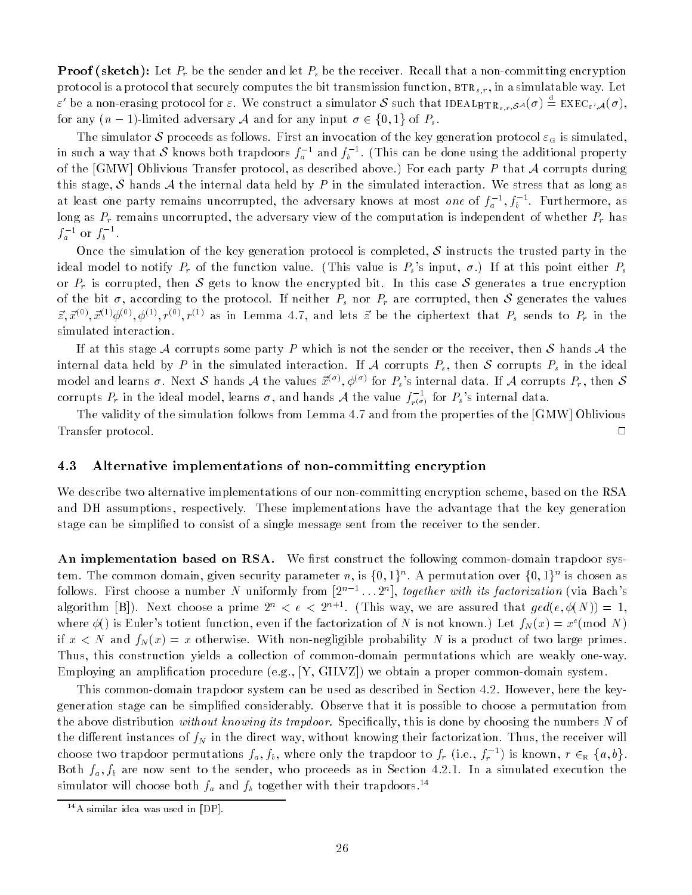**Proof (sketch):** Let $P_r$ be the sender and let $P_s$ be the receiver. Recall that a non-committing encryption protocol is a protocol that securely computes the bit transmission function, $\text{BTR}_{s,r}$, in a simulatable way. Let $\varepsilon'$ be a non-erasing protocol for $\varepsilon$. We construct a simulator $\mathcal{S}$ such that $\text{IDEAL}_{\text{BTR}_{s,r},\mathcal{S}^{\mathcal{A}}}(\sigma) \stackrel{\text{d}}{=} \text{EXEC}_{\varepsilon',\mathcal{A}}(\sigma)$, for any $(n-1)$-limited adversary $\mathcal{A}$ and for any input $\sigma \in \{0,1\}$ of $P_s$.

The simulator $\mathcal{S}$ proceeds as follows. First an invocation of the key generation protocol $\varepsilon_G$ is simulated, in such a way that $\mathcal{S}$ knows both trapdoors $f_a^{-1}$ and $f_b^{-1}$. (This can be done using the additional property of the [GMW] Oblivious Transfer protocol, as described above.) For each party $P$ that $\mathcal{A}$ corrupts during this stage, $\mathcal{S}$ hands $\mathcal{A}$ the internal data held by $P$ in the simulated interaction. We stress that as long as at least one party remains uncorrupted, the adversary knows at most *one* of $f_a^{-1}, f_b^{-1}$. Furthermore, as long as $P_r$ remains uncorrupted, the adversary view of the computation is independent of whether $P_r$ has $f_a^{-1}$ or $f_b^{-1}$.

Once the simulation of the key generation protocol is completed, $\mathcal{S}$ instructs the trusted party in the ideal model to notify $P_r$ of the function value. (This value is $P_s$'s input, $\sigma$.) If at this point either $P_s$ or $P_r$ is corrupted, then $\mathcal{S}$ gets to know the encrypted bit. In this case $\mathcal{S}$ generates a true encryption of the bit $\sigma$, according to the protocol. If neither $P_s$ nor $P_r$ are corrupted, then $\mathcal{S}$ generates the values $\vec{z}, \vec{x}^{(0)}, \vec{x}^{(1)} \phi^{(0)}, \phi^{(1)}, r^{(0)}, r^{(1)}$ as in Lemma 4.7, and lets $\vec{z}$ be the ciphertext that $P_s$ sends to $P_r$ in the simulated interaction.

If at this stage $\mathcal{A}$ corrupts some party $P$ which is not the sender or the receiver, then $\mathcal{S}$ hands $\mathcal{A}$ the internal data held by $P$ in the simulated interaction. If $\mathcal{A}$ corrupts $P_s$, then $\mathcal{S}$ corrupts $P_s$ in the ideal model and learns $\sigma$. Next $\mathcal{S}$ hands $\mathcal{A}$ the values $\vec{x}^{(\sigma)}, \phi^{(\sigma)}$ for $P_s$'s internal data. If $\mathcal{A}$ corrupts $P_r$, then $\mathcal{S}$ corrupts $P_r$ in the ideal model, learns $\sigma$, and hands $\mathcal{A}$ the value $f_{r^{(\sigma)}}^{-1}$ for $P_s$'s internal data.

The validity of the simulation follows from Lemma 4.7 and from the properties of the [GMW] Oblivious Transfer protocol. □

### 4.3 Alternative implementations of non-committing encryption

We describe two alternative implementations of our non-committing encryption scheme, based on the RSA and DH assumptions, respectively. These implementations have the advantage that the key generation stage can be simplified to consist of a single message sent from the receiver to the sender.

**An implementation based on RSA.** We first construct the following common-domain trapdoor system. The common domain, given security parameter $n$, is $\{0,1\}^n$. A permutation over $\{0,1\}^n$ is chosen as follows. First choose a number $N$ uniformly from $[2^{n-1} \dots 2^n]$, *together with its factorization* (via Bach's algorithm [B]). Next choose a prime $2^n < e < 2^{n+1}$. (This way, we are assured that $gcd(e, \phi(N)) = 1$, where $\phi()$ is Euler's totient function, even if the factorization of $N$ is not known.) Let $f_N(x) = x^e (\text{mod } N)$ if $x < N$ and $f_N(x) = x$ otherwise. With non-negligible probability $N$ is a product of two large primes. Thus, this construction yields a collection of common-domain permutations which are weakly one-way. Employing an amplification procedure (e.g., [Y, GILVZ]) we obtain a proper common-domain system.

This common-domain trapdoor system can be used as described in Section 4.2. However, here the key-generation stage can be simplified considerably. Observe that it is possible to choose a permutation from the above distribution *without knowing its trapdoor*. Specifically, this is done by choosing the numbers $N$ of the different instances of $f_N$ in the direct way, without knowing their factorization. Thus, the receiver will choose two trapdoor permutations $f_a, f_b$, where only the trapdoor to $f_r$ (i.e., $f_r^{-1}$) is known, $r \in_R \{a, b\}$. Both $f_a, f_b$ are now sent to the sender, who proceeds as in Section 4.2.1. In a simulated execution the simulator will choose both $f_a$ and $f_b$ together with their trapdoors.[14]

[14] A similar idea was used in [DP].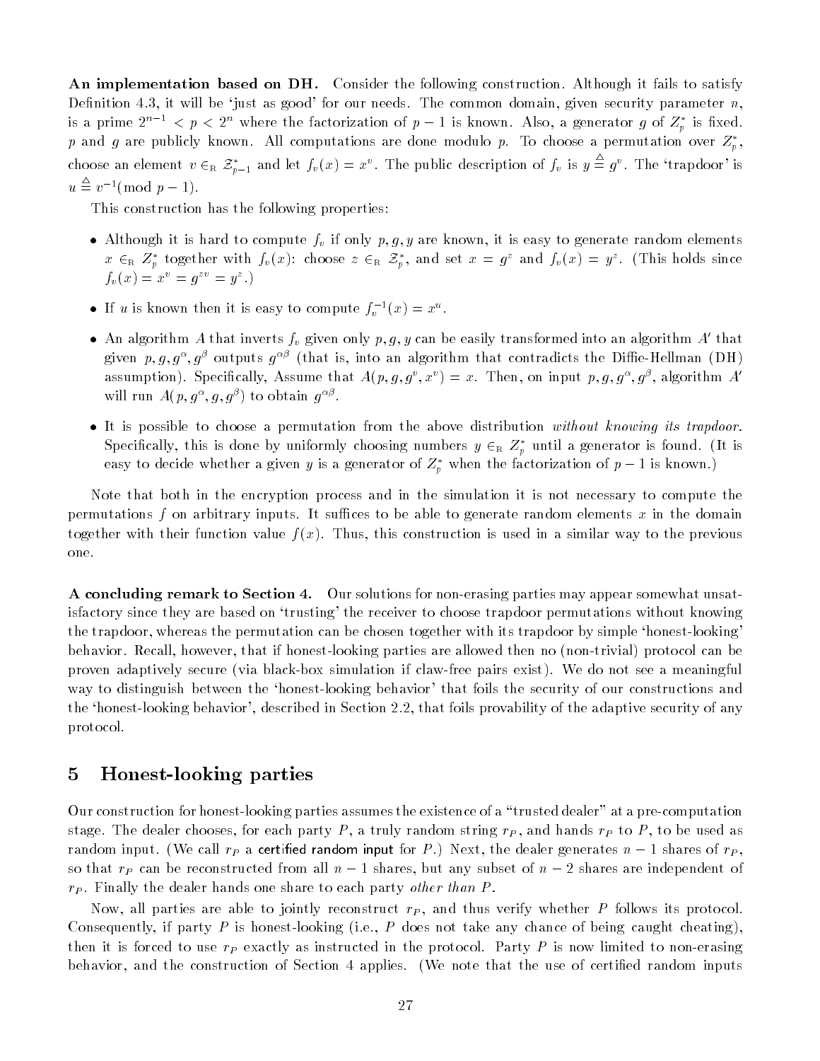**An implementation based on DH.** Consider the following construction. Although it fails to satisfy Definition 4.3, it will be 'just as good' for our needs. The common domain, given security parameter $n$, is a prime $2^{n-1} < p < 2^n$ where the factorization of $p-1$ is known. Also, a generator $g$ of $Z_p^*$ is fixed. $p$ and $g$ are publicly known. All computations are done modulo $p$. To choose a permutation over $Z_p^*$, choose an element $v \in_R \mathcal{Z}_{p-1}^*$ and let $f_v(x) = x^v$. The public description of $f_v$ is $y \triangleq g^v$. The 'trapdoor' is $u \triangleq v^{-1} (\bmod\ p-1)$.

This construction has the following properties:

- Although it is hard to compute $f_v$ if only $p, g, y$ are known, it is easy to generate random elements $x \in_R Z_p^*$ together with $f_v(x)$: choose $z \in_R \mathcal{Z}_p^*$, and set $x = g^z$ and $f_v(x) = y^z$. (This holds since $f_v(x) = x^v = g^{zv} = y^z$.)
- If $u$ is known then it is easy to compute $f_v^{-1}(x) = x^u$.
- An algorithm $A$ that inverts $f_v$ given only $p, g, y$ can be easily transformed into an algorithm $A'$ that given $p, g, g^\alpha, g^\beta$ outputs $g^{\alpha\beta}$ (that is, into an algorithm that contradicts the Diffie-Hellman (DH) assumption). Specifically, Assume that $A(p, g, g^v, x^v) = x$. Then, on input $p, g, g^\alpha, g^\beta$, algorithm $A'$ will run $A(p, g^\alpha, g, g^\beta)$ to obtain $g^{\alpha\beta}$.
- It is possible to choose a permutation from the above distribution *without knowing its trapdoor.* Specifically, this is done by uniformly choosing numbers $y \in_R Z_p^*$ until a generator is found. (It is easy to decide whether a given $y$ is a generator of $Z_p^*$ when the factorization of $p-1$ is known.)

Note that both in the encryption process and in the simulation it is not necessary to compute the permutations $f$ on arbitrary inputs. It suffices to be able to generate random elements $x$ in the domain together with their function value $f(x)$. Thus, this construction is used in a similar way to the previous one.

**A concluding remark to Section 4.** Our solutions for non-erasing parties may appear somewhat unsatisfactory since they are based on 'trusting' the receiver to choose trapdoor permutations without knowing the trapdoor, whereas the permutation can be chosen together with its trapdoor by simple 'honest-looking' behavior. Recall, however, that if honest-looking parties are allowed then no (non-trivial) protocol can be proven adaptively secure (via black-box simulation if claw-free pairs exist). We do not see a meaningful way to distinguish between the 'honest-looking behavior' that foils the security of our constructions and the 'honest-looking behavior', described in Section 2.2, that foils provability of the adaptive security of any protocol.

## 5 Honest-looking parties

Our construction for honest-looking parties assumes the existence of a "trusted dealer" at a pre-computation stage. The dealer chooses, for each party $P$, a truly random string $r_P$, and hands $r_P$ to $P$, to be used as random input. (We call $r_P$ a certified random input for $P$.) Next, the dealer generates $n-1$ shares of $r_P$, so that $r_P$ can be reconstructed from all $n-1$ shares, but any subset of $n-2$ shares are independent of $r_P$. Finally the dealer hands one share to each party *other than P.*

Now, all parties are able to jointly reconstruct $r_P$, and thus verify whether $P$ follows its protocol. Consequently, if party $P$ is honest-looking (i.e., $P$ does not take any chance of being caught cheating), then it is forced to use $r_P$ exactly as instructed in the protocol. Party $P$ is now limited to non-erasing behavior, and the construction of Section 4 applies. (We note that the use of certified random inputs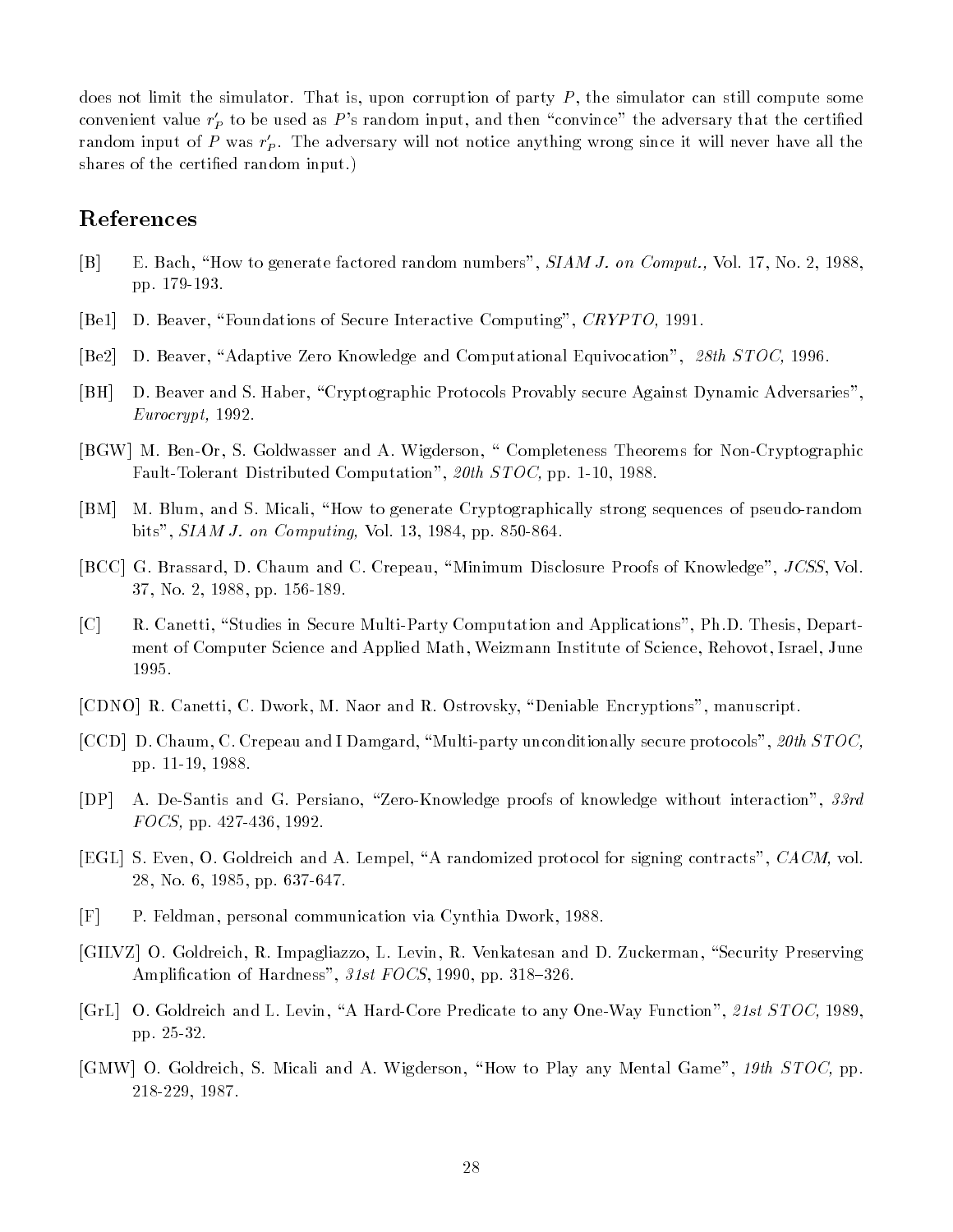does not limit the simulator. That is, upon corruption of party $P$, the simulator can still compute some convenient value $r'_P$ to be used as $P$'s random input, and then "convince" the adversary that the certified random input of $P$ was $r'_P$. The adversary will not notice anything wrong since it will never have all the shares of the certified random input.)

## References

- [B] E. Bach, "How to generate factored random numbers", *SIAM J. on Comput.,* Vol. 17, No. 2, 1988, pp. 179-193.
- [Be1] D. Beaver, "Foundations of Secure Interactive Computing", *CRYPTO,* 1991.
- [Be2] D. Beaver, "Adaptive Zero Knowledge and Computational Equivocation", *28th STOC,* 1996.
- [BH] D. Beaver and S. Haber, "Cryptographic Protocols Provably secure Against Dynamic Adversaries", *Eurocrypt,* 1992.
- [BGW] M. Ben-Or, S. Goldwasser and A. Wigderson, " Completeness Theorems for Non-Cryptographic Fault-Tolerant Distributed Computation", *20th STOC,* pp. 1-10, 1988.
- [BM] M. Blum, and S. Micali, "How to generate Cryptographically strong sequences of pseudo-random bits", *SIAM J. on Computing,* Vol. 13, 1984, pp. 850-864.
- [BCC] G. Brassard, D. Chaum and C. Crepeau, "Minimum Disclosure Proofs of Knowledge", *JCSS,* Vol. 37, No. 2, 1988, pp. 156-189.
- [C] R. Canetti, "Studies in Secure Multi-Party Computation and Applications", Ph.D. Thesis, Department of Computer Science and Applied Math, Weizmann Institute of Science, Rehovot, Israel, June 1995.
- [CDNO] R. Canetti, C. Dwork, M. Naor and R. Ostrovsky, "Deniable Encryptions", manuscript.
- [CCD] D. Chaum, C. Crepeau and I Damgard, "Multi-party unconditionally secure protocols", *20th STOC,* pp. 11-19, 1988.
- [DP] A. De-Santis and G. Persiano, "Zero-Knowledge proofs of knowledge without interaction", *33rd FOCS,* pp. 427-436, 1992.
- [EGL] S. Even, O. Goldreich and A. Lempel, "A randomized protocol for signing contracts", *CACM,* vol. 28, No. 6, 1985, pp. 637-647.
- [F] P. Feldman, personal communication via Cynthia Dwork, 1988.
- [GILVZ] O. Goldreich, R. Impagliazzo, L. Levin, R. Venkatesan and D. Zuckerman, "Security Preserving Amplification of Hardness", *31st FOCS,* 1990, pp. 318–326.
- [GrL] O. Goldreich and L. Levin, "A Hard-Core Predicate to any One-Way Function", *21st STOC,* 1989, pp. 25-32.
- [GMW] O. Goldreich, S. Micali and A. Wigderson, "How to Play any Mental Game", *19th STOC,* pp. 218-229, 1987.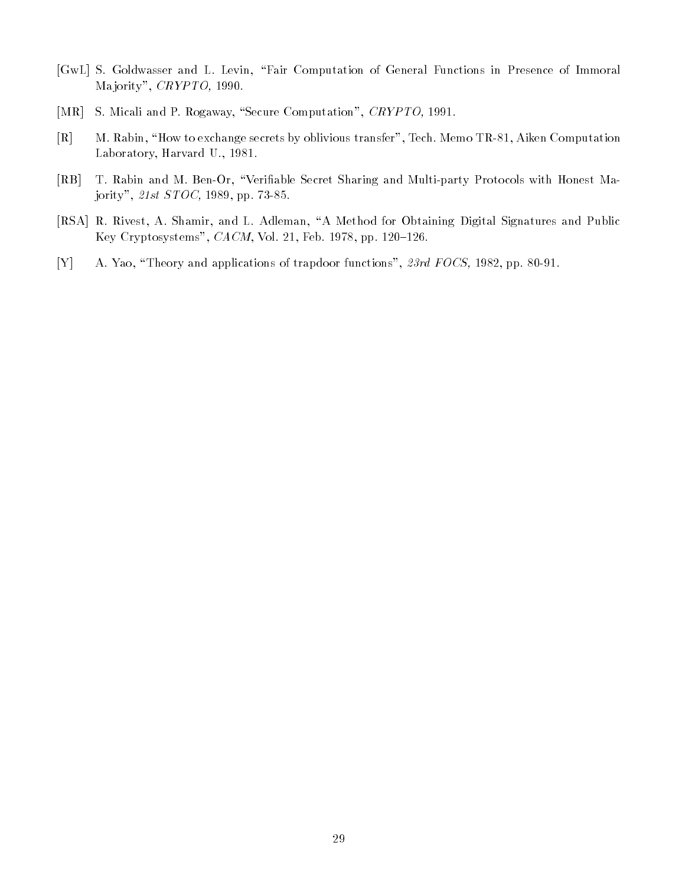[GwL] S. Goldwasser and L. Levin, "Fair Computation of General Functions in Presence of Immoral Majority", *CRYPTO,* 1990.

[MR] S. Micali and P. Rogaway, "Secure Computation", *CRYPTO,* 1991.

[R] M. Rabin, "How to exchange secrets by oblivious transfer", Tech. Memo TR-81, Aiken Computation Laboratory, Harvard U., 1981.

[RB] T. Rabin and M. Ben-Or, "Verifiable Secret Sharing and Multi-party Protocols with Honest Majority", *21st STOC,* 1989, pp. 73-85.

[RSA] R. Rivest, A. Shamir, and L. Adleman, "A Method for Obtaining Digital Signatures and Public Key Cryptosystems", *CACM*, Vol. 21, Feb. 1978, pp. 120–126.

[Y] A. Yao, "Theory and applications of trapdoor functions", *23rd FOCS,* 1982, pp. 80-91.